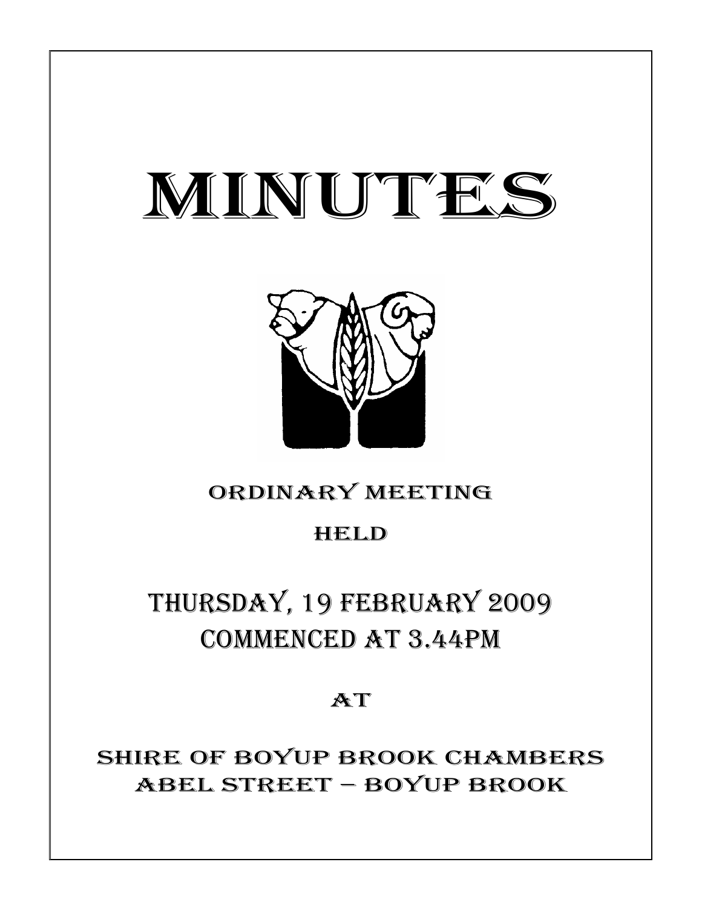# MINUTES

## ORDINARY MEETING

## HELD

## THURSDAY, 19 FEBRUARY 2009
## COMMENCED AT 3.44PM

## AT

## SHIRE OF BOYUP BROOK CHAMBERS
## ABEL STREET – BOYUP BROOK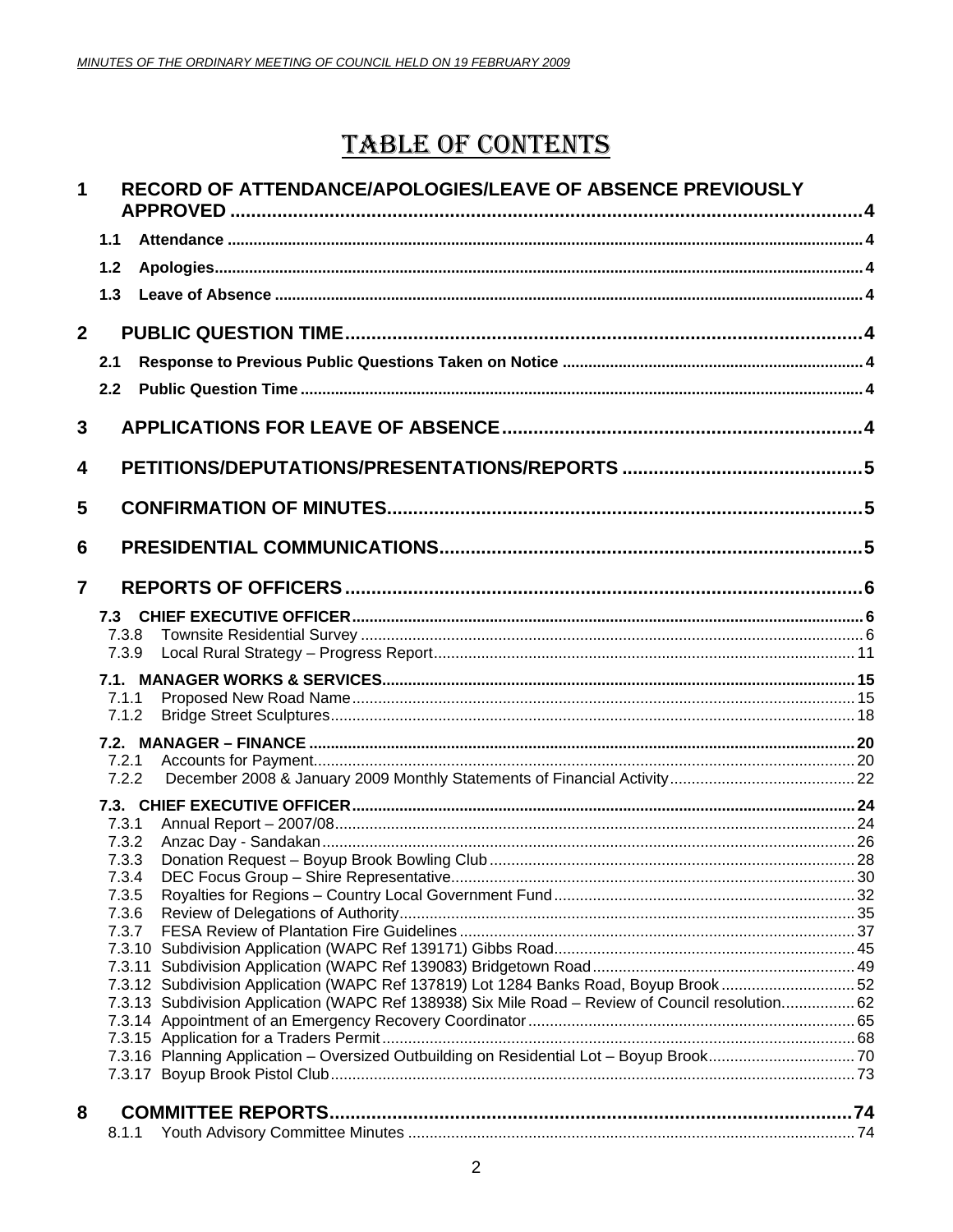# TABLE OF CONTENTS

**1 RECORD OF ATTENDANCE/APOLOGIES/LEAVE OF ABSENCE PREVIOUSLY APPROVED ....... 4**

- **1.1 Attendance ....... 4**
- **1.2 Apologies ....... 4**
- **1.3 Leave of Absence ....... 4**

**2 PUBLIC QUESTION TIME ....... 4**

- **2.1 Response to Previous Public Questions Taken on Notice ....... 4**
- **2.2 Public Question Time ....... 4**

**3 APPLICATIONS FOR LEAVE OF ABSENCE ....... 4**

**4 PETITIONS/DEPUTATIONS/PRESENTATIONS/REPORTS ....... 5**

**5 CONFIRMATION OF MINUTES ....... 5**

**6 PRESIDENTIAL COMMUNICATIONS ....... 5**

**7 REPORTS OF OFFICERS ....... 6**

- **7.3 CHIEF EXECUTIVE OFFICER ....... 6**
  - 7.3.8 Townsite Residential Survey ....... 6
  - 7.3.9 Local Rural Strategy – Progress Report ....... 11
- **7.1. MANAGER WORKS & SERVICES ....... 15**
  - 7.1.1 Proposed New Road Name ....... 15
  - 7.1.2 Bridge Street Sculptures ....... 18
- **7.2. MANAGER – FINANCE ....... 20**
  - 7.2.1 Accounts for Payment ....... 20
  - 7.2.2 December 2008 & January 2009 Monthly Statements of Financial Activity ....... 22
- **7.3. CHIEF EXECUTIVE OFFICER ....... 24**
  - 7.3.1 Annual Report – 2007/08 ....... 24
  - 7.3.2 Anzac Day - Sandakan ....... 26
  - 7.3.3 Donation Request – Boyup Brook Bowling Club ....... 28
  - 7.3.4 DEC Focus Group – Shire Representative ....... 30
  - 7.3.5 Royalties for Regions – Country Local Government Fund ....... 32
  - 7.3.6 Review of Delegations of Authority ....... 35
  - 7.3.7 FESA Review of Plantation Fire Guidelines ....... 37
  - 7.3.10 Subdivision Application (WAPC Ref 139171) Gibbs Road ....... 45
  - 7.3.11 Subdivision Application (WAPC Ref 139083) Bridgetown Road ....... 49
  - 7.3.12 Subdivision Application (WAPC Ref 137819) Lot 1284 Banks Road, Boyup Brook ....... 52
  - 7.3.13 Subdivision Application (WAPC Ref 138938) Six Mile Road – Review of Council resolution ....... 62
  - 7.3.14 Appointment of an Emergency Recovery Coordinator ....... 65
  - 7.3.15 Application for a Traders Permit ....... 68
  - 7.3.16 Planning Application – Oversized Outbuilding on Residential Lot – Boyup Brook ....... 70
  - 7.3.17 Boyup Brook Pistol Club ....... 73

**8 COMMITTEE REPORTS ....... 74**

- 8.1.1 Youth Advisory Committee Minutes ....... 74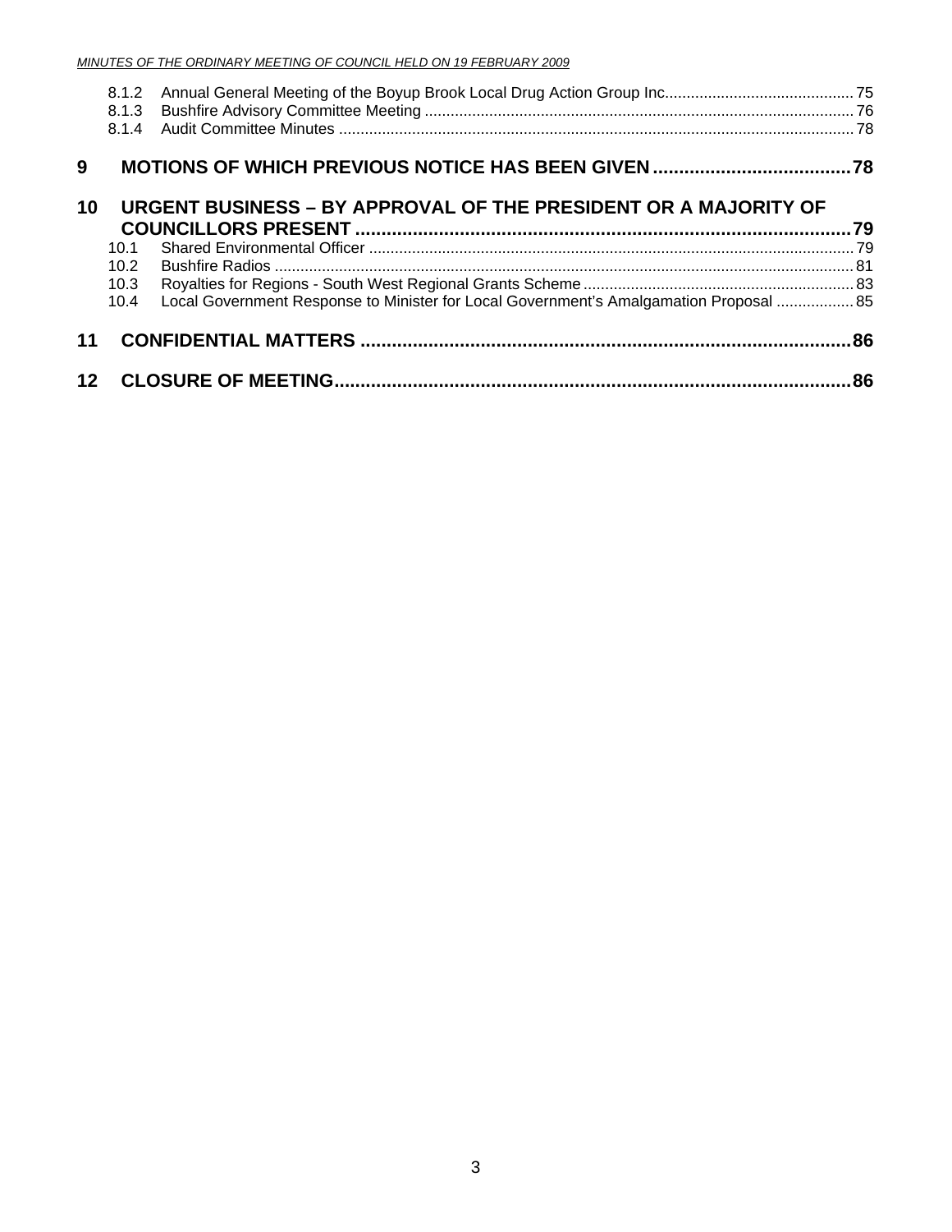8.1.2 Annual General Meeting of the Boyup Brook Local Drug Action Group Inc............................................ 75
8.1.3 Bushfire Advisory Committee Meeting .................................................................................................... 76
8.1.4 Audit Committee Minutes ........................................................................................................................ 78

**9 MOTIONS OF WHICH PREVIOUS NOTICE HAS BEEN GIVEN ......................................78**

**10 URGENT BUSINESS – BY APPROVAL OF THE PRESIDENT OR A MAJORITY OF COUNCILLORS PRESENT ...............................................................................................79**

10.1 Shared Environmental Officer ................................................................................................................. 79
10.2 Bushfire Radios ....................................................................................................................................... 81
10.3 Royalties for Regions - South West Regional Grants Scheme ............................................................... 83
10.4 Local Government Response to Minister for Local Government's Amalgamation Proposal .................. 85

**11 CONFIDENTIAL MATTERS .............................................................................................86**

**12 CLOSURE OF MEETING..................................................................................................86**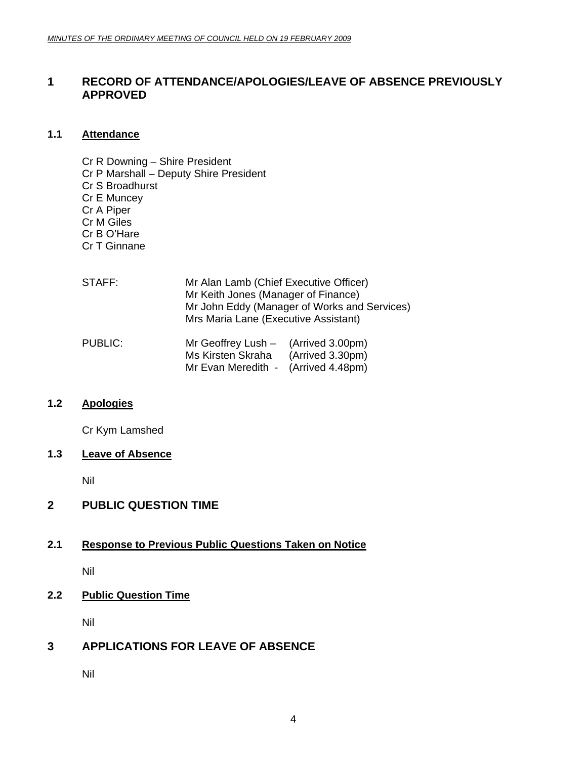# 1 RECORD OF ATTENDANCE/APOLOGIES/LEAVE OF ABSENCE PREVIOUSLY APPROVED

## 1.1 Attendance

Cr R Downing – Shire President
Cr P Marshall – Deputy Shire President
Cr S Broadhurst
Cr E Muncey
Cr A Piper
Cr M Giles
Cr B O'Hare
Cr T Ginnane

| | | |
|---|---|---|
| STAFF: | Mr Alan Lamb (Chief Executive Officer) | |
| | Mr Keith Jones (Manager of Finance) | |
| | Mr John Eddy (Manager of Works and Services) | |
| | Mrs Maria Lane (Executive Assistant) | |
| PUBLIC: | Mr Geoffrey Lush – | (Arrived 3.00pm) |
| | Ms Kirsten Skraha | (Arrived 3.30pm) |
| | Mr Evan Meredith - | (Arrived 4.48pm) |

## 1.2 Apologies

Cr Kym Lamshed

## 1.3 Leave of Absence

Nil

# 2 PUBLIC QUESTION TIME

## 2.1 Response to Previous Public Questions Taken on Notice

Nil

## 2.2 Public Question Time

Nil

# 3 APPLICATIONS FOR LEAVE OF ABSENCE

Nil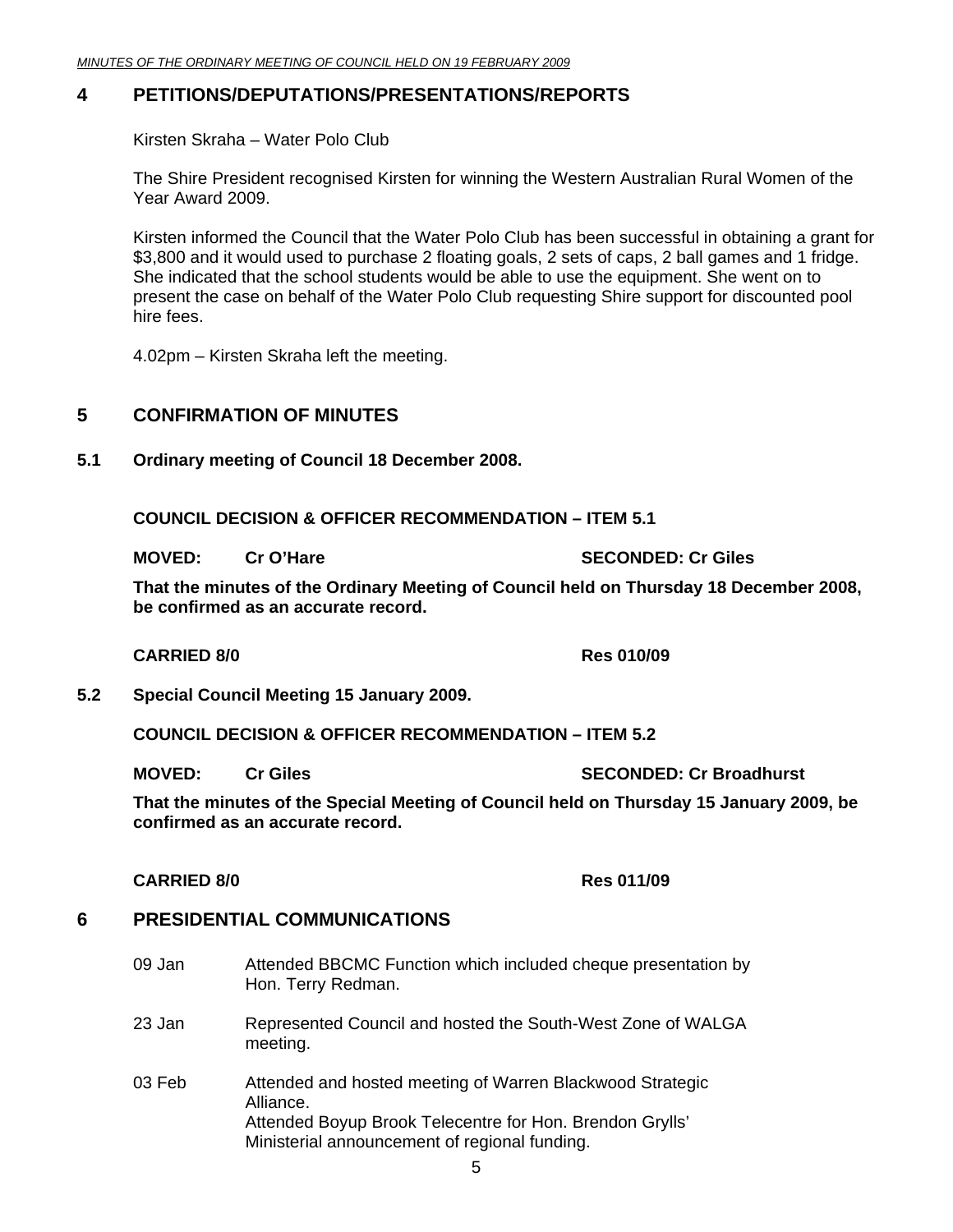## 4 PETITIONS/DEPUTATIONS/PRESENTATIONS/REPORTS

Kirsten Skraha – Water Polo Club

The Shire President recognised Kirsten for winning the Western Australian Rural Women of the Year Award 2009.

Kirsten informed the Council that the Water Polo Club has been successful in obtaining a grant for $3,800 and it would used to purchase 2 floating goals, 2 sets of caps, 2 ball games and 1 fridge. She indicated that the school students would be able to use the equipment. She went on to present the case on behalf of the Water Polo Club requesting Shire support for discounted pool hire fees.

4.02pm – Kirsten Skraha left the meeting.

## 5 CONFIRMATION OF MINUTES

### 5.1 Ordinary meeting of Council 18 December 2008.

**COUNCIL DECISION & OFFICER RECOMMENDATION – ITEM 5.1**

**MOVED: Cr O'Hare SECONDED: Cr Giles**

**That the minutes of the Ordinary Meeting of Council held on Thursday 18 December 2008, be confirmed as an accurate record.**

**CARRIED 8/0 Res 010/09**

### 5.2 Special Council Meeting 15 January 2009.

**COUNCIL DECISION & OFFICER RECOMMENDATION – ITEM 5.2**

**MOVED: Cr Giles SECONDED: Cr Broadhurst**

**That the minutes of the Special Meeting of Council held on Thursday 15 January 2009, be confirmed as an accurate record.**

**CARRIED 8/0 Res 011/09**

## 6 PRESIDENTIAL COMMUNICATIONS

09 Jan Attended BBCMC Function which included cheque presentation by Hon. Terry Redman.

23 Jan Represented Council and hosted the South-West Zone of WALGA meeting.

03 Feb Attended and hosted meeting of Warren Blackwood Strategic Alliance.
Attended Boyup Brook Telecentre for Hon. Brendon Grylls' Ministerial announcement of regional funding.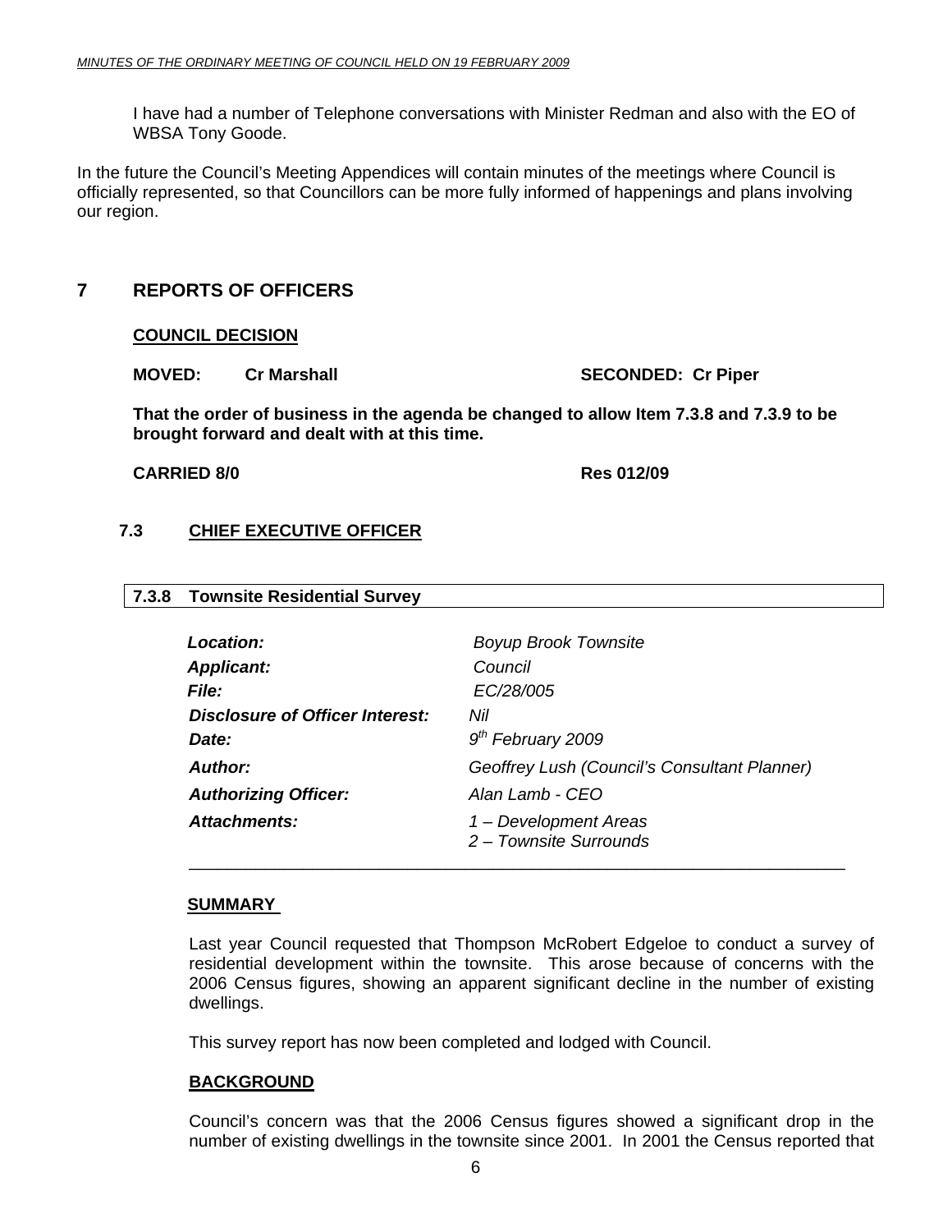I have had a number of Telephone conversations with Minister Redman and also with the EO of WBSA Tony Goode.

In the future the Council's Meeting Appendices will contain minutes of the meetings where Council is officially represented, so that Councillors can be more fully informed of happenings and plans involving our region.

# 7 REPORTS OF OFFICERS

**COUNCIL DECISION**

**MOVED: Cr Marshall SECONDED: Cr Piper**

**That the order of business in the agenda be changed to allow Item 7.3.8 and 7.3.9 to be brought forward and dealt with at this time.**

**CARRIED 8/0 Res 012/09**

## 7.3 CHIEF EXECUTIVE OFFICER

### 7.3.8 Townsite Residential Survey

| | |
|---|---|
| ***Location:*** | *Boyup Brook Townsite* |
| ***Applicant:*** | *Council* |
| ***File:*** | *EC/28/005* |
| ***Disclosure of Officer Interest:*** | *Nil* |
| ***Date:*** | *9th February 2009* |
| ***Author:*** | *Geoffrey Lush (Council's Consultant Planner)* |
| ***Authorizing Officer:*** | *Alan Lamb - CEO* |
| ***Attachments:*** | *1 – Development Areas*<br>*2 – Townsite Surrounds* |

**SUMMARY**

Last year Council requested that Thompson McRobert Edgeloe to conduct a survey of residential development within the townsite. This arose because of concerns with the 2006 Census figures, showing an apparent significant decline in the number of existing dwellings.

This survey report has now been completed and lodged with Council.

**BACKGROUND**

Council's concern was that the 2006 Census figures showed a significant drop in the number of existing dwellings in the townsite since 2001. In 2001 the Census reported that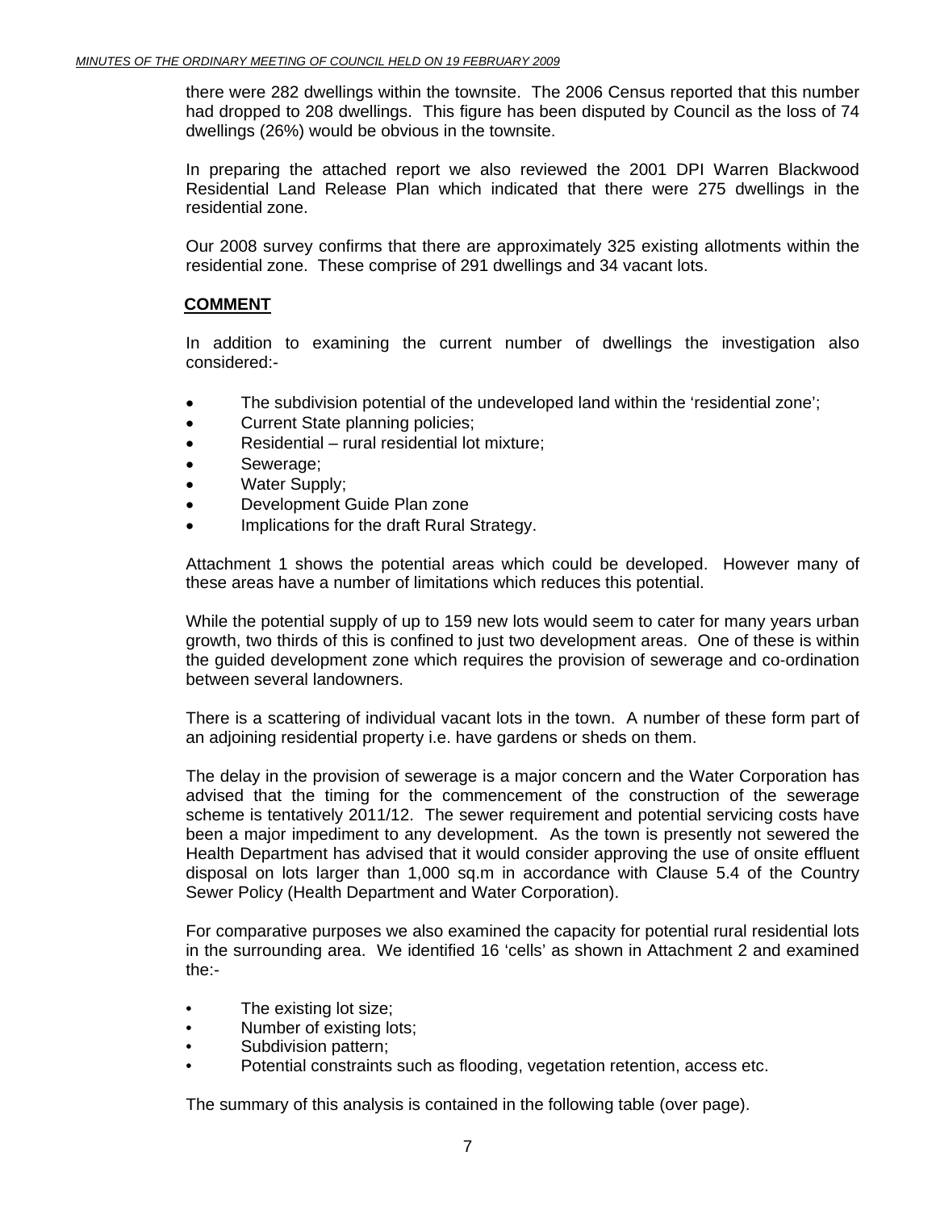there were 282 dwellings within the townsite. The 2006 Census reported that this number had dropped to 208 dwellings. This figure has been disputed by Council as the loss of 74 dwellings (26%) would be obvious in the townsite.

In preparing the attached report we also reviewed the 2001 DPI Warren Blackwood Residential Land Release Plan which indicated that there were 275 dwellings in the residential zone.

Our 2008 survey confirms that there are approximately 325 existing allotments within the residential zone. These comprise of 291 dwellings and 34 vacant lots.

**COMMENT**

In addition to examining the current number of dwellings the investigation also considered:-

- The subdivision potential of the undeveloped land within the 'residential zone';
- Current State planning policies;
- Residential – rural residential lot mixture;
- Sewerage;
- Water Supply;
- Development Guide Plan zone
- Implications for the draft Rural Strategy.

Attachment 1 shows the potential areas which could be developed. However many of these areas have a number of limitations which reduces this potential.

While the potential supply of up to 159 new lots would seem to cater for many years urban growth, two thirds of this is confined to just two development areas. One of these is within the guided development zone which requires the provision of sewerage and co-ordination between several landowners.

There is a scattering of individual vacant lots in the town. A number of these form part of an adjoining residential property i.e. have gardens or sheds on them.

The delay in the provision of sewerage is a major concern and the Water Corporation has advised that the timing for the commencement of the construction of the sewerage scheme is tentatively 2011/12. The sewer requirement and potential servicing costs have been a major impediment to any development. As the town is presently not sewered the Health Department has advised that it would consider approving the use of onsite effluent disposal on lots larger than 1,000 sq.m in accordance with Clause 5.4 of the Country Sewer Policy (Health Department and Water Corporation).

For comparative purposes we also examined the capacity for potential rural residential lots in the surrounding area. We identified 16 'cells' as shown in Attachment 2 and examined the:-

- The existing lot size;
- Number of existing lots;
- Subdivision pattern;
- Potential constraints such as flooding, vegetation retention, access etc.

The summary of this analysis is contained in the following table (over page).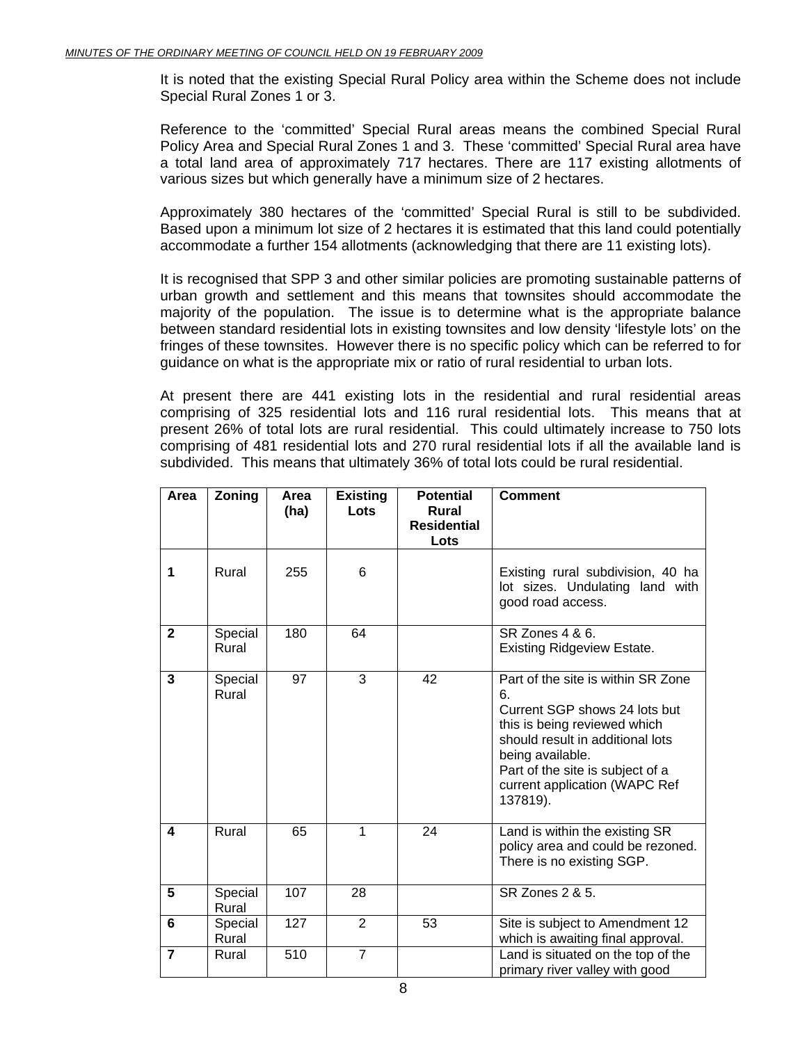It is noted that the existing Special Rural Policy area within the Scheme does not include Special Rural Zones 1 or 3.

Reference to the 'committed' Special Rural areas means the combined Special Rural Policy Area and Special Rural Zones 1 and 3. These 'committed' Special Rural area have a total land area of approximately 717 hectares. There are 117 existing allotments of various sizes but which generally have a minimum size of 2 hectares.

Approximately 380 hectares of the 'committed' Special Rural is still to be subdivided. Based upon a minimum lot size of 2 hectares it is estimated that this land could potentially accommodate a further 154 allotments (acknowledging that there are 11 existing lots).

It is recognised that SPP 3 and other similar policies are promoting sustainable patterns of urban growth and settlement and this means that townsites should accommodate the majority of the population. The issue is to determine what is the appropriate balance between standard residential lots in existing townsites and low density 'lifestyle lots' on the fringes of these townsites. However there is no specific policy which can be referred to for guidance on what is the appropriate mix or ratio of rural residential to urban lots.

At present there are 441 existing lots in the residential and rural residential areas comprising of 325 residential lots and 116 rural residential lots. This means that at present 26% of total lots are rural residential. This could ultimately increase to 750 lots comprising of 481 residential lots and 270 rural residential lots if all the available land is subdivided. This means that ultimately 36% of total lots could be rural residential.

| Area | Zoning | Area (ha) | Existing Lots | Potential Rural Residential Lots | Comment |
|---|---|---|---|---|---|
| **1** | Rural | 255 | 6 | | Existing rural subdivision, 40 ha lot sizes. Undulating land with good road access. |
| **2** | Special Rural | 180 | 64 | | SR Zones 4 & 6. Existing Ridgeview Estate. |
| **3** | Special Rural | 97 | 3 | 42 | Part of the site is within SR Zone 6. Current SGP shows 24 lots but this is being reviewed which should result in additional lots being available. Part of the site is subject of a current application (WAPC Ref 137819). |
| **4** | Rural | 65 | 1 | 24 | Land is within the existing SR policy area and could be rezoned. There is no existing SGP. |
| **5** | Special Rural | 107 | 28 | | SR Zones 2 & 5. |
| **6** | Special Rural | 127 | 2 | 53 | Site is subject to Amendment 12 which is awaiting final approval. |
| **7** | Rural | 510 | 7 | | Land is situated on the top of the primary river valley with good |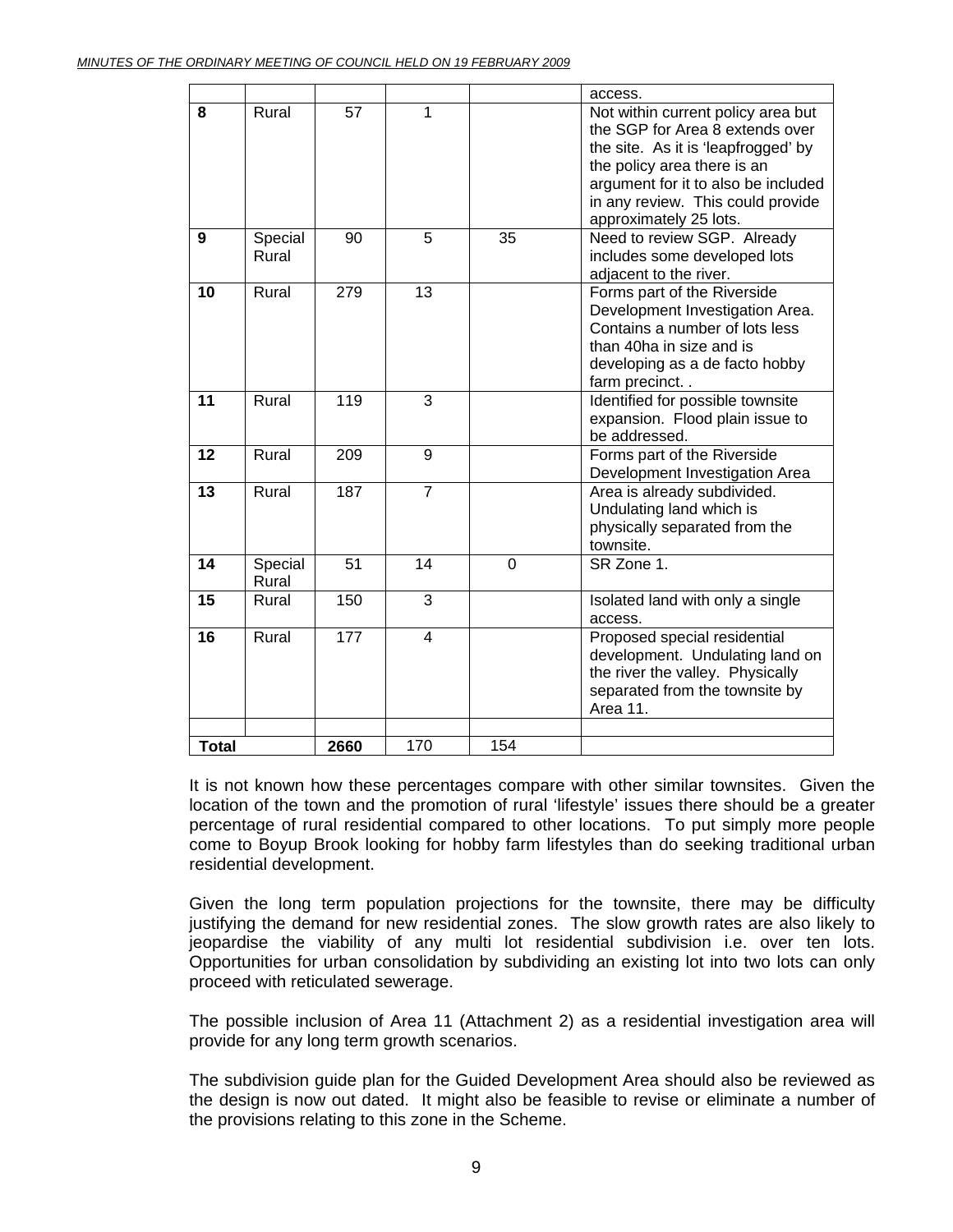| | | | | | |
|---|---|---|---|---|---|
| | | | | | access. |
| **8** | Rural | 57 | 1 | | Not within current policy area but the SGP for Area 8 extends over the site. As it is 'leapfrogged' by the policy area there is an argument for it to also be included in any review. This could provide approximately 25 lots. |
| **9** | Special Rural | 90 | 5 | 35 | Need to review SGP. Already includes some developed lots adjacent to the river. |
| **10** | Rural | 279 | 13 | | Forms part of the Riverside Development Investigation Area. Contains a number of lots less than 40ha in size and is developing as a de facto hobby farm precinct. . |
| **11** | Rural | 119 | 3 | | Identified for possible townsite expansion. Flood plain issue to be addressed. |
| **12** | Rural | 209 | 9 | | Forms part of the Riverside Development Investigation Area |
| **13** | Rural | 187 | 7 | | Area is already subdivided. Undulating land which is physically separated from the townsite. |
| **14** | Special Rural | 51 | 14 | 0 | SR Zone 1. |
| **15** | Rural | 150 | 3 | | Isolated land with only a single access. |
| **16** | Rural | 177 | 4 | | Proposed special residential development. Undulating land on the river the valley. Physically separated from the townsite by Area 11. |
| | | | | | |
| **Total** | | **2660** | 170 | 154 | |

It is not known how these percentages compare with other similar townsites. Given the location of the town and the promotion of rural 'lifestyle' issues there should be a greater percentage of rural residential compared to other locations. To put simply more people come to Boyup Brook looking for hobby farm lifestyles than do seeking traditional urban residential development.

Given the long term population projections for the townsite, there may be difficulty justifying the demand for new residential zones. The slow growth rates are also likely to jeopardise the viability of any multi lot residential subdivision i.e. over ten lots. Opportunities for urban consolidation by subdividing an existing lot into two lots can only proceed with reticulated sewerage.

The possible inclusion of Area 11 (Attachment 2) as a residential investigation area will provide for any long term growth scenarios.

The subdivision guide plan for the Guided Development Area should also be reviewed as the design is now out dated. It might also be feasible to revise or eliminate a number of the provisions relating to this zone in the Scheme.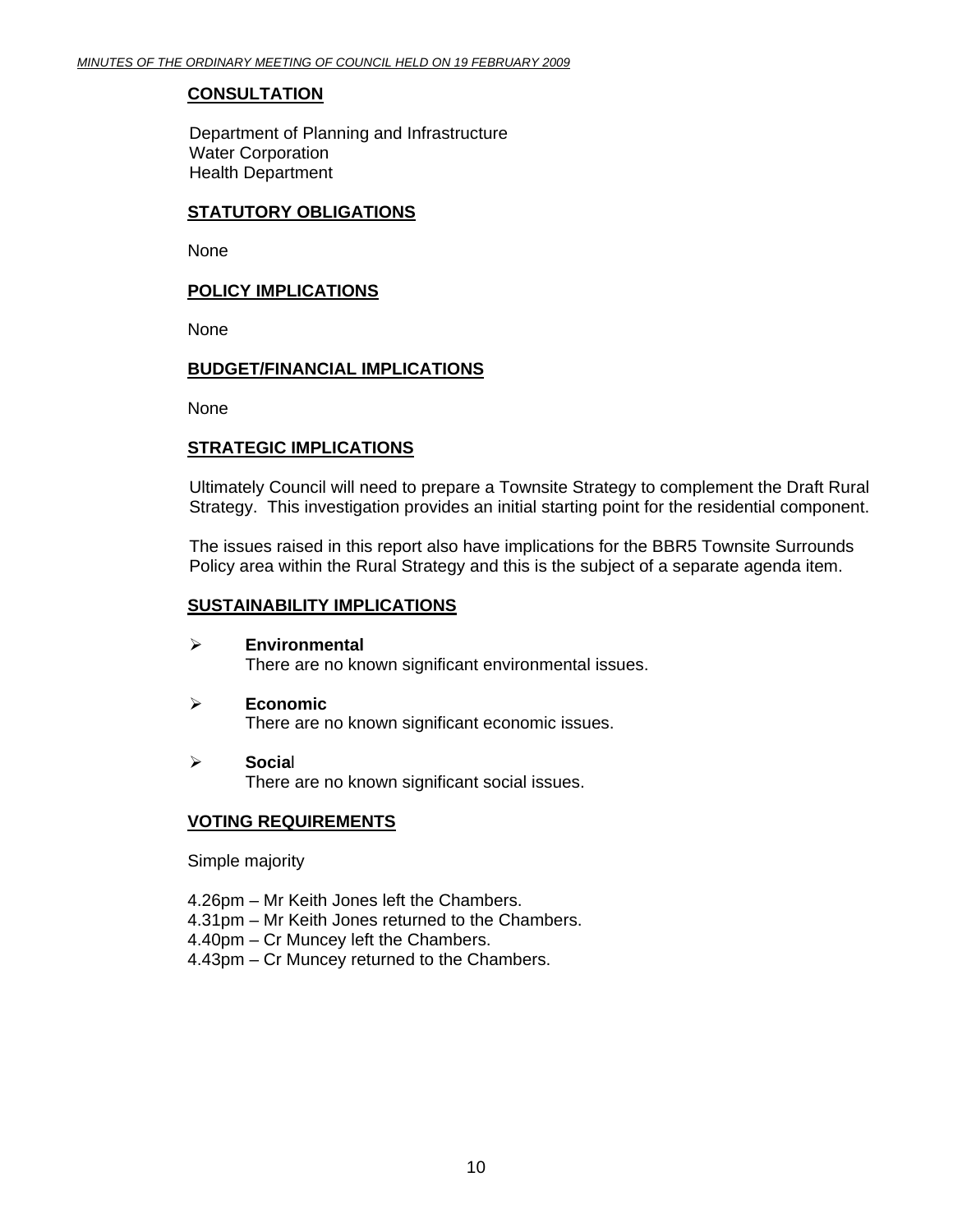**CONSULTATION**

Department of Planning and Infrastructure
Water Corporation
Health Department

**STATUTORY OBLIGATIONS**

None

**POLICY IMPLICATIONS**

None

**BUDGET/FINANCIAL IMPLICATIONS**

None

**STRATEGIC IMPLICATIONS**

Ultimately Council will need to prepare a Townsite Strategy to complement the Draft Rural Strategy. This investigation provides an initial starting point for the residential component.

The issues raised in this report also have implications for the BBR5 Townsite Surrounds Policy area within the Rural Strategy and this is the subject of a separate agenda item.

**SUSTAINABILITY IMPLICATIONS**

- **Environmental**
  There are no known significant environmental issues.

- **Economic**
  There are no known significant economic issues.

- **Social**
  There are no known significant social issues.

**VOTING REQUIREMENTS**

Simple majority

4.26pm – Mr Keith Jones left the Chambers.
4.31pm – Mr Keith Jones returned to the Chambers.
4.40pm – Cr Muncey left the Chambers.
4.43pm – Cr Muncey returned to the Chambers.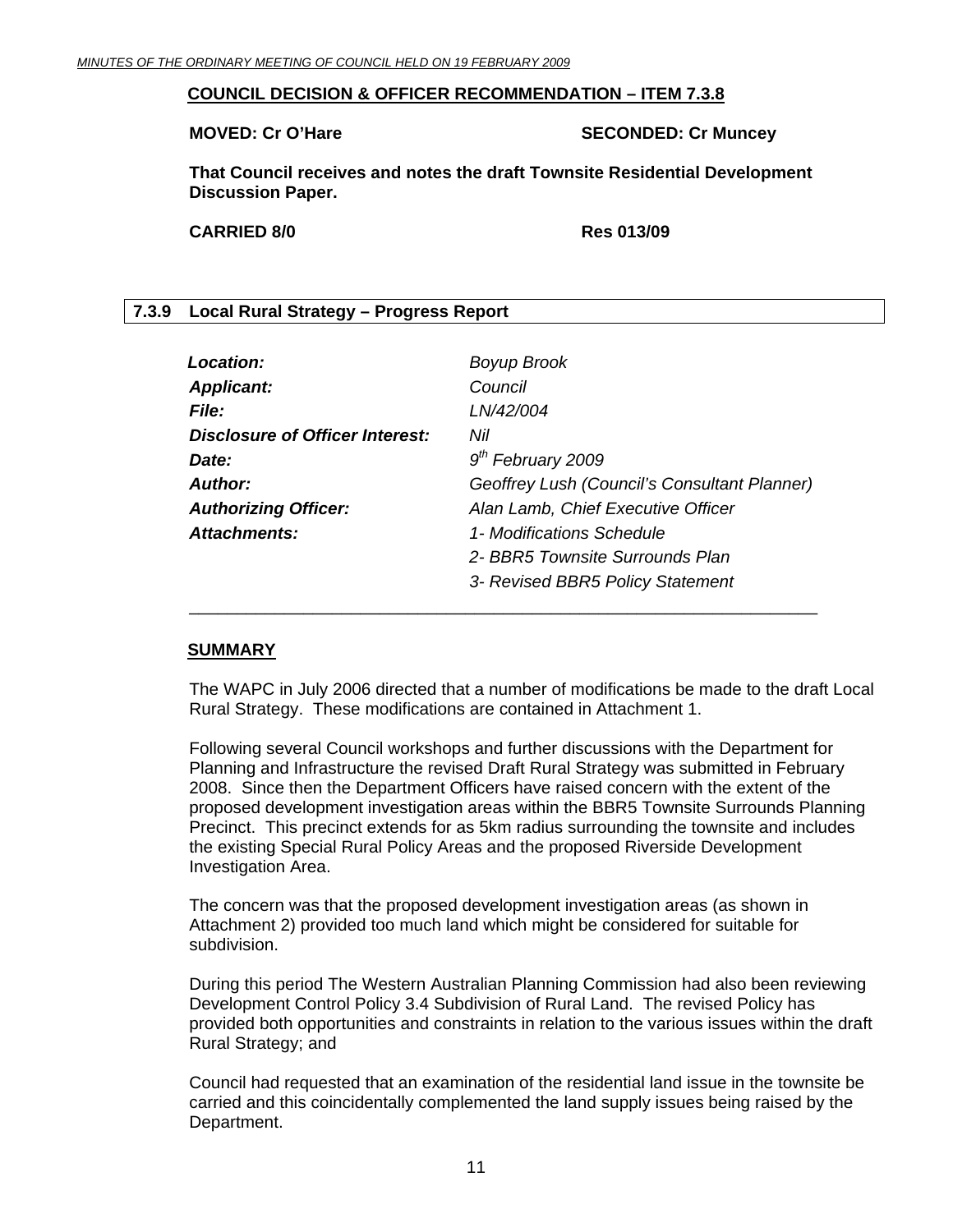**COUNCIL DECISION & OFFICER RECOMMENDATION – ITEM 7.3.8**

**MOVED: Cr O'Hare** **SECONDED: Cr Muncey**

**That Council receives and notes the draft Townsite Residential Development Discussion Paper.**

**CARRIED 8/0** **Res 013/09**

## 7.3.9 Local Rural Strategy – Progress Report

| | |
|---|---|
| ***Location:*** | *Boyup Brook* |
| ***Applicant:*** | *Council* |
| ***File:*** | *LN/42/004* |
| ***Disclosure of Officer Interest:*** | *Nil* |
| ***Date:*** | *9th February 2009* |
| ***Author:*** | *Geoffrey Lush (Council's Consultant Planner)* |
| ***Authorizing Officer:*** | *Alan Lamb, Chief Executive Officer* |
| ***Attachments:*** | *1- Modifications Schedule* |
| | *2- BBR5 Townsite Surrounds Plan* |
| | *3- Revised BBR5 Policy Statement* |

### SUMMARY

The WAPC in July 2006 directed that a number of modifications be made to the draft Local Rural Strategy. These modifications are contained in Attachment 1.

Following several Council workshops and further discussions with the Department for Planning and Infrastructure the revised Draft Rural Strategy was submitted in February 2008. Since then the Department Officers have raised concern with the extent of the proposed development investigation areas within the BBR5 Townsite Surrounds Planning Precinct. This precinct extends for as 5km radius surrounding the townsite and includes the existing Special Rural Policy Areas and the proposed Riverside Development Investigation Area.

The concern was that the proposed development investigation areas (as shown in Attachment 2) provided too much land which might be considered for suitable for subdivision.

During this period The Western Australian Planning Commission had also been reviewing Development Control Policy 3.4 Subdivision of Rural Land. The revised Policy has provided both opportunities and constraints in relation to the various issues within the draft Rural Strategy; and

Council had requested that an examination of the residential land issue in the townsite be carried and this coincidentally complemented the land supply issues being raised by the Department.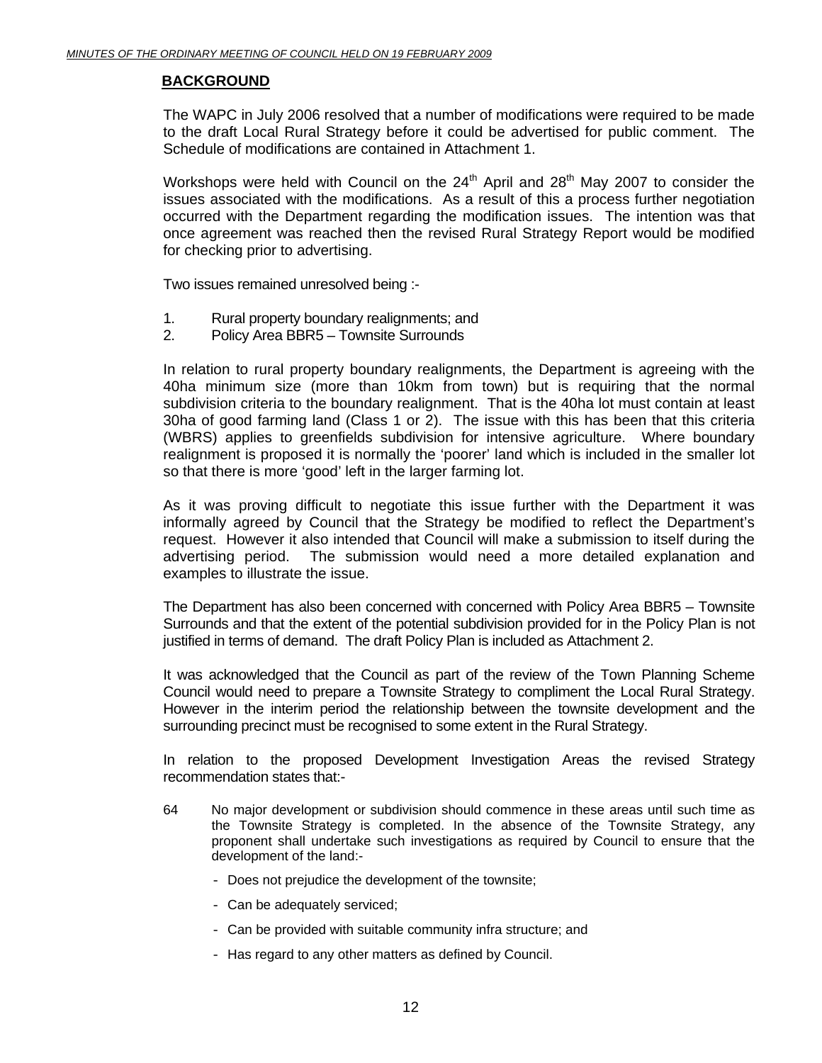## BACKGROUND

The WAPC in July 2006 resolved that a number of modifications were required to be made to the draft Local Rural Strategy before it could be advertised for public comment. The Schedule of modifications are contained in Attachment 1.

Workshops were held with Council on the 24th April and 28th May 2007 to consider the issues associated with the modifications. As a result of this a process further negotiation occurred with the Department regarding the modification issues. The intention was that once agreement was reached then the revised Rural Strategy Report would be modified for checking prior to advertising.

Two issues remained unresolved being :-

1. Rural property boundary realignments; and
2. Policy Area BBR5 – Townsite Surrounds

In relation to rural property boundary realignments, the Department is agreeing with the 40ha minimum size (more than 10km from town) but is requiring that the normal subdivision criteria to the boundary realignment. That is the 40ha lot must contain at least 30ha of good farming land (Class 1 or 2). The issue with this has been that this criteria (WBRS) applies to greenfields subdivision for intensive agriculture. Where boundary realignment is proposed it is normally the 'poorer' land which is included in the smaller lot so that there is more 'good' left in the larger farming lot.

As it was proving difficult to negotiate this issue further with the Department it was informally agreed by Council that the Strategy be modified to reflect the Department's request. However it also intended that Council will make a submission to itself during the advertising period. The submission would need a more detailed explanation and examples to illustrate the issue.

The Department has also been concerned with concerned with Policy Area BBR5 – Townsite Surrounds and that the extent of the potential subdivision provided for in the Policy Plan is not justified in terms of demand. The draft Policy Plan is included as Attachment 2.

It was acknowledged that the Council as part of the review of the Town Planning Scheme Council would need to prepare a Townsite Strategy to compliment the Local Rural Strategy. However in the interim period the relationship between the townsite development and the surrounding precinct must be recognised to some extent in the Rural Strategy.

In relation to the proposed Development Investigation Areas the revised Strategy recommendation states that:-

64 No major development or subdivision should commence in these areas until such time as the Townsite Strategy is completed. In the absence of the Townsite Strategy, any proponent shall undertake such investigations as required by Council to ensure that the development of the land:-

- Does not prejudice the development of the townsite;
- Can be adequately serviced;
- Can be provided with suitable community infra structure; and
- Has regard to any other matters as defined by Council.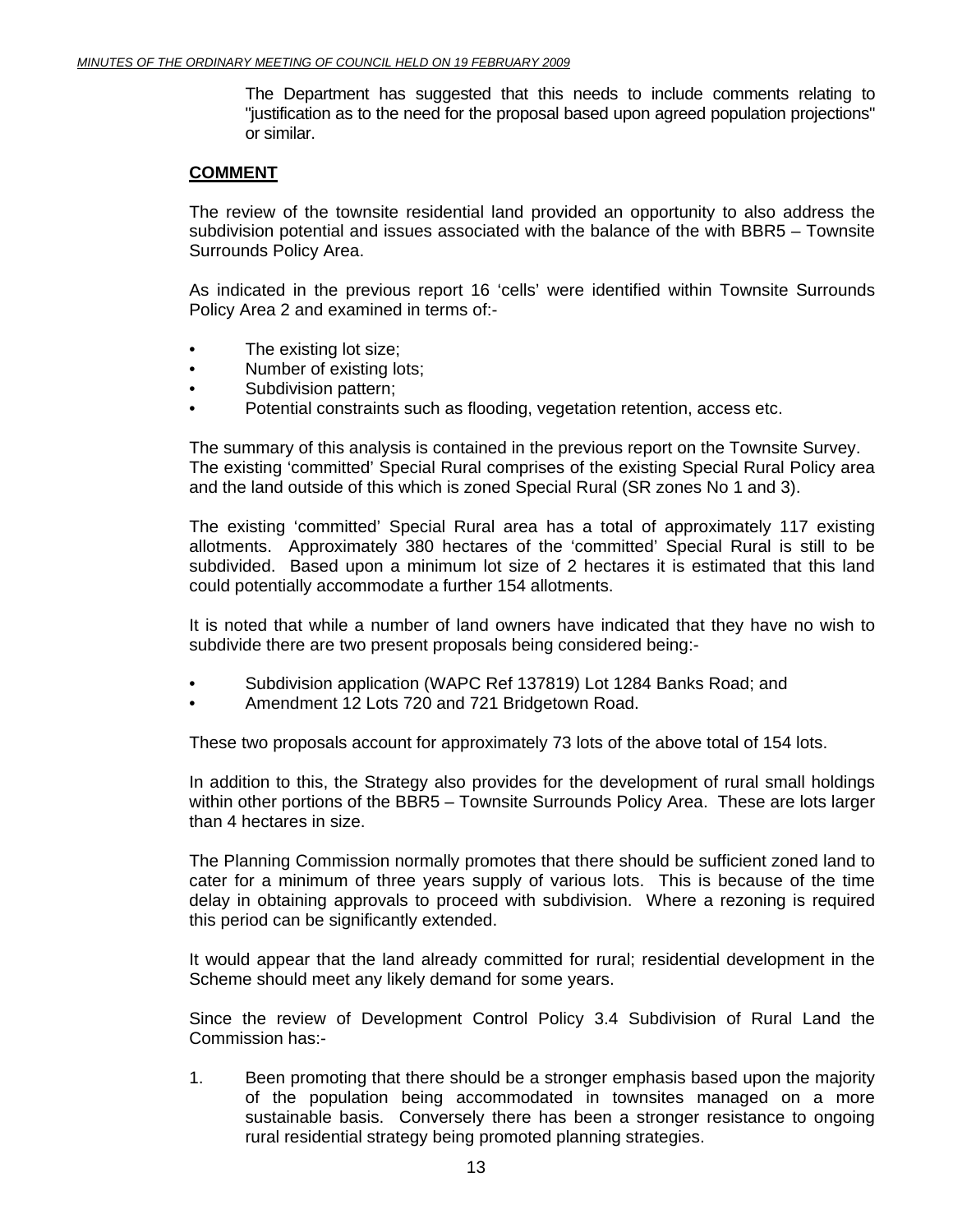The Department has suggested that this needs to include comments relating to "justification as to the need for the proposal based upon agreed population projections" or similar.

**COMMENT**

The review of the townsite residential land provided an opportunity to also address the subdivision potential and issues associated with the balance of the with BBR5 – Townsite Surrounds Policy Area.

As indicated in the previous report 16 'cells' were identified within Townsite Surrounds Policy Area 2 and examined in terms of:-

- The existing lot size;
- Number of existing lots;
- Subdivision pattern;
- Potential constraints such as flooding, vegetation retention, access etc.

The summary of this analysis is contained in the previous report on the Townsite Survey. The existing 'committed' Special Rural comprises of the existing Special Rural Policy area and the land outside of this which is zoned Special Rural (SR zones No 1 and 3).

The existing 'committed' Special Rural area has a total of approximately 117 existing allotments. Approximately 380 hectares of the 'committed' Special Rural is still to be subdivided. Based upon a minimum lot size of 2 hectares it is estimated that this land could potentially accommodate a further 154 allotments.

It is noted that while a number of land owners have indicated that they have no wish to subdivide there are two present proposals being considered being:-

- Subdivision application (WAPC Ref 137819) Lot 1284 Banks Road; and
- Amendment 12 Lots 720 and 721 Bridgetown Road.

These two proposals account for approximately 73 lots of the above total of 154 lots.

In addition to this, the Strategy also provides for the development of rural small holdings within other portions of the BBR5 – Townsite Surrounds Policy Area. These are lots larger than 4 hectares in size.

The Planning Commission normally promotes that there should be sufficient zoned land to cater for a minimum of three years supply of various lots. This is because of the time delay in obtaining approvals to proceed with subdivision. Where a rezoning is required this period can be significantly extended.

It would appear that the land already committed for rural; residential development in the Scheme should meet any likely demand for some years.

Since the review of Development Control Policy 3.4 Subdivision of Rural Land the Commission has:-

1. Been promoting that there should be a stronger emphasis based upon the majority of the population being accommodated in townsites managed on a more sustainable basis. Conversely there has been a stronger resistance to ongoing rural residential strategy being promoted planning strategies.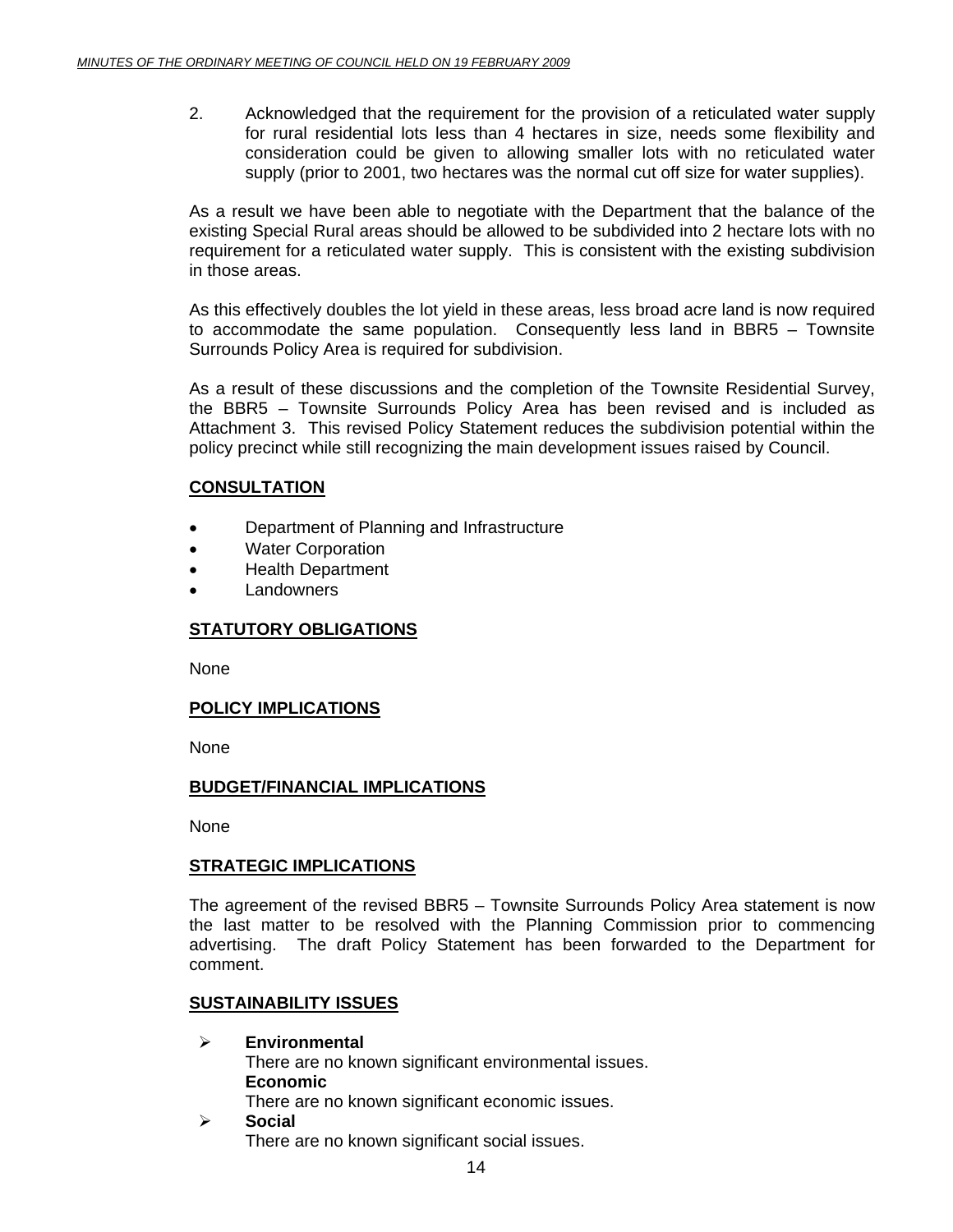2. Acknowledged that the requirement for the provision of a reticulated water supply for rural residential lots less than 4 hectares in size, needs some flexibility and consideration could be given to allowing smaller lots with no reticulated water supply (prior to 2001, two hectares was the normal cut off size for water supplies).

As a result we have been able to negotiate with the Department that the balance of the existing Special Rural areas should be allowed to be subdivided into 2 hectare lots with no requirement for a reticulated water supply. This is consistent with the existing subdivision in those areas.

As this effectively doubles the lot yield in these areas, less broad acre land is now required to accommodate the same population. Consequently less land in BBR5 – Townsite Surrounds Policy Area is required for subdivision.

As a result of these discussions and the completion of the Townsite Residential Survey, the BBR5 – Townsite Surrounds Policy Area has been revised and is included as Attachment 3. This revised Policy Statement reduces the subdivision potential within the policy precinct while still recognizing the main development issues raised by Council.

## CONSULTATION

- Department of Planning and Infrastructure
- Water Corporation
- Health Department
- Landowners

## STATUTORY OBLIGATIONS

None

## POLICY IMPLICATIONS

None

## BUDGET/FINANCIAL IMPLICATIONS

None

## STRATEGIC IMPLICATIONS

The agreement of the revised BBR5 – Townsite Surrounds Policy Area statement is now the last matter to be resolved with the Planning Commission prior to commencing advertising. The draft Policy Statement has been forwarded to the Department for comment.

## SUSTAINABILITY ISSUES

- **Environmental**
  There are no known significant environmental issues.
  **Economic**
  There are no known significant economic issues.
- **Social**
  There are no known significant social issues.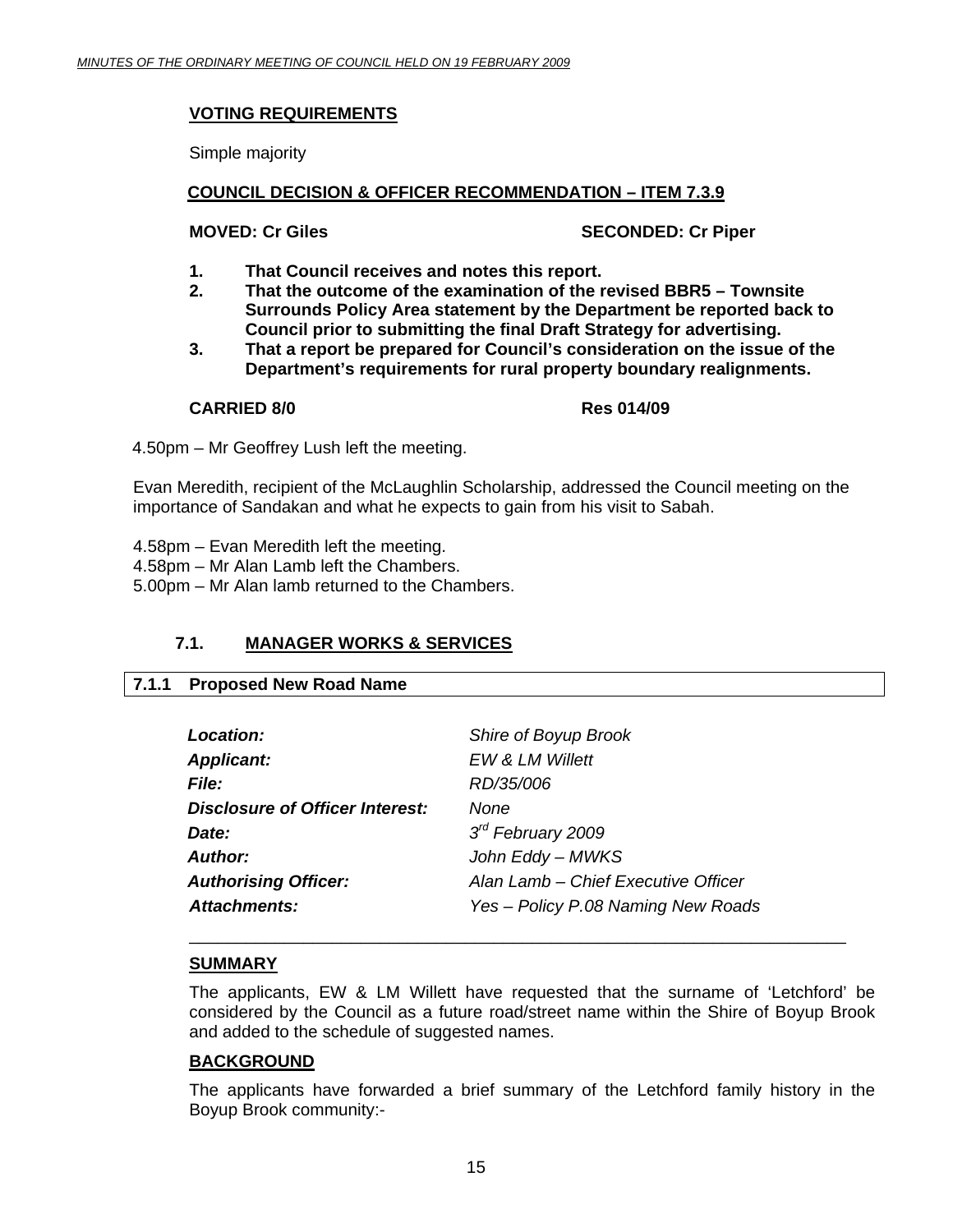#### VOTING REQUIREMENTS

Simple majority

#### COUNCIL DECISION & OFFICER RECOMMENDATION – ITEM 7.3.9

**MOVED: Cr Giles** **SECONDED: Cr Piper**

1. **That Council receives and notes this report.**
2. **That the outcome of the examination of the revised BBR5 – Townsite Surrounds Policy Area statement by the Department be reported back to Council prior to submitting the final Draft Strategy for advertising.**
3. **That a report be prepared for Council's consideration on the issue of the Department's requirements for rural property boundary realignments.**

**CARRIED 8/0** **Res 014/09**

4.50pm – Mr Geoffrey Lush left the meeting.

Evan Meredith, recipient of the McLaughlin Scholarship, addressed the Council meeting on the importance of Sandakan and what he expects to gain from his visit to Sabah.

4.58pm – Evan Meredith left the meeting.
4.58pm – Mr Alan Lamb left the Chambers.
5.00pm – Mr Alan lamb returned to the Chambers.

## 7.1. MANAGER WORKS & SERVICES

### 7.1.1 Proposed New Road Name

| | |
|---|---|
| ***Location:*** | *Shire of Boyup Brook* |
| ***Applicant:*** | *EW & LM Willett* |
| ***File:*** | *RD/35/006* |
| ***Disclosure of Officer Interest:*** | *None* |
| ***Date:*** | *3rd February 2009* |
| ***Author:*** | *John Eddy – MWKS* |
| ***Authorising Officer:*** | *Alan Lamb – Chief Executive Officer* |
| ***Attachments:*** | *Yes – Policy P.08 Naming New Roads* |

#### SUMMARY

The applicants, EW & LM Willett have requested that the surname of 'Letchford' be considered by the Council as a future road/street name within the Shire of Boyup Brook and added to the schedule of suggested names.

#### BACKGROUND

The applicants have forwarded a brief summary of the Letchford family history in the Boyup Brook community:-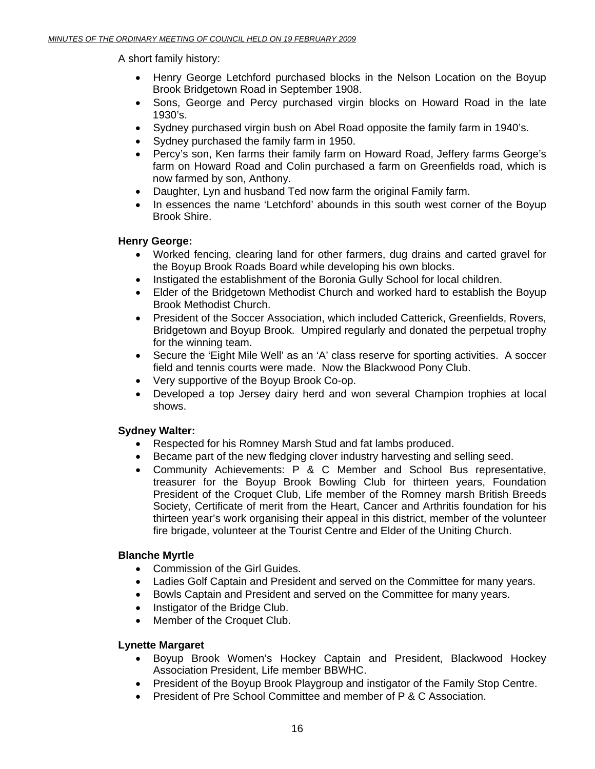A short family history:

- Henry George Letchford purchased blocks in the Nelson Location on the Boyup Brook Bridgetown Road in September 1908.
- Sons, George and Percy purchased virgin blocks on Howard Road in the late 1930's.
- Sydney purchased virgin bush on Abel Road opposite the family farm in 1940's.
- Sydney purchased the family farm in 1950.
- Percy's son, Ken farms their family farm on Howard Road, Jeffery farms George's farm on Howard Road and Colin purchased a farm on Greenfields road, which is now farmed by son, Anthony.
- Daughter, Lyn and husband Ted now farm the original Family farm.
- In essences the name 'Letchford' abounds in this south west corner of the Boyup Brook Shire.

**Henry George:**

- Worked fencing, clearing land for other farmers, dug drains and carted gravel for the Boyup Brook Roads Board while developing his own blocks.
- Instigated the establishment of the Boronia Gully School for local children.
- Elder of the Bridgetown Methodist Church and worked hard to establish the Boyup Brook Methodist Church.
- President of the Soccer Association, which included Catterick, Greenfields, Rovers, Bridgetown and Boyup Brook. Umpired regularly and donated the perpetual trophy for the winning team.
- Secure the 'Eight Mile Well' as an 'A' class reserve for sporting activities. A soccer field and tennis courts were made. Now the Blackwood Pony Club.
- Very supportive of the Boyup Brook Co-op.
- Developed a top Jersey dairy herd and won several Champion trophies at local shows.

**Sydney Walter:**

- Respected for his Romney Marsh Stud and fat lambs produced.
- Became part of the new fledging clover industry harvesting and selling seed.
- Community Achievements: P & C Member and School Bus representative, treasurer for the Boyup Brook Bowling Club for thirteen years, Foundation President of the Croquet Club, Life member of the Romney marsh British Breeds Society, Certificate of merit from the Heart, Cancer and Arthritis foundation for his thirteen year's work organising their appeal in this district, member of the volunteer fire brigade, volunteer at the Tourist Centre and Elder of the Uniting Church.

**Blanche Myrtle**

- Commission of the Girl Guides.
- Ladies Golf Captain and President and served on the Committee for many years.
- Bowls Captain and President and served on the Committee for many years.
- Instigator of the Bridge Club.
- Member of the Croquet Club.

**Lynette Margaret**

- Boyup Brook Women's Hockey Captain and President, Blackwood Hockey Association President, Life member BBWHC.
- President of the Boyup Brook Playgroup and instigator of the Family Stop Centre.
- President of Pre School Committee and member of P & C Association.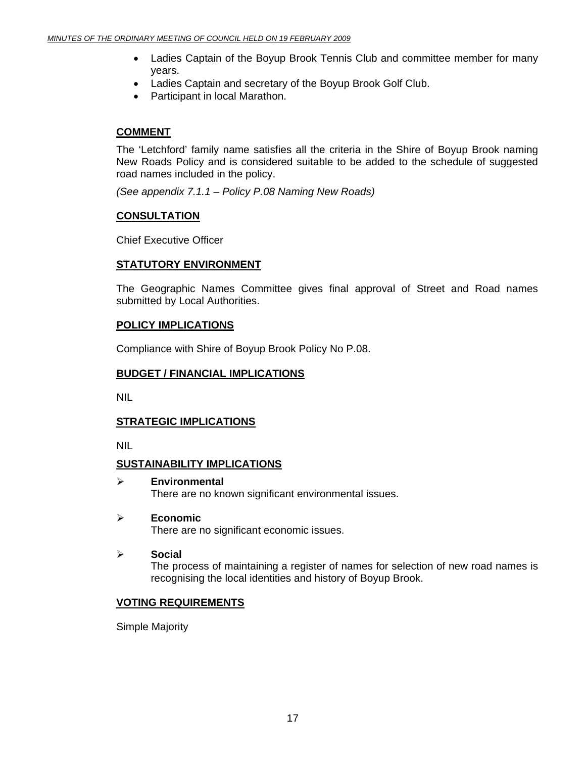- Ladies Captain of the Boyup Brook Tennis Club and committee member for many years.
- Ladies Captain and secretary of the Boyup Brook Golf Club.
- Participant in local Marathon.

## COMMENT

The 'Letchford' family name satisfies all the criteria in the Shire of Boyup Brook naming New Roads Policy and is considered suitable to be added to the schedule of suggested road names included in the policy.

*(See appendix 7.1.1 – Policy P.08 Naming New Roads)*

## CONSULTATION

Chief Executive Officer

## STATUTORY ENVIRONMENT

The Geographic Names Committee gives final approval of Street and Road names submitted by Local Authorities.

## POLICY IMPLICATIONS

Compliance with Shire of Boyup Brook Policy No P.08.

## BUDGET / FINANCIAL IMPLICATIONS

NIL

## STRATEGIC IMPLICATIONS

NIL

## SUSTAINABILITY IMPLICATIONS

- **Environmental**
  There are no known significant environmental issues.

- **Economic**
  There are no significant economic issues.

- **Social**
  The process of maintaining a register of names for selection of new road names is recognising the local identities and history of Boyup Brook.

## VOTING REQUIREMENTS

Simple Majority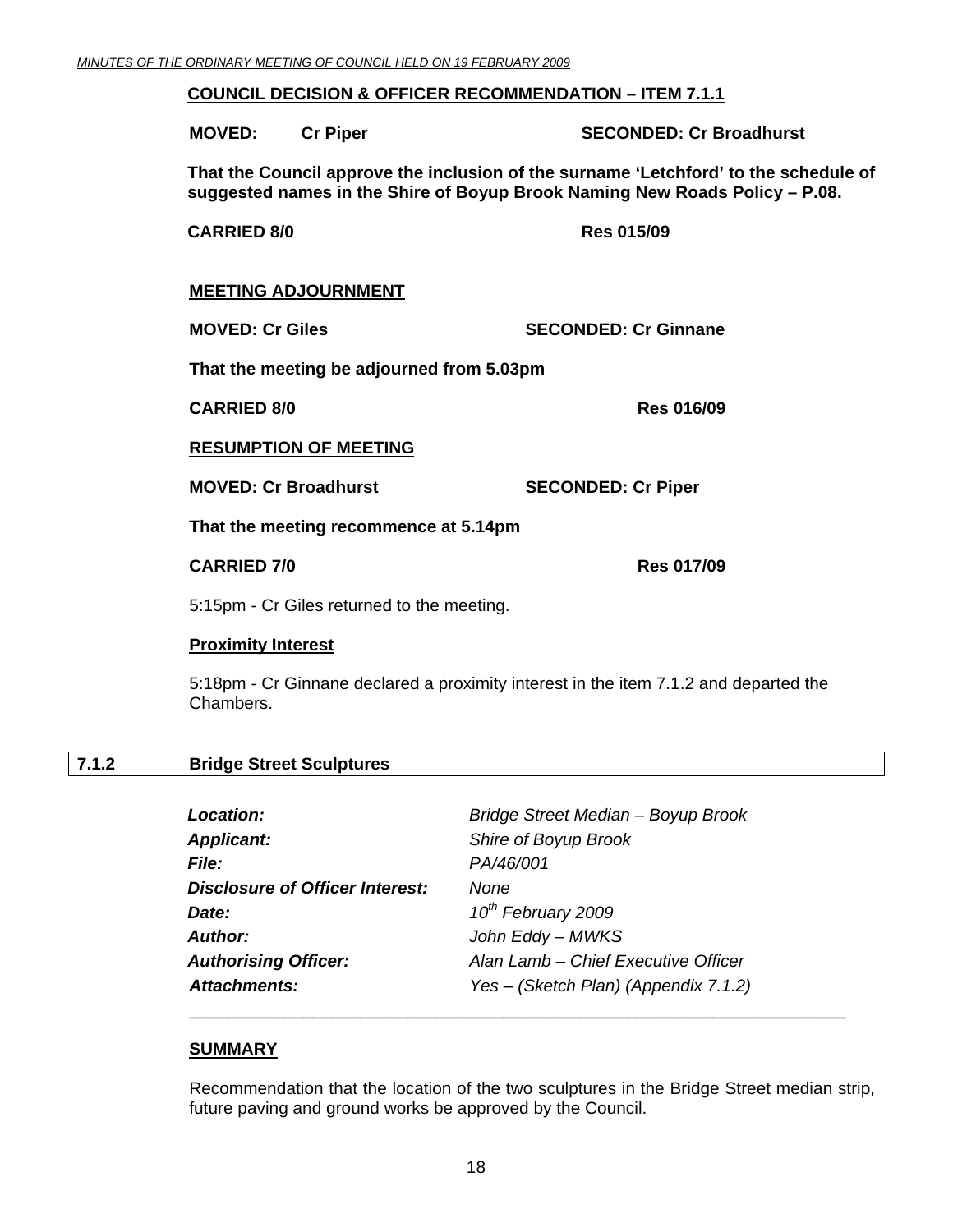**COUNCIL DECISION & OFFICER RECOMMENDATION – ITEM 7.1.1**

**MOVED: Cr Piper SECONDED: Cr Broadhurst**

**That the Council approve the inclusion of the surname 'Letchford' to the schedule of suggested names in the Shire of Boyup Brook Naming New Roads Policy – P.08.**

**CARRIED 8/0 Res 015/09**

**MEETING ADJOURNMENT**

**MOVED: Cr Giles SECONDED: Cr Ginnane**

**That the meeting be adjourned from 5.03pm**

**CARRIED 8/0 Res 016/09**

**RESUMPTION OF MEETING**

**MOVED: Cr Broadhurst SECONDED: Cr Piper**

**That the meeting recommence at 5.14pm**

**CARRIED 7/0 Res 017/09**

5:15pm - Cr Giles returned to the meeting.

**Proximity Interest**

5:18pm - Cr Ginnane declared a proximity interest in the item 7.1.2 and departed the Chambers.

## 7.1.2 Bridge Street Sculptures

| | |
|---|---|
| ***Location:*** | *Bridge Street Median – Boyup Brook* |
| ***Applicant:*** | *Shire of Boyup Brook* |
| ***File:*** | *PA/46/001* |
| ***Disclosure of Officer Interest:*** | *None* |
| ***Date:*** | *10th February 2009* |
| ***Author:*** | *John Eddy – MWKS* |
| ***Authorising Officer:*** | *Alan Lamb – Chief Executive Officer* |
| ***Attachments:*** | *Yes – (Sketch Plan) (Appendix 7.1.2)* |

**SUMMARY**

Recommendation that the location of the two sculptures in the Bridge Street median strip, future paving and ground works be approved by the Council.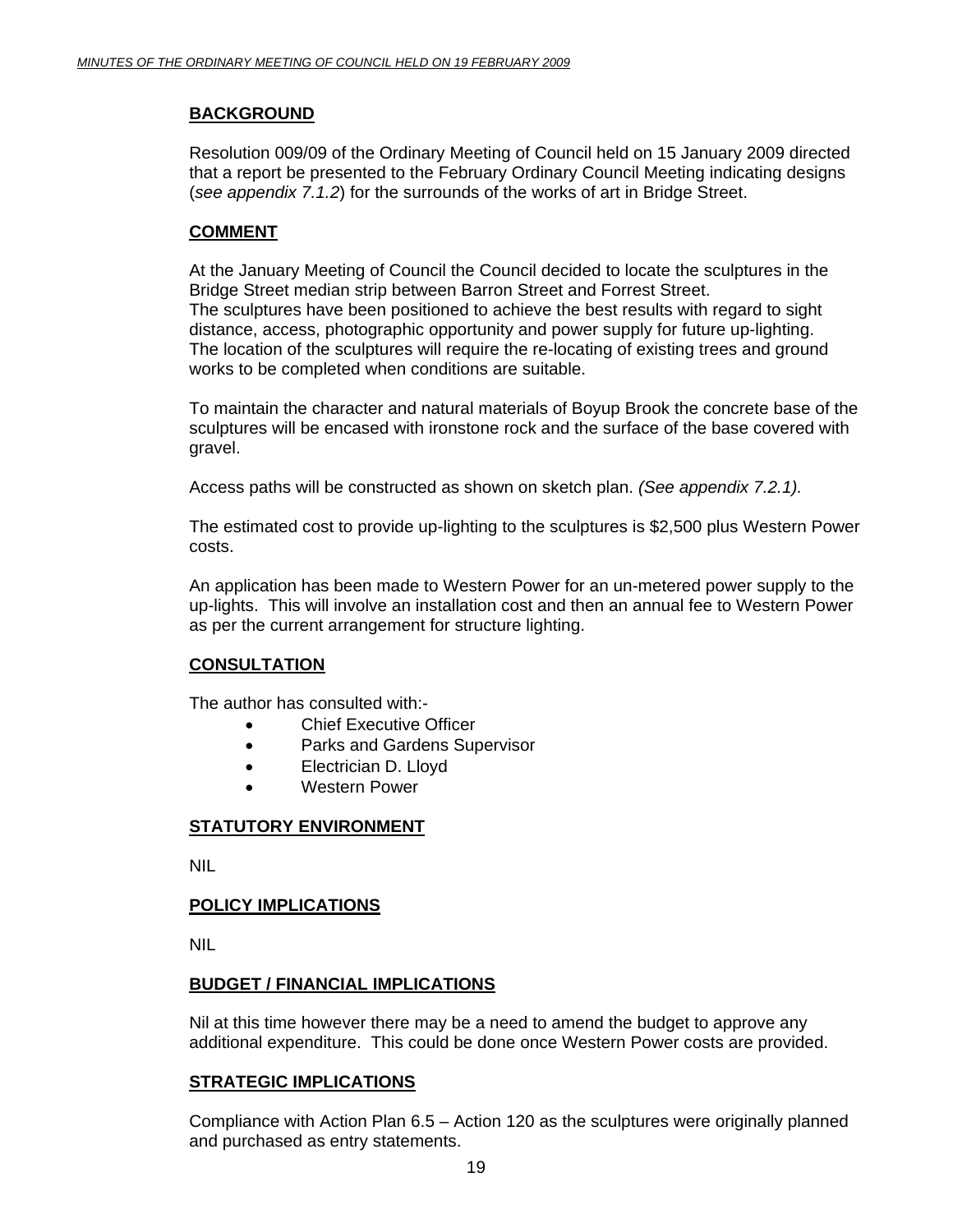## BACKGROUND

Resolution 009/09 of the Ordinary Meeting of Council held on 15 January 2009 directed that a report be presented to the February Ordinary Council Meeting indicating designs (*see appendix 7.1.2*) for the surrounds of the works of art in Bridge Street.

## COMMENT

At the January Meeting of Council the Council decided to locate the sculptures in the Bridge Street median strip between Barron Street and Forrest Street.
The sculptures have been positioned to achieve the best results with regard to sight distance, access, photographic opportunity and power supply for future up-lighting.
The location of the sculptures will require the re-locating of existing trees and ground works to be completed when conditions are suitable.

To maintain the character and natural materials of Boyup Brook the concrete base of the sculptures will be encased with ironstone rock and the surface of the base covered with gravel.

Access paths will be constructed as shown on sketch plan. *(See appendix 7.2.1).*

The estimated cost to provide up-lighting to the sculptures is $2,500 plus Western Power costs.

An application has been made to Western Power for an un-metered power supply to the up-lights. This will involve an installation cost and then an annual fee to Western Power as per the current arrangement for structure lighting.

## CONSULTATION

The author has consulted with:-

- Chief Executive Officer
- Parks and Gardens Supervisor
- Electrician D. Lloyd
- Western Power

## STATUTORY ENVIRONMENT

NIL

## POLICY IMPLICATIONS

NIL

## BUDGET / FINANCIAL IMPLICATIONS

Nil at this time however there may be a need to amend the budget to approve any additional expenditure. This could be done once Western Power costs are provided.

## STRATEGIC IMPLICATIONS

Compliance with Action Plan 6.5 – Action 120 as the sculptures were originally planned and purchased as entry statements.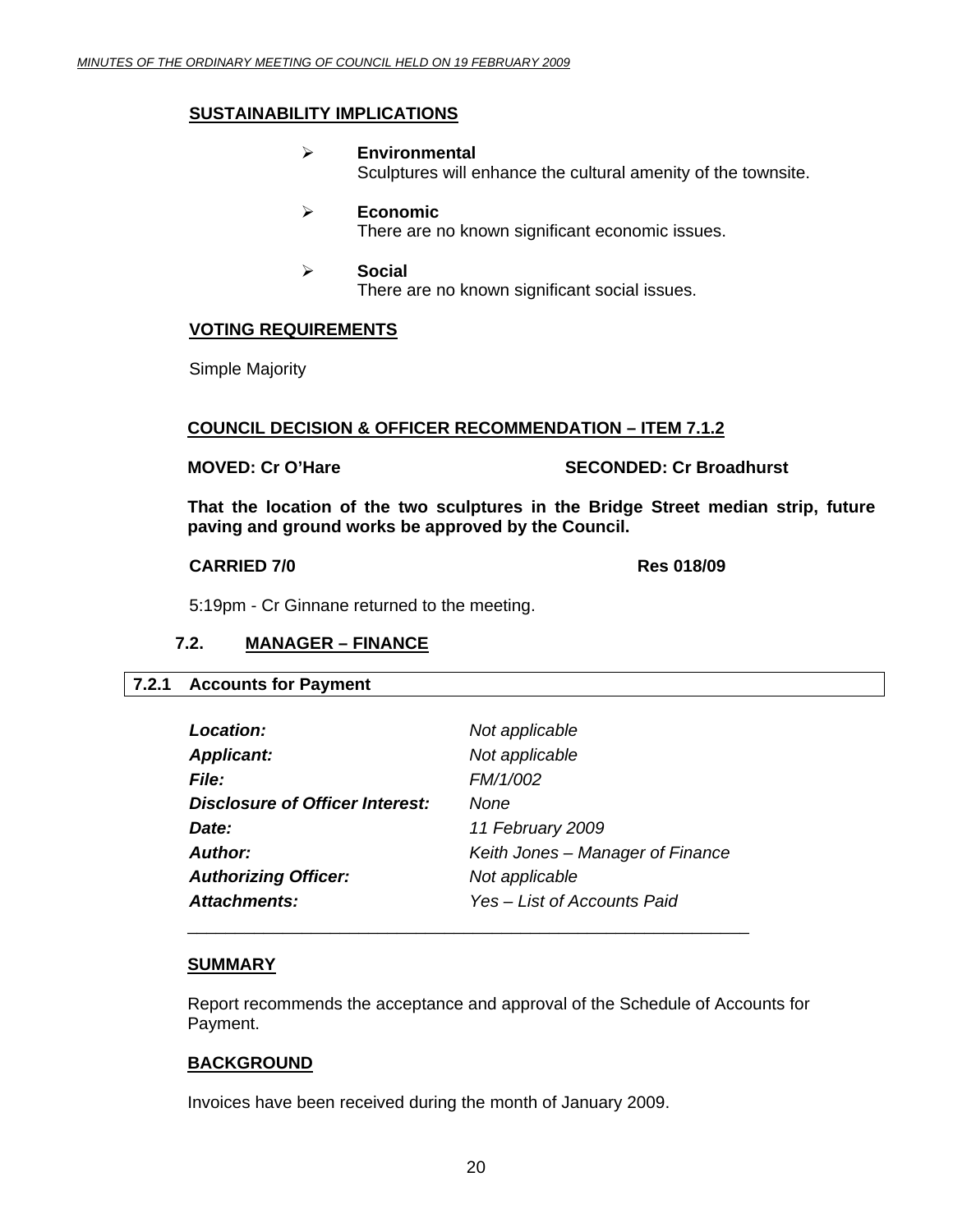### SUSTAINABILITY IMPLICATIONS

- **Environmental**
  Sculptures will enhance the cultural amenity of the townsite.
- **Economic**
  There are no known significant economic issues.
- **Social**
  There are no known significant social issues.

### VOTING REQUIREMENTS

Simple Majority

### COUNCIL DECISION & OFFICER RECOMMENDATION – ITEM 7.1.2

**MOVED: Cr O'Hare** **SECONDED: Cr Broadhurst**

**That the location of the two sculptures in the Bridge Street median strip, future paving and ground works be approved by the Council.**

**CARRIED 7/0** **Res 018/09**

5:19pm - Cr Ginnane returned to the meeting.

## 7.2. MANAGER – FINANCE

### 7.2.1 Accounts for Payment

| | |
|---|---|
| ***Location:*** | *Not applicable* |
| ***Applicant:*** | *Not applicable* |
| ***File:*** | *FM/1/002* |
| ***Disclosure of Officer Interest:*** | *None* |
| ***Date:*** | *11 February 2009* |
| ***Author:*** | *Keith Jones – Manager of Finance* |
| ***Authorizing Officer:*** | *Not applicable* |
| ***Attachments:*** | *Yes – List of Accounts Paid* |

### SUMMARY

Report recommends the acceptance and approval of the Schedule of Accounts for Payment.

### BACKGROUND

Invoices have been received during the month of January 2009.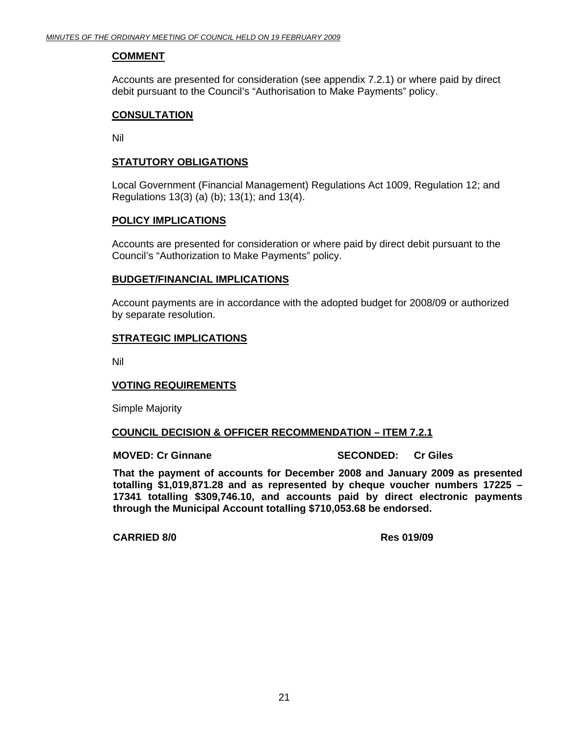**COMMENT**

Accounts are presented for consideration (see appendix 7.2.1) or where paid by direct debit pursuant to the Council's "Authorisation to Make Payments" policy.

**CONSULTATION**

Nil

**STATUTORY OBLIGATIONS**

Local Government (Financial Management) Regulations Act 1009, Regulation 12; and Regulations 13(3) (a) (b); 13(1); and 13(4).

**POLICY IMPLICATIONS**

Accounts are presented for consideration or where paid by direct debit pursuant to the Council's "Authorization to Make Payments" policy.

**BUDGET/FINANCIAL IMPLICATIONS**

Account payments are in accordance with the adopted budget for 2008/09 or authorized by separate resolution.

**STRATEGIC IMPLICATIONS**

Nil

**VOTING REQUIREMENTS**

Simple Majority

**COUNCIL DECISION & OFFICER RECOMMENDATION – ITEM 7.2.1**

**MOVED: Cr Ginnane SECONDED: Cr Giles**

**That the payment of accounts for December 2008 and January 2009 as presented totalling $1,019,871.28 and as represented by cheque voucher numbers 17225 – 17341 totalling $309,746.10, and accounts paid by direct electronic payments through the Municipal Account totalling $710,053.68 be endorsed.**

**CARRIED 8/0 Res 019/09**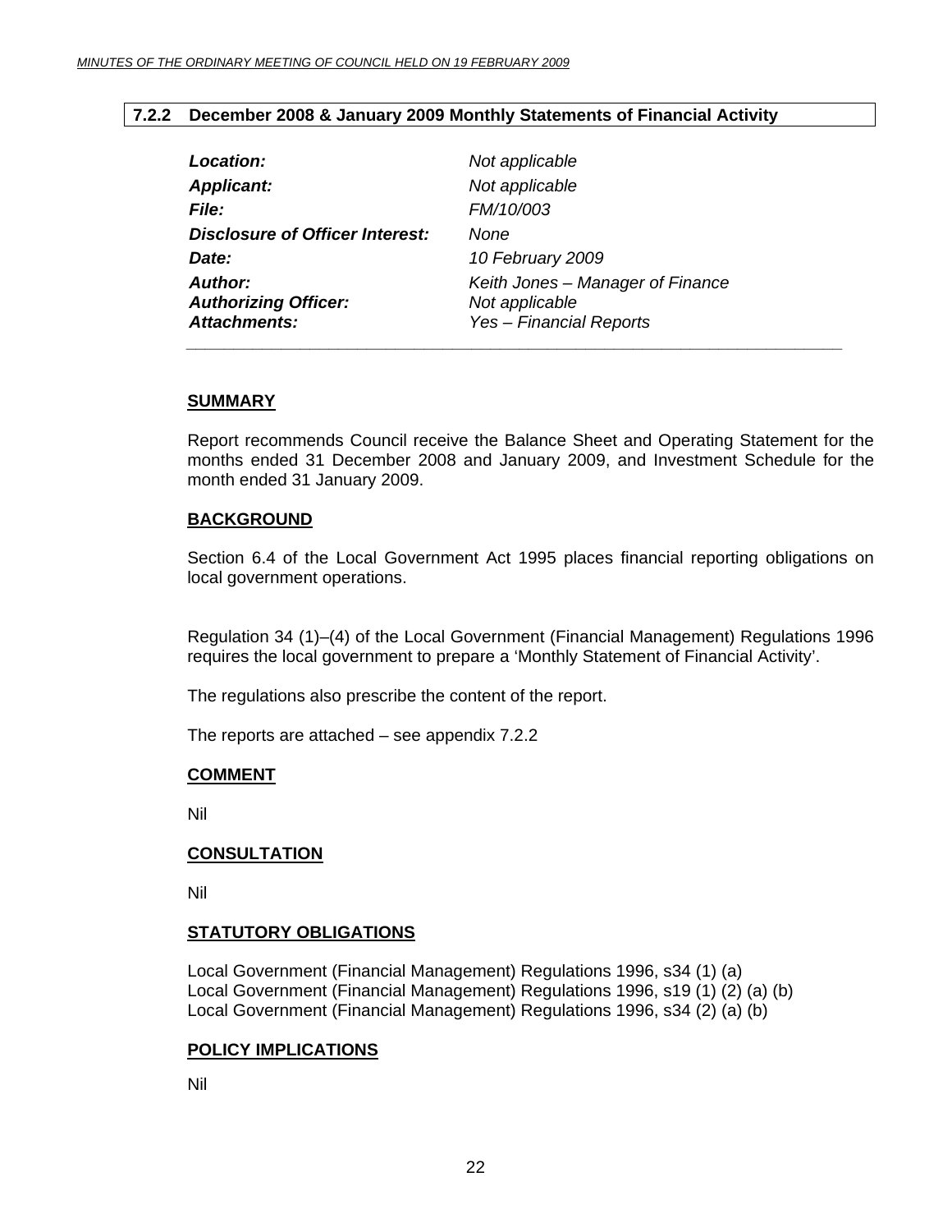## 7.2.2 December 2008 & January 2009 Monthly Statements of Financial Activity

| | |
|---|---|
| ***Location:*** | *Not applicable* |
| ***Applicant:*** | *Not applicable* |
| ***File:*** | *FM/10/003* |
| ***Disclosure of Officer Interest:*** | *None* |
| ***Date:*** | *10 February 2009* |
| ***Author:*** | *Keith Jones – Manager of Finance* |
| ***Authorizing Officer:*** | *Not applicable* |
| ***Attachments:*** | *Yes – Financial Reports* |

### SUMMARY

Report recommends Council receive the Balance Sheet and Operating Statement for the months ended 31 December 2008 and January 2009, and Investment Schedule for the month ended 31 January 2009.

### BACKGROUND

Section 6.4 of the Local Government Act 1995 places financial reporting obligations on local government operations.

Regulation 34 (1)–(4) of the Local Government (Financial Management) Regulations 1996 requires the local government to prepare a 'Monthly Statement of Financial Activity'.

The regulations also prescribe the content of the report.

The reports are attached – see appendix 7.2.2

### COMMENT

Nil

### CONSULTATION

Nil

### STATUTORY OBLIGATIONS

Local Government (Financial Management) Regulations 1996, s34 (1) (a)
Local Government (Financial Management) Regulations 1996, s19 (1) (2) (a) (b)
Local Government (Financial Management) Regulations 1996, s34 (2) (a) (b)

### POLICY IMPLICATIONS

Nil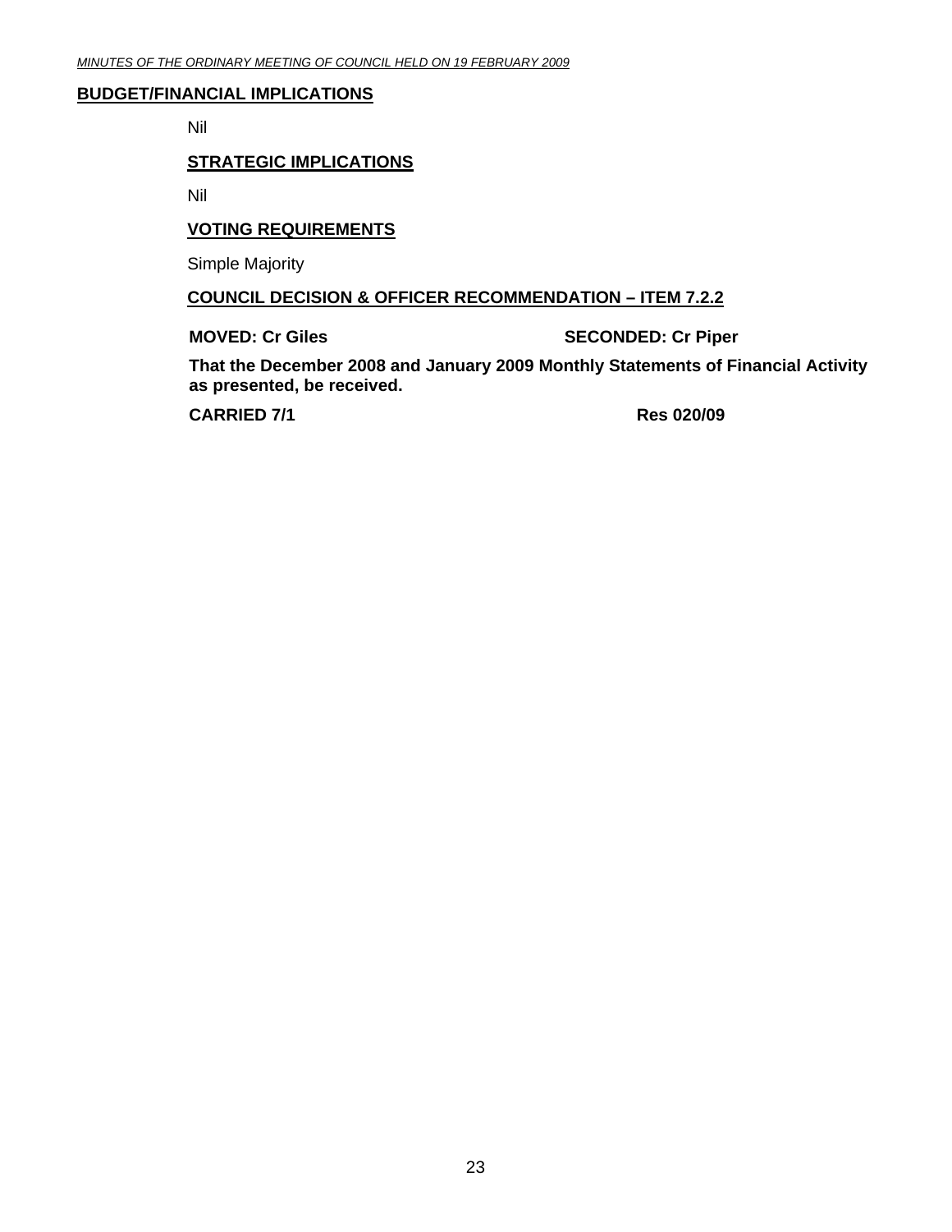## BUDGET/FINANCIAL IMPLICATIONS

Nil

## STRATEGIC IMPLICATIONS

Nil

## VOTING REQUIREMENTS

Simple Majority

## COUNCIL DECISION & OFFICER RECOMMENDATION – ITEM 7.2.2

**MOVED: Cr Giles** **SECONDED: Cr Piper**

**That the December 2008 and January 2009 Monthly Statements of Financial Activity as presented, be received.**

**CARRIED 7/1** **Res 020/09**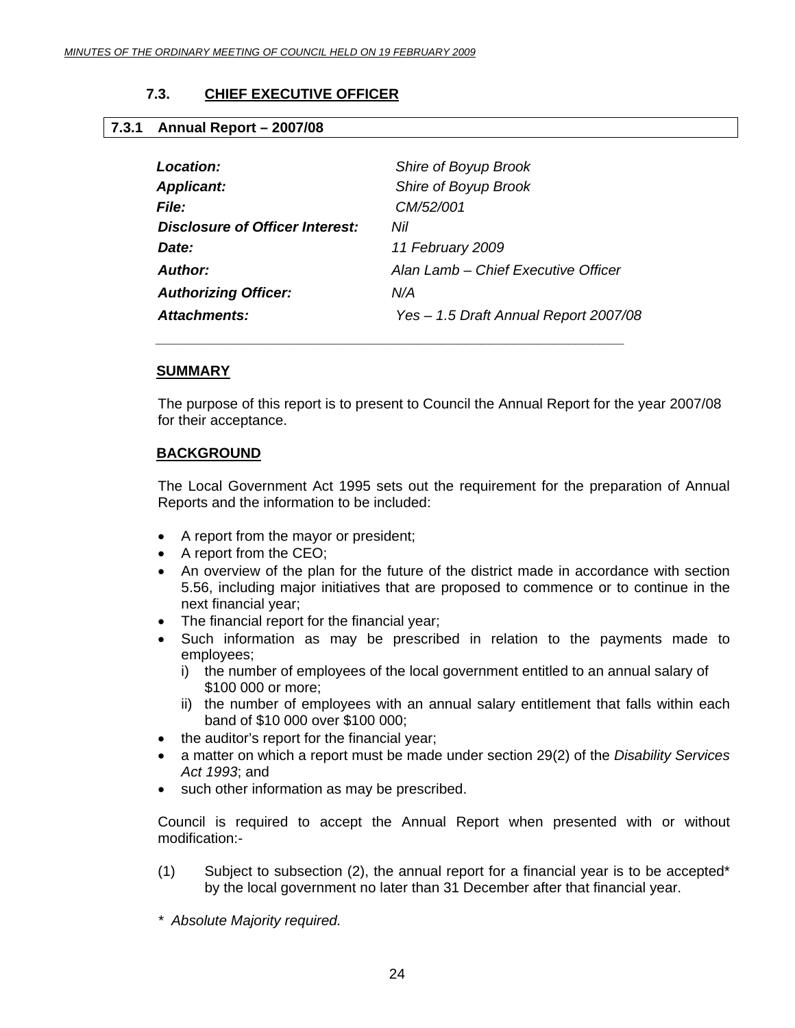## 7.3. CHIEF EXECUTIVE OFFICER

### 7.3.1 Annual Report – 2007/08

| | |
|---|---|
| ***Location:*** | *Shire of Boyup Brook* |
| ***Applicant:*** | *Shire of Boyup Brook* |
| ***File:*** | *CM/52/001* |
| ***Disclosure of Officer Interest:*** | *Nil* |
| ***Date:*** | *11 February 2009* |
| ***Author:*** | *Alan Lamb – Chief Executive Officer* |
| ***Authorizing Officer:*** | *N/A* |
| ***Attachments:*** | *Yes – 1.5 Draft Annual Report 2007/08* |

**SUMMARY**

The purpose of this report is to present to Council the Annual Report for the year 2007/08 for their acceptance.

**BACKGROUND**

The Local Government Act 1995 sets out the requirement for the preparation of Annual Reports and the information to be included:

- A report from the mayor or president;
- A report from the CEO;
- An overview of the plan for the future of the district made in accordance with section 5.56, including major initiatives that are proposed to commence or to continue in the next financial year;
- The financial report for the financial year;
- Such information as may be prescribed in relation to the payments made to employees;
  - i) the number of employees of the local government entitled to an annual salary of $100 000 or more;
  - ii) the number of employees with an annual salary entitlement that falls within each band of $10 000 over $100 000;
- the auditor's report for the financial year;
- a matter on which a report must be made under section 29(2) of the *Disability Services Act 1993*; and
- such other information as may be prescribed.

Council is required to accept the Annual Report when presented with or without modification:-

(1) Subject to subsection (2), the annual report for a financial year is to be accepted* by the local government no later than 31 December after that financial year.

*\* Absolute Majority required.*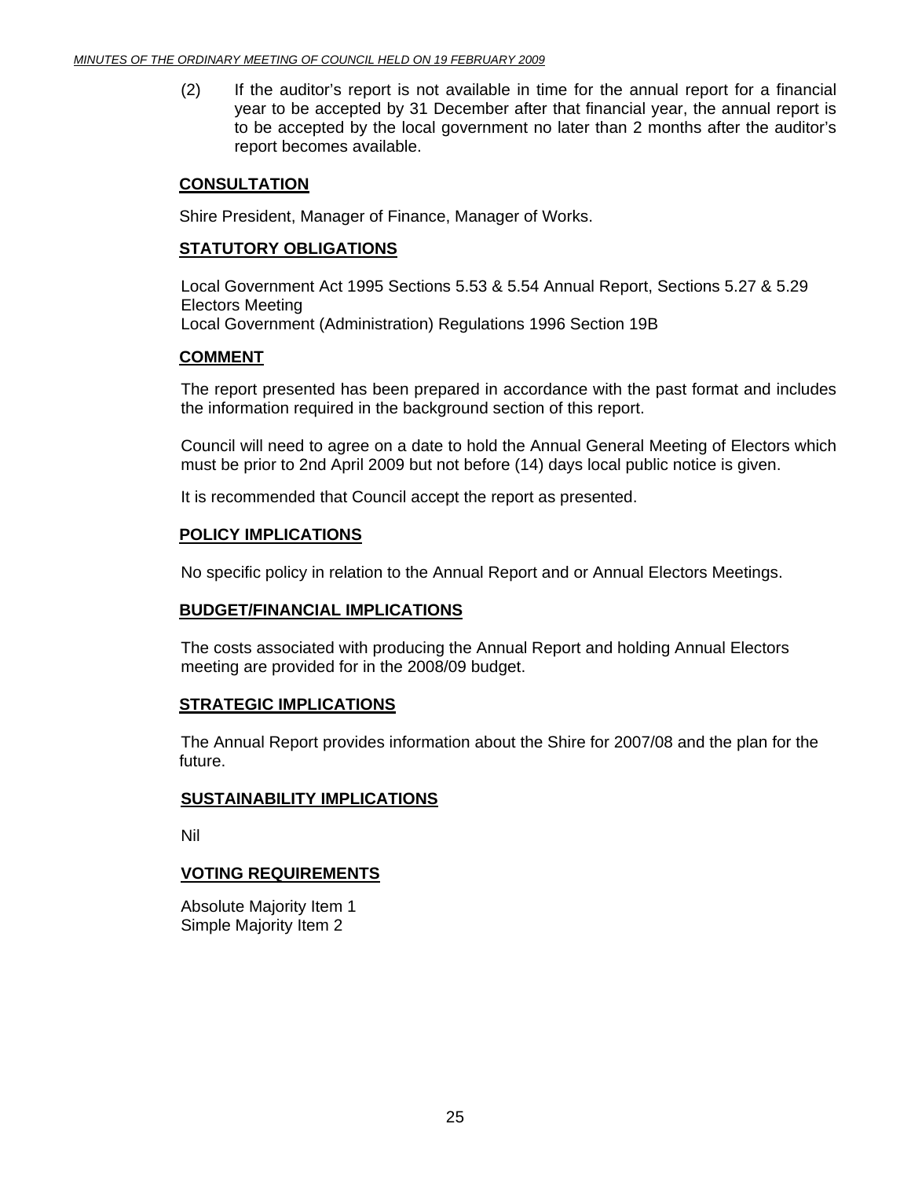(2) If the auditor's report is not available in time for the annual report for a financial year to be accepted by 31 December after that financial year, the annual report is to be accepted by the local government no later than 2 months after the auditor's report becomes available.

**CONSULTATION**

Shire President, Manager of Finance, Manager of Works.

**STATUTORY OBLIGATIONS**

Local Government Act 1995 Sections 5.53 & 5.54 Annual Report, Sections 5.27 & 5.29 Electors Meeting
Local Government (Administration) Regulations 1996 Section 19B

**COMMENT**

The report presented has been prepared in accordance with the past format and includes the information required in the background section of this report.

Council will need to agree on a date to hold the Annual General Meeting of Electors which must be prior to 2nd April 2009 but not before (14) days local public notice is given.

It is recommended that Council accept the report as presented.

**POLICY IMPLICATIONS**

No specific policy in relation to the Annual Report and or Annual Electors Meetings.

**BUDGET/FINANCIAL IMPLICATIONS**

The costs associated with producing the Annual Report and holding Annual Electors meeting are provided for in the 2008/09 budget.

**STRATEGIC IMPLICATIONS**

The Annual Report provides information about the Shire for 2007/08 and the plan for the future.

**SUSTAINABILITY IMPLICATIONS**

Nil

**VOTING REQUIREMENTS**

Absolute Majority Item 1
Simple Majority Item 2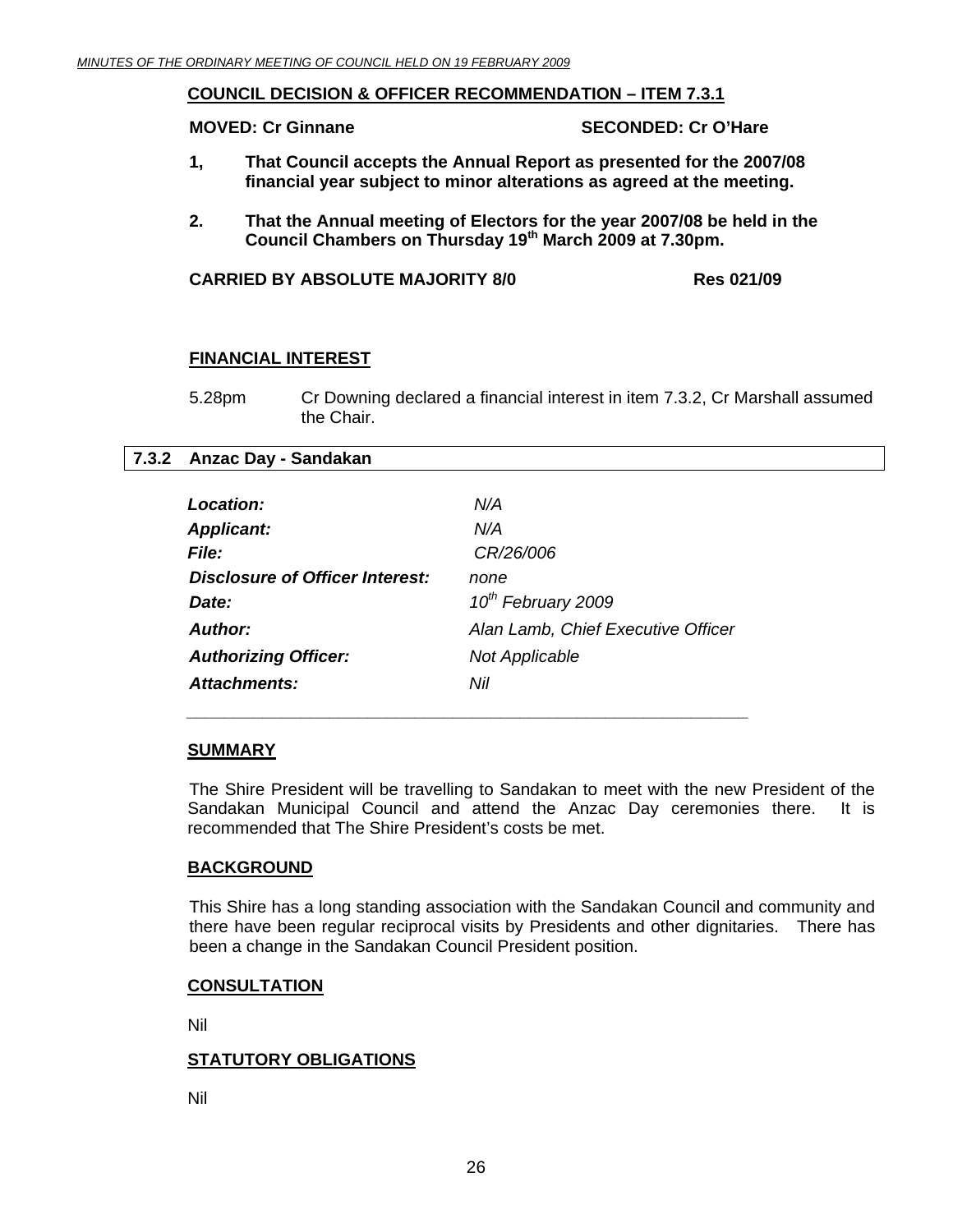**COUNCIL DECISION & OFFICER RECOMMENDATION – ITEM 7.3.1**

**MOVED: Cr Ginnane** **SECONDED: Cr O'Hare**

**1, That Council accepts the Annual Report as presented for the 2007/08 financial year subject to minor alterations as agreed at the meeting.**

**2. That the Annual meeting of Electors for the year 2007/08 be held in the Council Chambers on Thursday 19th March 2009 at 7.30pm.**

**CARRIED BY ABSOLUTE MAJORITY 8/0** **Res 021/09**

**FINANCIAL INTEREST**

5.28pm Cr Downing declared a financial interest in item 7.3.2, Cr Marshall assumed the Chair.

## 7.3.2 Anzac Day - Sandakan

| | |
|---|---|
| ***Location:*** | *N/A* |
| ***Applicant:*** | *N/A* |
| ***File:*** | *CR/26/006* |
| ***Disclosure of Officer Interest:*** | *none* |
| ***Date:*** | *10th February 2009* |
| ***Author:*** | *Alan Lamb, Chief Executive Officer* |
| ***Authorizing Officer:*** | *Not Applicable* |
| ***Attachments:*** | *Nil* |

**SUMMARY**

The Shire President will be travelling to Sandakan to meet with the new President of the Sandakan Municipal Council and attend the Anzac Day ceremonies there. It is recommended that The Shire President's costs be met.

**BACKGROUND**

This Shire has a long standing association with the Sandakan Council and community and there have been regular reciprocal visits by Presidents and other dignitaries. There has been a change in the Sandakan Council President position.

**CONSULTATION**

Nil

**STATUTORY OBLIGATIONS**

Nil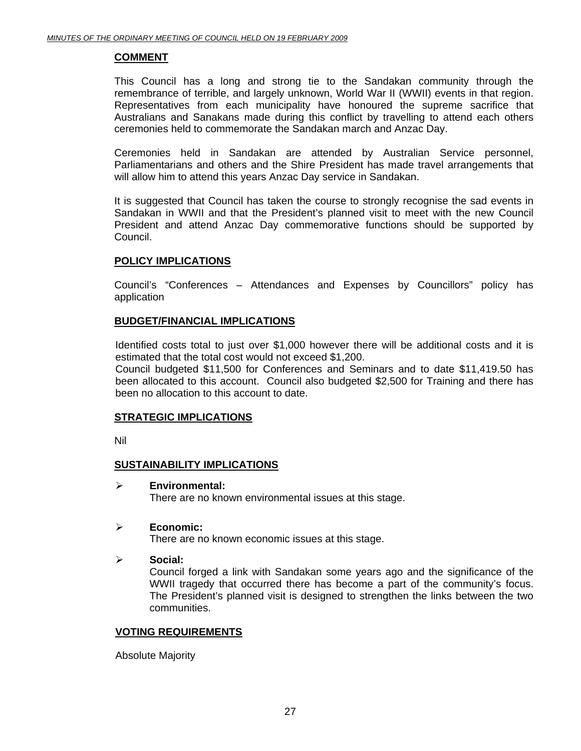**COMMENT**

This Council has a long and strong tie to the Sandakan community through the remembrance of terrible, and largely unknown, World War II (WWII) events in that region. Representatives from each municipality have honoured the supreme sacrifice that Australians and Sanakans made during this conflict by travelling to attend each others ceremonies held to commemorate the Sandakan march and Anzac Day.

Ceremonies held in Sandakan are attended by Australian Service personnel, Parliamentarians and others and the Shire President has made travel arrangements that will allow him to attend this years Anzac Day service in Sandakan.

It is suggested that Council has taken the course to strongly recognise the sad events in Sandakan in WWII and that the President's planned visit to meet with the new Council President and attend Anzac Day commemorative functions should be supported by Council.

**POLICY IMPLICATIONS**

Council's "Conferences – Attendances and Expenses by Councillors" policy has application

**BUDGET/FINANCIAL IMPLICATIONS**

Identified costs total to just over $1,000 however there will be additional costs and it is estimated that the total cost would not exceed $1,200.
Council budgeted $11,500 for Conferences and Seminars and to date $11,419.50 has been allocated to this account. Council also budgeted $2,500 for Training and there has been no allocation to this account to date.

**STRATEGIC IMPLICATIONS**

Nil

**SUSTAINABILITY IMPLICATIONS**

- **Environmental:**
  There are no known environmental issues at this stage.

- **Economic:**
  There are no known economic issues at this stage.

- **Social:**
  Council forged a link with Sandakan some years ago and the significance of the WWII tragedy that occurred there has become a part of the community's focus. The President's planned visit is designed to strengthen the links between the two communities.

**VOTING REQUIREMENTS**

Absolute Majority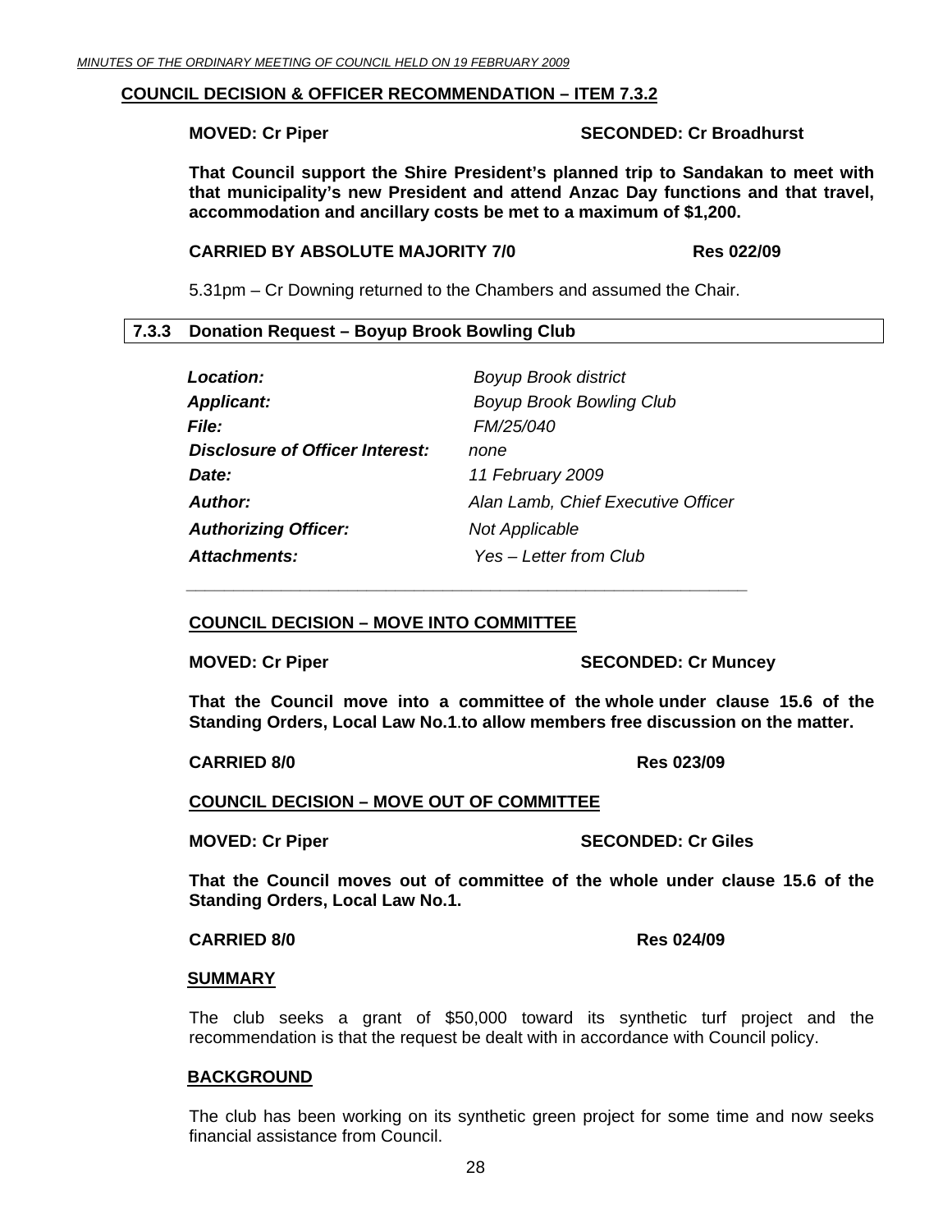**COUNCIL DECISION & OFFICER RECOMMENDATION – ITEM 7.3.2**

**MOVED: Cr Piper SECONDED: Cr Broadhurst**

**That Council support the Shire President's planned trip to Sandakan to meet with that municipality's new President and attend Anzac Day functions and that travel, accommodation and ancillary costs be met to a maximum of $1,200.**

**CARRIED BY ABSOLUTE MAJORITY 7/0 Res 022/09**

5.31pm – Cr Downing returned to the Chambers and assumed the Chair.

## 7.3.3 Donation Request – Boyup Brook Bowling Club

| | |
|---|---|
| ***Location:*** | *Boyup Brook district* |
| ***Applicant:*** | *Boyup Brook Bowling Club* |
| ***File:*** | *FM/25/040* |
| ***Disclosure of Officer Interest:*** | *none* |
| ***Date:*** | *11 February 2009* |
| ***Author:*** | *Alan Lamb, Chief Executive Officer* |
| ***Authorizing Officer:*** | *Not Applicable* |
| ***Attachments:*** | *Yes – Letter from Club* |

**COUNCIL DECISION – MOVE INTO COMMITTEE**

**MOVED: Cr Piper SECONDED: Cr Muncey**

**That the Council move into a committee of the whole under clause 15.6 of the Standing Orders, Local Law No.1.to allow members free discussion on the matter.**

**CARRIED 8/0 Res 023/09**

**COUNCIL DECISION – MOVE OUT OF COMMITTEE**

**MOVED: Cr Piper SECONDED: Cr Giles**

**That the Council moves out of committee of the whole under clause 15.6 of the Standing Orders, Local Law No.1.**

**CARRIED 8/0 Res 024/09**

**SUMMARY**

The club seeks a grant of $50,000 toward its synthetic turf project and the recommendation is that the request be dealt with in accordance with Council policy.

**BACKGROUND**

The club has been working on its synthetic green project for some time and now seeks financial assistance from Council.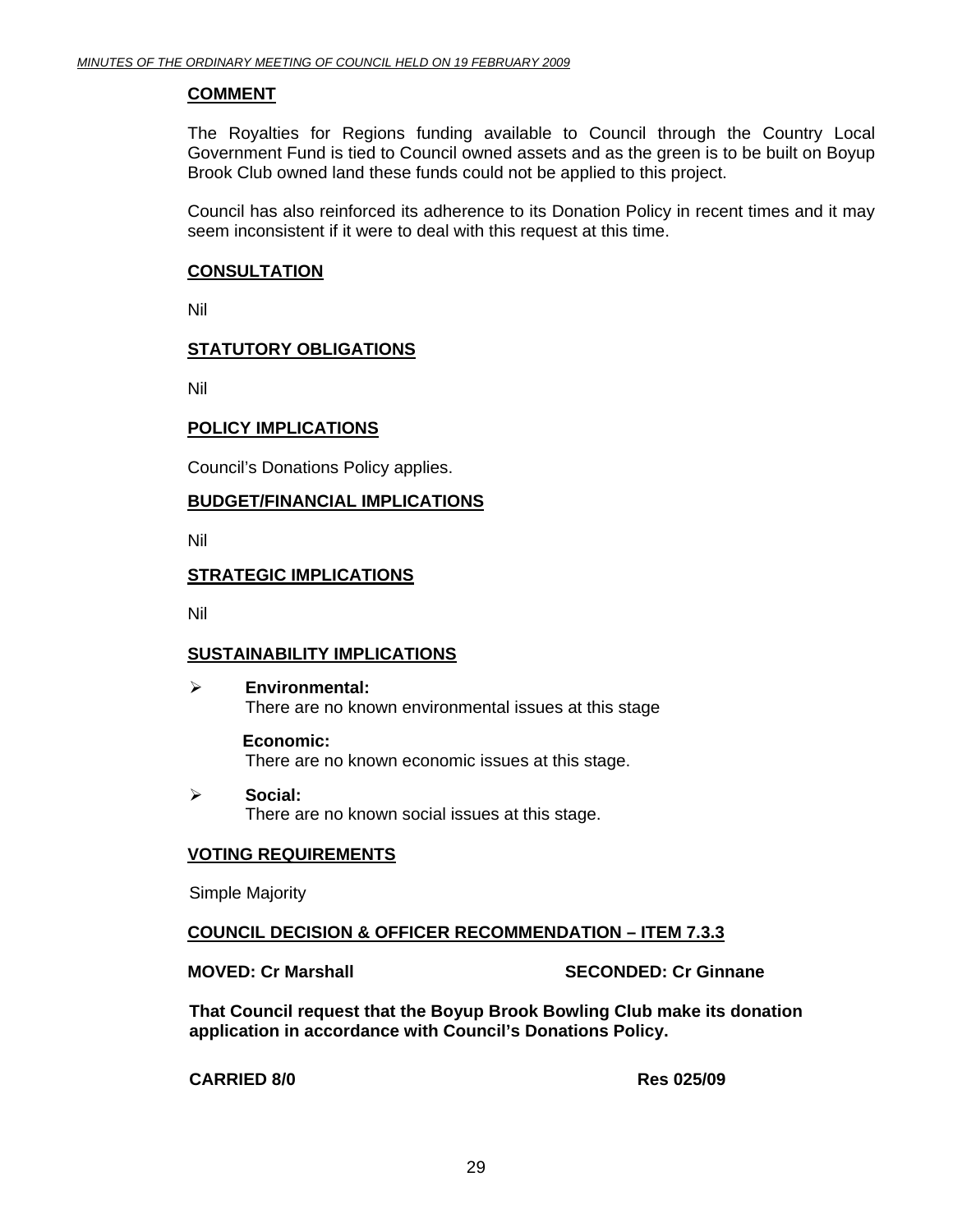## COMMENT

The Royalties for Regions funding available to Council through the Country Local Government Fund is tied to Council owned assets and as the green is to be built on Boyup Brook Club owned land these funds could not be applied to this project.

Council has also reinforced its adherence to its Donation Policy in recent times and it may seem inconsistent if it were to deal with this request at this time.

## CONSULTATION

Nil

## STATUTORY OBLIGATIONS

Nil

## POLICY IMPLICATIONS

Council's Donations Policy applies.

## BUDGET/FINANCIAL IMPLICATIONS

Nil

## STRATEGIC IMPLICATIONS

Nil

## SUSTAINABILITY IMPLICATIONS

- **Environmental:**
  There are no known environmental issues at this stage

  **Economic:**
  There are no known economic issues at this stage.

- **Social:**
  There are no known social issues at this stage.

## VOTING REQUIREMENTS

Simple Majority

## COUNCIL DECISION & OFFICER RECOMMENDATION – ITEM 7.3.3

**MOVED: Cr Marshall** **SECONDED: Cr Ginnane**

**That Council request that the Boyup Brook Bowling Club make its donation application in accordance with Council's Donations Policy.**

**CARRIED 8/0** **Res 025/09**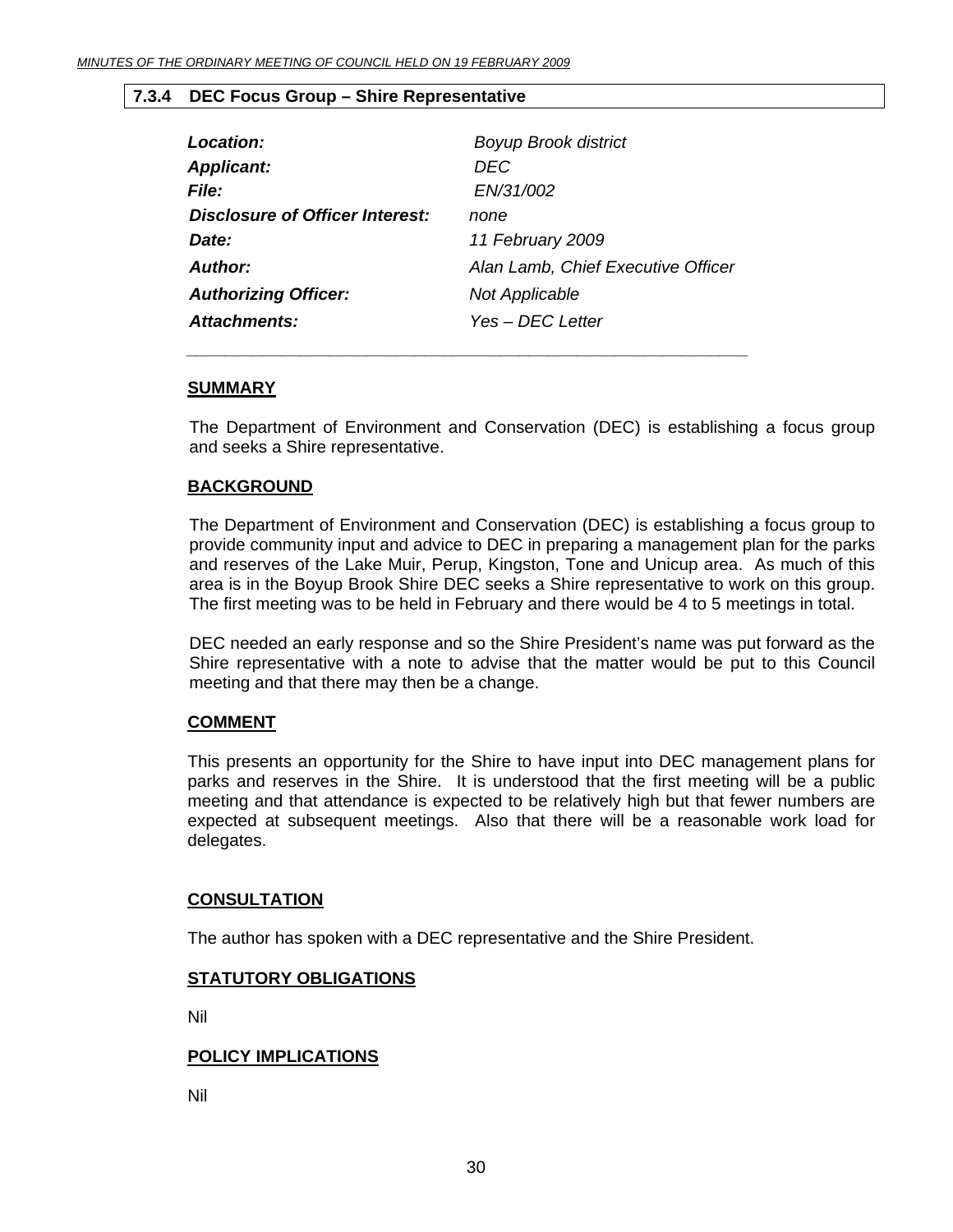## 7.3.4 DEC Focus Group – Shire Representative

| | |
|---|---|
| ***Location:*** | *Boyup Brook district* |
| ***Applicant:*** | *DEC* |
| ***File:*** | *EN/31/002* |
| ***Disclosure of Officer Interest:*** | *none* |
| ***Date:*** | *11 February 2009* |
| ***Author:*** | *Alan Lamb, Chief Executive Officer* |
| ***Authorizing Officer:*** | *Not Applicable* |
| ***Attachments:*** | *Yes – DEC Letter* |

### SUMMARY

The Department of Environment and Conservation (DEC) is establishing a focus group and seeks a Shire representative.

### BACKGROUND

The Department of Environment and Conservation (DEC) is establishing a focus group to provide community input and advice to DEC in preparing a management plan for the parks and reserves of the Lake Muir, Perup, Kingston, Tone and Unicup area. As much of this area is in the Boyup Brook Shire DEC seeks a Shire representative to work on this group. The first meeting was to be held in February and there would be 4 to 5 meetings in total.

DEC needed an early response and so the Shire President's name was put forward as the Shire representative with a note to advise that the matter would be put to this Council meeting and that there may then be a change.

### COMMENT

This presents an opportunity for the Shire to have input into DEC management plans for parks and reserves in the Shire. It is understood that the first meeting will be a public meeting and that attendance is expected to be relatively high but that fewer numbers are expected at subsequent meetings. Also that there will be a reasonable work load for delegates.

### CONSULTATION

The author has spoken with a DEC representative and the Shire President.

### STATUTORY OBLIGATIONS

Nil

### POLICY IMPLICATIONS

Nil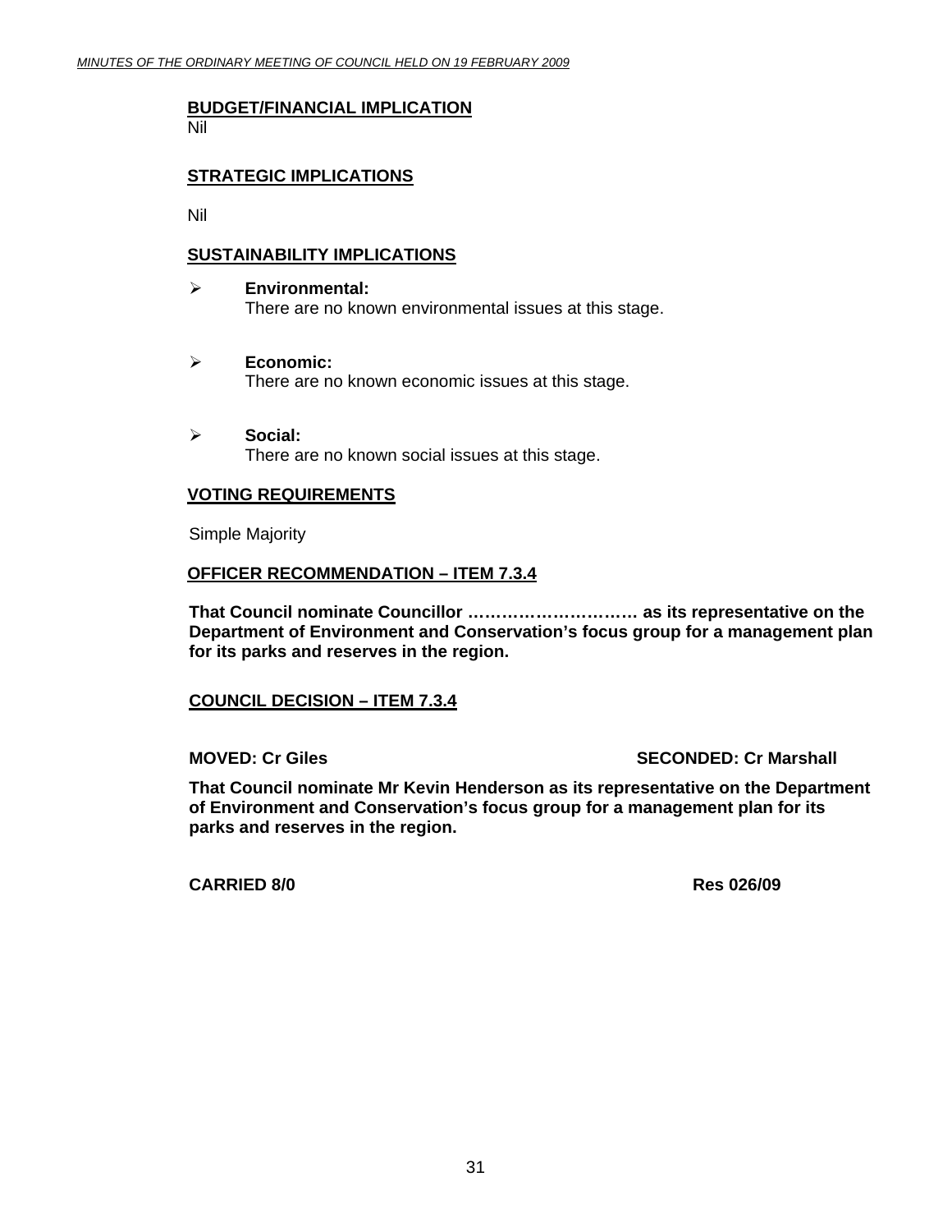**BUDGET/FINANCIAL IMPLICATION**

Nil

**STRATEGIC IMPLICATIONS**

Nil

**SUSTAINABILITY IMPLICATIONS**

- **Environmental:**
  There are no known environmental issues at this stage.

- **Economic:**
  There are no known economic issues at this stage.

- **Social:**
  There are no known social issues at this stage.

**VOTING REQUIREMENTS**

Simple Majority

**OFFICER RECOMMENDATION – ITEM 7.3.4**

**That Council nominate Councillor ………………………… as its representative on the Department of Environment and Conservation's focus group for a management plan for its parks and reserves in the region.**

**COUNCIL DECISION – ITEM 7.3.4**

**MOVED: Cr Giles** **SECONDED: Cr Marshall**

**That Council nominate Mr Kevin Henderson as its representative on the Department of Environment and Conservation's focus group for a management plan for its parks and reserves in the region.**

**CARRIED 8/0** **Res 026/09**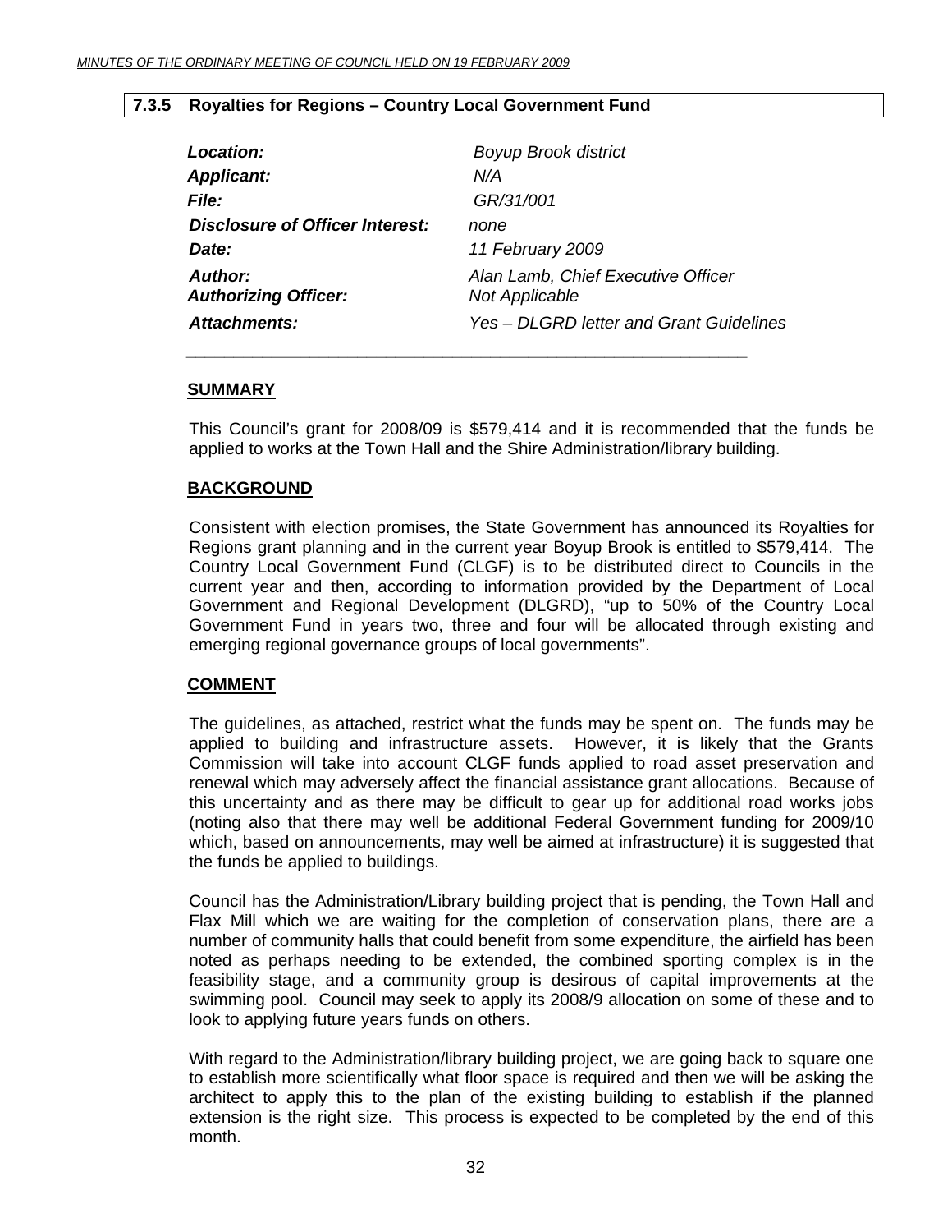### 7.3.5 Royalties for Regions – Country Local Government Fund

| | |
|---|---|
| ***Location:*** | *Boyup Brook district* |
| ***Applicant:*** | *N/A* |
| ***File:*** | *GR/31/001* |
| ***Disclosure of Officer Interest:*** | *none* |
| ***Date:*** | *11 February 2009* |
| ***Author:*** | *Alan Lamb, Chief Executive Officer* |
| ***Authorizing Officer:*** | *Not Applicable* |
| ***Attachments:*** | *Yes – DLGRD letter and Grant Guidelines* |

**SUMMARY**

This Council's grant for 2008/09 is $579,414 and it is recommended that the funds be applied to works at the Town Hall and the Shire Administration/library building.

**BACKGROUND**

Consistent with election promises, the State Government has announced its Royalties for Regions grant planning and in the current year Boyup Brook is entitled to $579,414. The Country Local Government Fund (CLGF) is to be distributed direct to Councils in the current year and then, according to information provided by the Department of Local Government and Regional Development (DLGRD), "up to 50% of the Country Local Government Fund in years two, three and four will be allocated through existing and emerging regional governance groups of local governments".

**COMMENT**

The guidelines, as attached, restrict what the funds may be spent on. The funds may be applied to building and infrastructure assets. However, it is likely that the Grants Commission will take into account CLGF funds applied to road asset preservation and renewal which may adversely affect the financial assistance grant allocations. Because of this uncertainty and as there may be difficult to gear up for additional road works jobs (noting also that there may well be additional Federal Government funding for 2009/10 which, based on announcements, may well be aimed at infrastructure) it is suggested that the funds be applied to buildings.

Council has the Administration/Library building project that is pending, the Town Hall and Flax Mill which we are waiting for the completion of conservation plans, there are a number of community halls that could benefit from some expenditure, the airfield has been noted as perhaps needing to be extended, the combined sporting complex is in the feasibility stage, and a community group is desirous of capital improvements at the swimming pool. Council may seek to apply its 2008/9 allocation on some of these and to look to applying future years funds on others.

With regard to the Administration/library building project, we are going back to square one to establish more scientifically what floor space is required and then we will be asking the architect to apply this to the plan of the existing building to establish if the planned extension is the right size. This process is expected to be completed by the end of this month.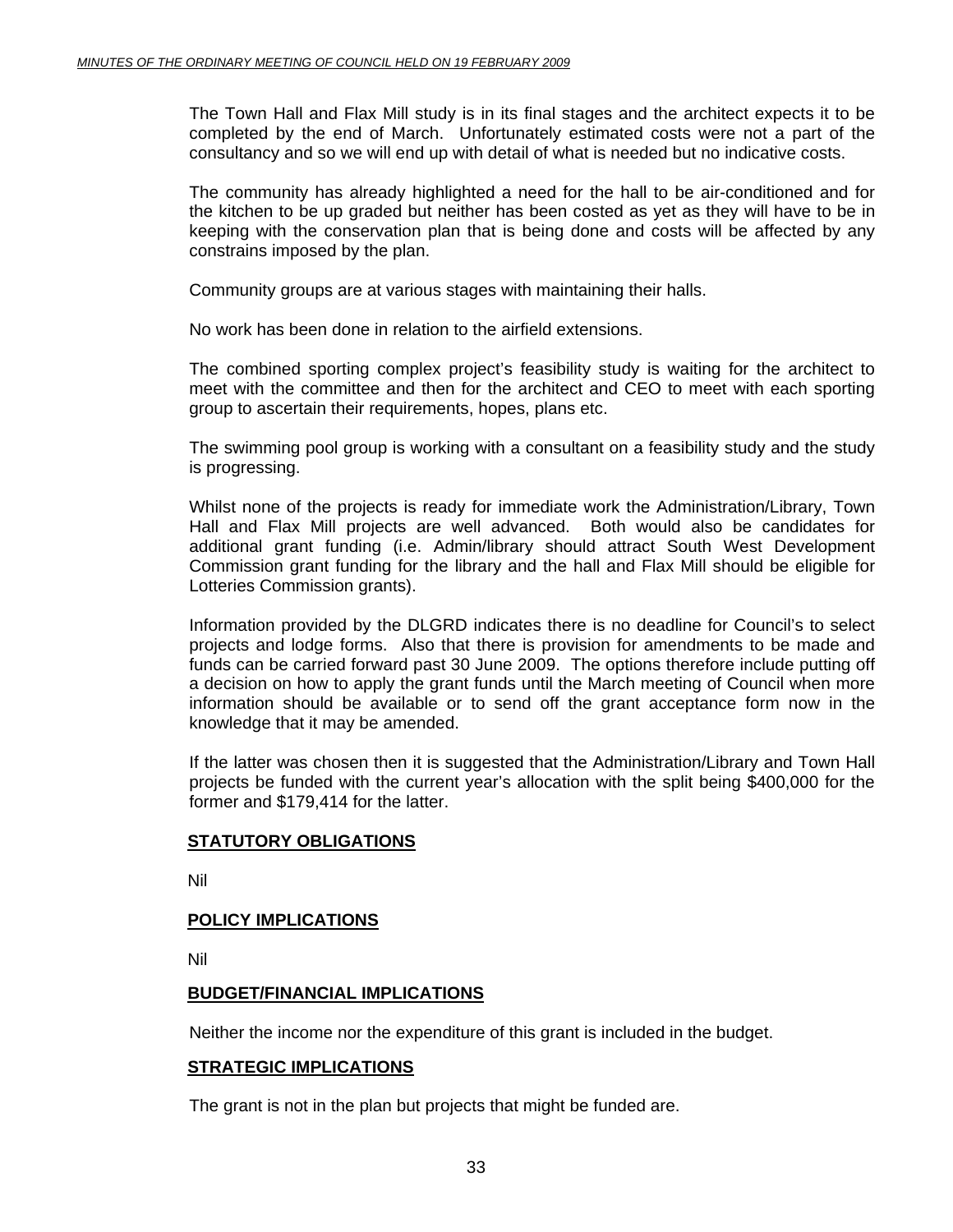The Town Hall and Flax Mill study is in its final stages and the architect expects it to be completed by the end of March. Unfortunately estimated costs were not a part of the consultancy and so we will end up with detail of what is needed but no indicative costs.

The community has already highlighted a need for the hall to be air-conditioned and for the kitchen to be up graded but neither has been costed as yet as they will have to be in keeping with the conservation plan that is being done and costs will be affected by any constrains imposed by the plan.

Community groups are at various stages with maintaining their halls.

No work has been done in relation to the airfield extensions.

The combined sporting complex project's feasibility study is waiting for the architect to meet with the committee and then for the architect and CEO to meet with each sporting group to ascertain their requirements, hopes, plans etc.

The swimming pool group is working with a consultant on a feasibility study and the study is progressing.

Whilst none of the projects is ready for immediate work the Administration/Library, Town Hall and Flax Mill projects are well advanced. Both would also be candidates for additional grant funding (i.e. Admin/library should attract South West Development Commission grant funding for the library and the hall and Flax Mill should be eligible for Lotteries Commission grants).

Information provided by the DLGRD indicates there is no deadline for Council's to select projects and lodge forms. Also that there is provision for amendments to be made and funds can be carried forward past 30 June 2009. The options therefore include putting off a decision on how to apply the grant funds until the March meeting of Council when more information should be available or to send off the grant acceptance form now in the knowledge that it may be amended.

If the latter was chosen then it is suggested that the Administration/Library and Town Hall projects be funded with the current year's allocation with the split being $400,000 for the former and $179,414 for the latter.

**STATUTORY OBLIGATIONS**

Nil

**POLICY IMPLICATIONS**

Nil

**BUDGET/FINANCIAL IMPLICATIONS**

Neither the income nor the expenditure of this grant is included in the budget.

**STRATEGIC IMPLICATIONS**

The grant is not in the plan but projects that might be funded are.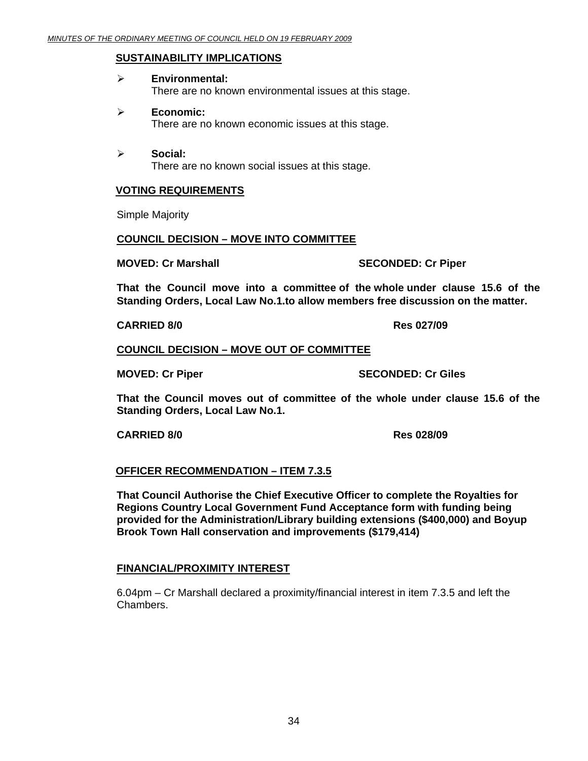**SUSTAINABILITY IMPLICATIONS**

- **Environmental:**
  There are no known environmental issues at this stage.

- **Economic:**
  There are no known economic issues at this stage.

- **Social:**
  There are no known social issues at this stage.

**VOTING REQUIREMENTS**

Simple Majority

**COUNCIL DECISION – MOVE INTO COMMITTEE**

**MOVED: Cr Marshall** **SECONDED: Cr Piper**

**That the Council move into a committee of the whole under clause 15.6 of the Standing Orders, Local Law No.1.to allow members free discussion on the matter.**

**CARRIED 8/0** **Res 027/09**

**COUNCIL DECISION – MOVE OUT OF COMMITTEE**

**MOVED: Cr Piper** **SECONDED: Cr Giles**

**That the Council moves out of committee of the whole under clause 15.6 of the Standing Orders, Local Law No.1.**

**CARRIED 8/0** **Res 028/09**

**OFFICER RECOMMENDATION – ITEM 7.3.5**

**That Council Authorise the Chief Executive Officer to complete the Royalties for Regions Country Local Government Fund Acceptance form with funding being provided for the Administration/Library building extensions ($400,000) and Boyup Brook Town Hall conservation and improvements ($179,414)**

**FINANCIAL/PROXIMITY INTEREST**

6.04pm – Cr Marshall declared a proximity/financial interest in item 7.3.5 and left the Chambers.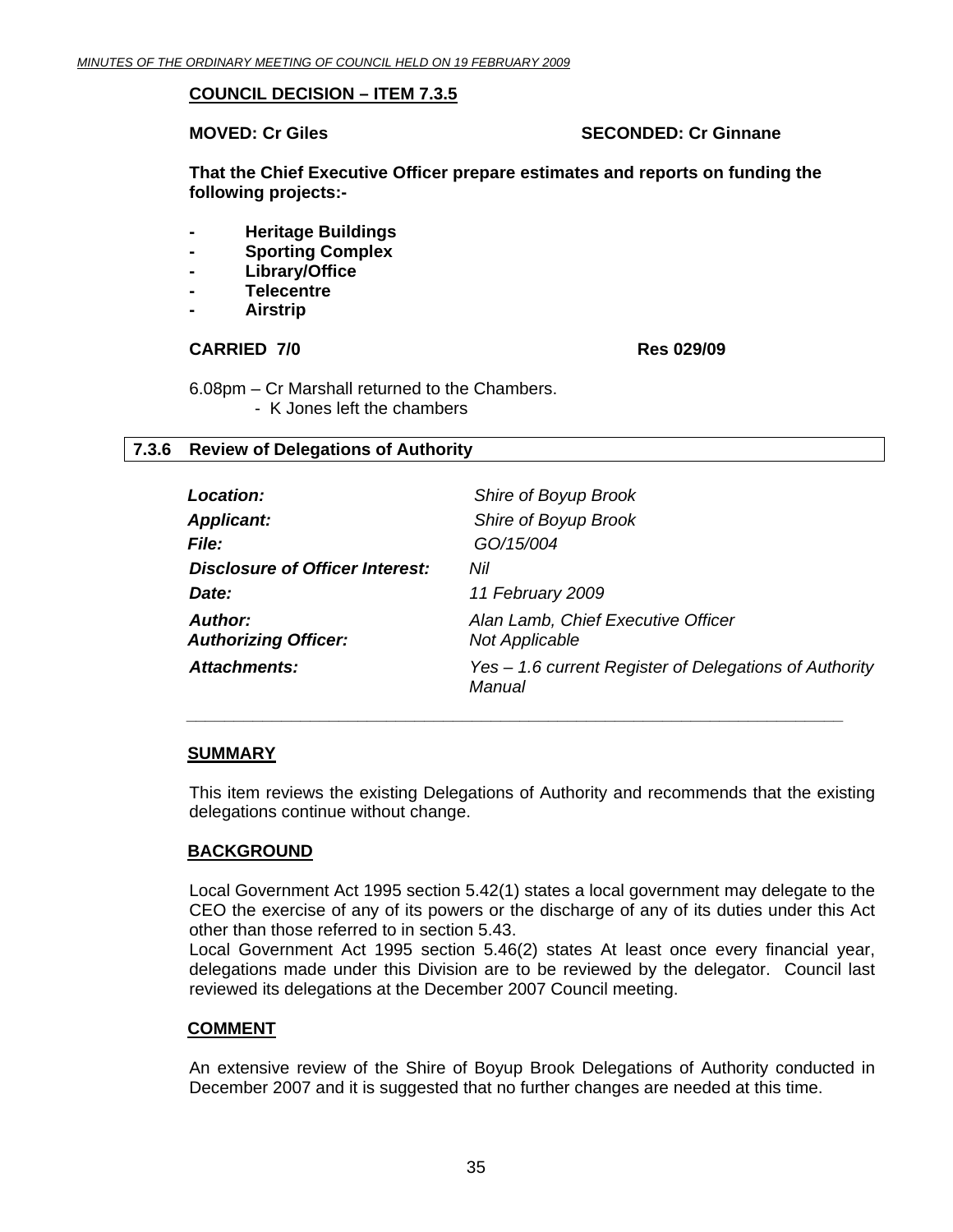**COUNCIL DECISION – ITEM 7.3.5**

**MOVED: Cr Giles SECONDED: Cr Ginnane**

**That the Chief Executive Officer prepare estimates and reports on funding the following projects:-**

- **Heritage Buildings**
- **Sporting Complex**
- **Library/Office**
- **Telecentre**
- **Airstrip**

**CARRIED 7/0 Res 029/09**

6.08pm – Cr Marshall returned to the Chambers.
- K Jones left the chambers

### 7.3.6 Review of Delegations of Authority

| | |
|---|---|
| ***Location:*** | *Shire of Boyup Brook* |
| ***Applicant:*** | *Shire of Boyup Brook* |
| ***File:*** | *GO/15/004* |
| ***Disclosure of Officer Interest:*** | *Nil* |
| ***Date:*** | *11 February 2009* |
| ***Author:*** | *Alan Lamb, Chief Executive Officer* |
| ***Authorizing Officer:*** | *Not Applicable* |
| ***Attachments:*** | *Yes – 1.6 current Register of Delegations of Authority Manual* |

**SUMMARY**

This item reviews the existing Delegations of Authority and recommends that the existing delegations continue without change.

**BACKGROUND**

Local Government Act 1995 section 5.42(1) states a local government may delegate to the CEO the exercise of any of its powers or the discharge of any of its duties under this Act other than those referred to in section 5.43.
Local Government Act 1995 section 5.46(2) states At least once every financial year, delegations made under this Division are to be reviewed by the delegator. Council last reviewed its delegations at the December 2007 Council meeting.

**COMMENT**

An extensive review of the Shire of Boyup Brook Delegations of Authority conducted in December 2007 and it is suggested that no further changes are needed at this time.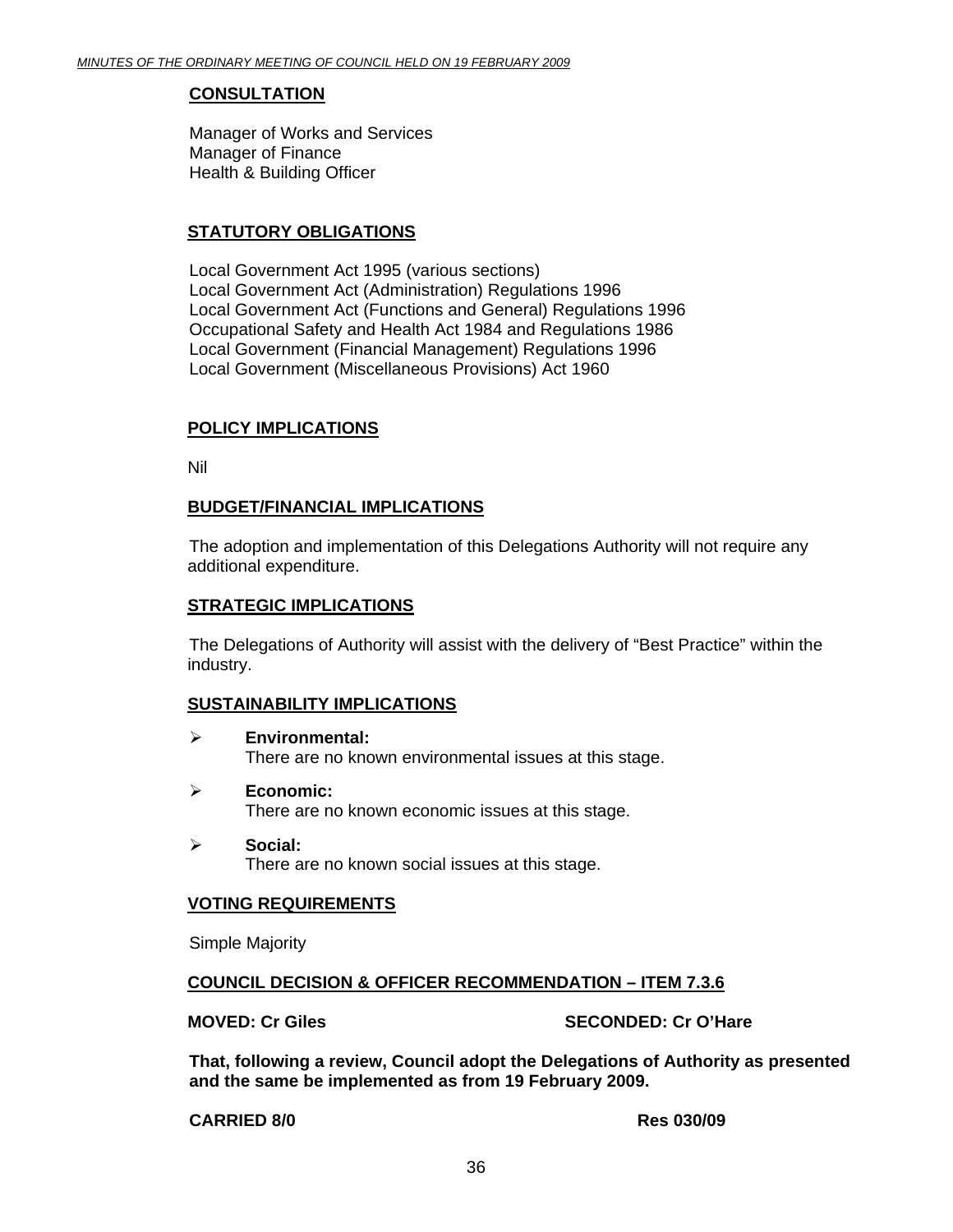**CONSULTATION**

Manager of Works and Services
Manager of Finance
Health & Building Officer

**STATUTORY OBLIGATIONS**

Local Government Act 1995 (various sections)
Local Government Act (Administration) Regulations 1996
Local Government Act (Functions and General) Regulations 1996
Occupational Safety and Health Act 1984 and Regulations 1986
Local Government (Financial Management) Regulations 1996
Local Government (Miscellaneous Provisions) Act 1960

**POLICY IMPLICATIONS**

Nil

**BUDGET/FINANCIAL IMPLICATIONS**

The adoption and implementation of this Delegations Authority will not require any additional expenditure.

**STRATEGIC IMPLICATIONS**

The Delegations of Authority will assist with the delivery of "Best Practice" within the industry.

**SUSTAINABILITY IMPLICATIONS**

- **Environmental:**
  There are no known environmental issues at this stage.
- **Economic:**
  There are no known economic issues at this stage.
- **Social:**
  There are no known social issues at this stage.

**VOTING REQUIREMENTS**

Simple Majority

**COUNCIL DECISION & OFFICER RECOMMENDATION – ITEM 7.3.6**

**MOVED: Cr Giles** **SECONDED: Cr O'Hare**

**That, following a review, Council adopt the Delegations of Authority as presented and the same be implemented as from 19 February 2009.**

**CARRIED 8/0** **Res 030/09**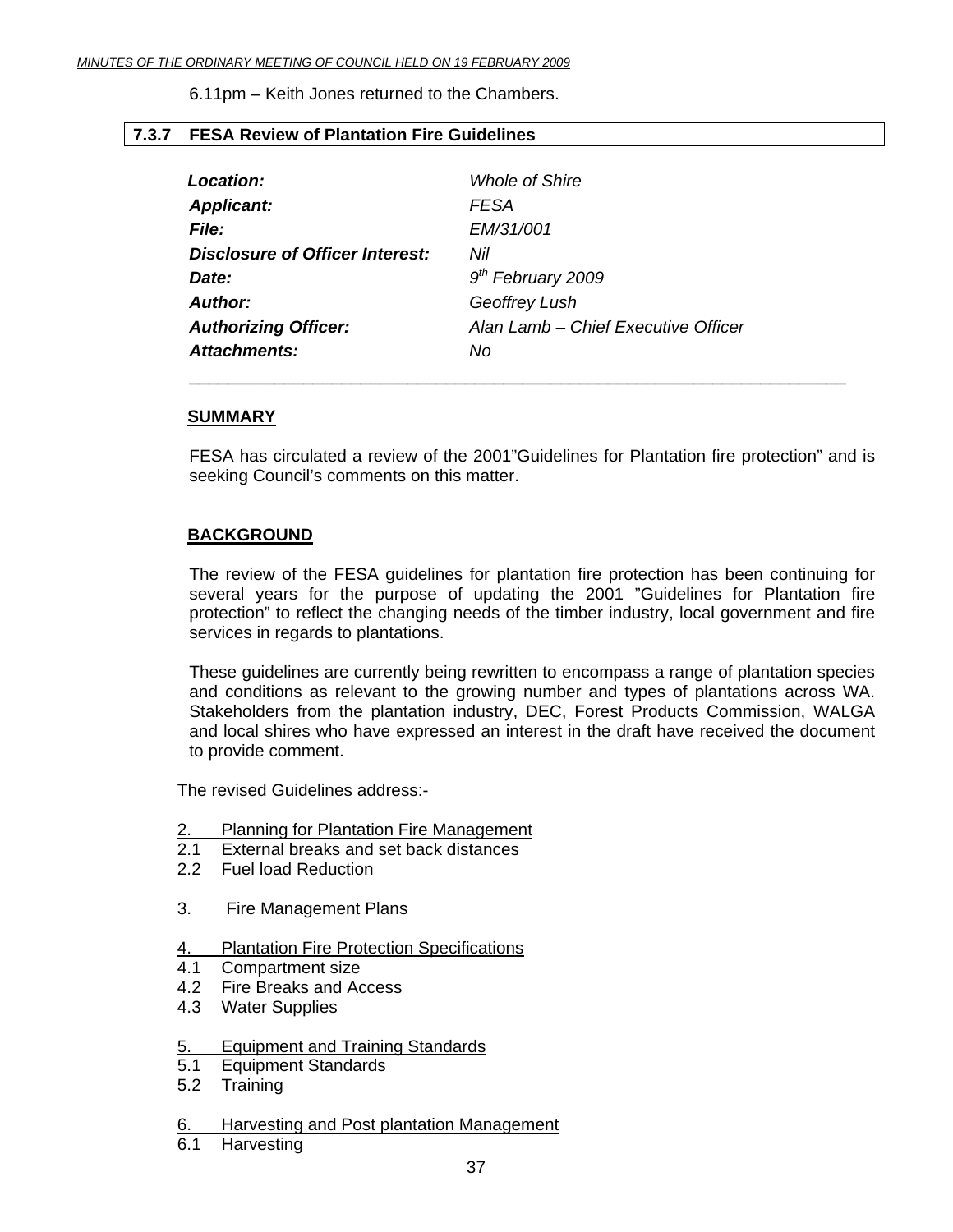6.11pm – Keith Jones returned to the Chambers.

## 7.3.7 FESA Review of Plantation Fire Guidelines

| | |
|---|---|
| ***Location:*** | *Whole of Shire* |
| ***Applicant:*** | *FESA* |
| ***File:*** | *EM/31/001* |
| ***Disclosure of Officer Interest:*** | *Nil* |
| ***Date:*** | *9th February 2009* |
| ***Author:*** | *Geoffrey Lush* |
| ***Authorizing Officer:*** | *Alan Lamb – Chief Executive Officer* |
| ***Attachments:*** | *No* |

### SUMMARY

FESA has circulated a review of the 2001"Guidelines for Plantation fire protection" and is seeking Council's comments on this matter.

### BACKGROUND

The review of the FESA guidelines for plantation fire protection has been continuing for several years for the purpose of updating the 2001 "Guidelines for Plantation fire protection" to reflect the changing needs of the timber industry, local government and fire services in regards to plantations.

These guidelines are currently being rewritten to encompass a range of plantation species and conditions as relevant to the growing number and types of plantations across WA. Stakeholders from the plantation industry, DEC, Forest Products Commission, WALGA and local shires who have expressed an interest in the draft have received the document to provide comment.

The revised Guidelines address:-

2. Planning for Plantation Fire Management
2.1 External breaks and set back distances
2.2 Fuel load Reduction

3. Fire Management Plans

4. Plantation Fire Protection Specifications
4.1 Compartment size
4.2 Fire Breaks and Access
4.3 Water Supplies

5. Equipment and Training Standards
5.1 Equipment Standards
5.2 Training

6. Harvesting and Post plantation Management
6.1 Harvesting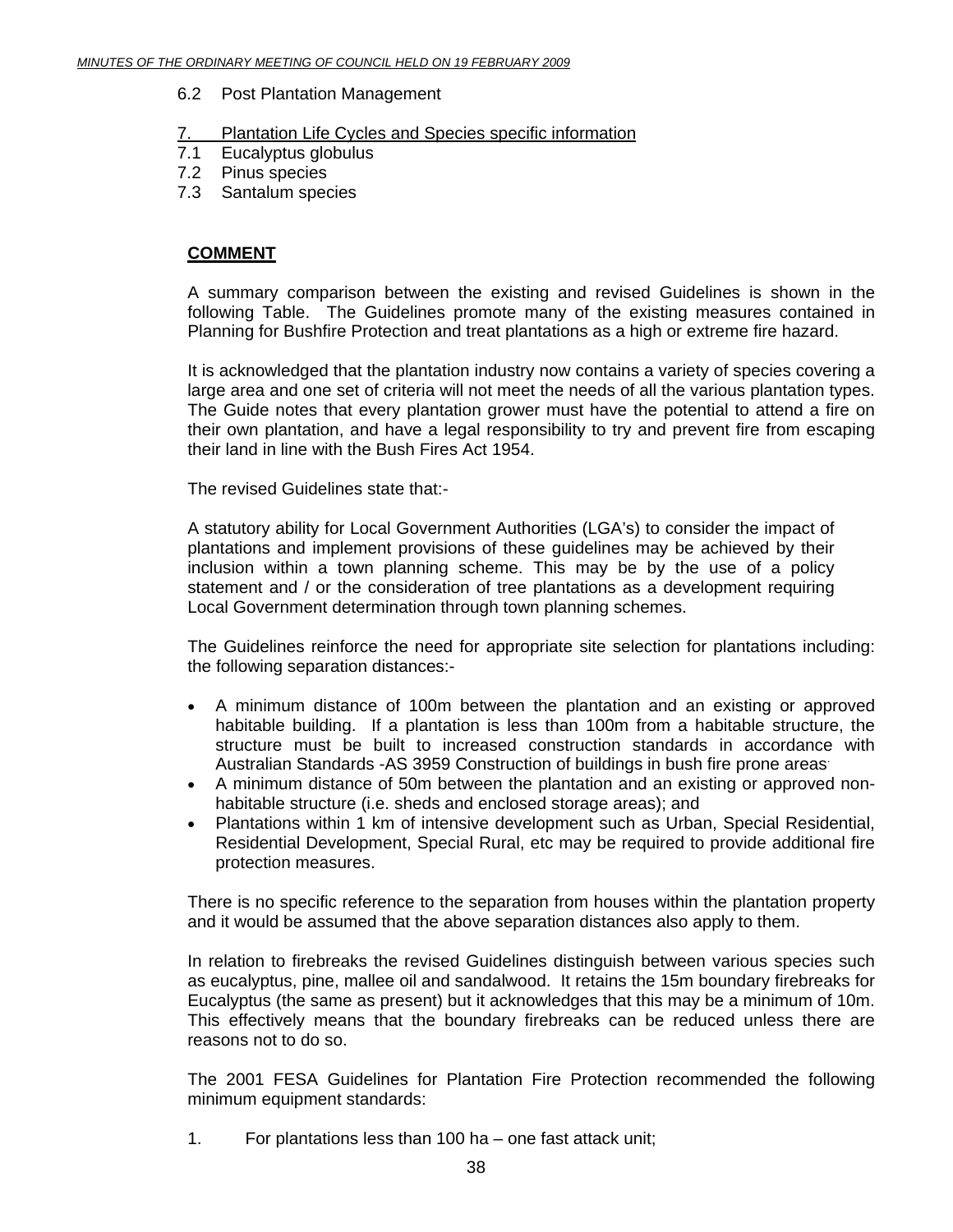6.2 Post Plantation Management

7. Plantation Life Cycles and Species specific information
7.1 Eucalyptus globulus
7.2 Pinus species
7.3 Santalum species

**COMMENT**

A summary comparison between the existing and revised Guidelines is shown in the following Table. The Guidelines promote many of the existing measures contained in Planning for Bushfire Protection and treat plantations as a high or extreme fire hazard.

It is acknowledged that the plantation industry now contains a variety of species covering a large area and one set of criteria will not meet the needs of all the various plantation types. The Guide notes that every plantation grower must have the potential to attend a fire on their own plantation, and have a legal responsibility to try and prevent fire from escaping their land in line with the Bush Fires Act 1954.

The revised Guidelines state that:-

A statutory ability for Local Government Authorities (LGA's) to consider the impact of plantations and implement provisions of these guidelines may be achieved by their inclusion within a town planning scheme. This may be by the use of a policy statement and / or the consideration of tree plantations as a development requiring Local Government determination through town planning schemes.

The Guidelines reinforce the need for appropriate site selection for plantations including: the following separation distances:-

- A minimum distance of 100m between the plantation and an existing or approved habitable building. If a plantation is less than 100m from a habitable structure, the structure must be built to increased construction standards in accordance with Australian Standards -AS 3959 Construction of buildings in bush fire prone areas.
- A minimum distance of 50m between the plantation and an existing or approved non-habitable structure (i.e. sheds and enclosed storage areas); and
- Plantations within 1 km of intensive development such as Urban, Special Residential, Residential Development, Special Rural, etc may be required to provide additional fire protection measures.

There is no specific reference to the separation from houses within the plantation property and it would be assumed that the above separation distances also apply to them.

In relation to firebreaks the revised Guidelines distinguish between various species such as eucalyptus, pine, mallee oil and sandalwood. It retains the 15m boundary firebreaks for Eucalyptus (the same as present) but it acknowledges that this may be a minimum of 10m. This effectively means that the boundary firebreaks can be reduced unless there are reasons not to do so.

The 2001 FESA Guidelines for Plantation Fire Protection recommended the following minimum equipment standards:

1. For plantations less than 100 ha – one fast attack unit;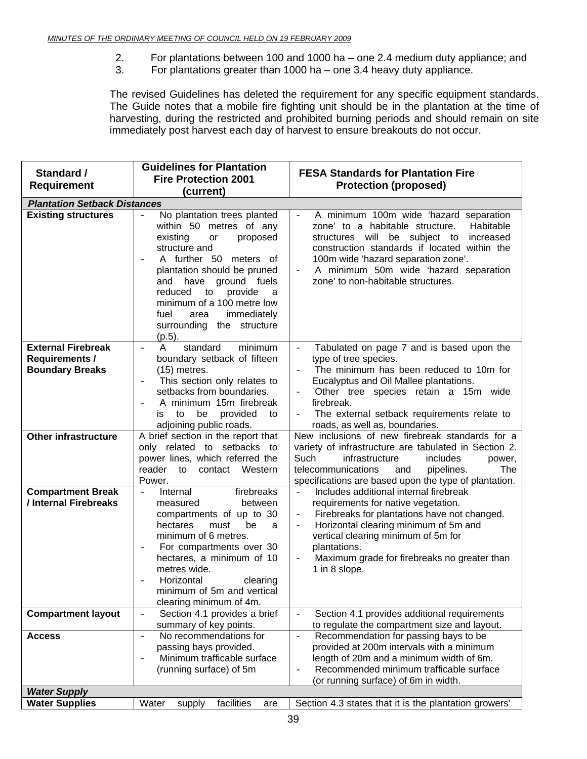2. For plantations between 100 and 1000 ha – one 2.4 medium duty appliance; and
3. For plantations greater than 1000 ha – one 3.4 heavy duty appliance.

The revised Guidelines has deleted the requirement for any specific equipment standards. The Guide notes that a mobile fire fighting unit should be in the plantation at the time of harvesting, during the restricted and prohibited burning periods and should remain on site immediately post harvest each day of harvest to ensure breakouts do not occur.

| Standard / Requirement | Guidelines for Plantation Fire Protection 2001 (current) | FESA Standards for Plantation Fire Protection (proposed) |
|---|---|---|
| ***Plantation Setback Distances*** | | |
| **Existing structures** | - No plantation trees planted within 50 metres of any existing or proposed structure and<br>- A further 50 meters of plantation should be pruned and have ground fuels reduced to provide a minimum of a 100 metre low fuel area immediately surrounding the structure (p.5). | - A minimum 100m wide 'hazard separation zone' to a habitable structure. Habitable structures will be subject to increased construction standards if located within the 100m wide 'hazard separation zone'.<br>- A minimum 50m wide 'hazard separation zone' to non-habitable structures. |
| **External Firebreak Requirements / Boundary Breaks** | - A standard minimum boundary setback of fifteen (15) metres.<br>- This section only relates to setbacks from boundaries.<br>- A minimum 15m firebreak is to be provided to adjoining public roads. | - Tabulated on page 7 and is based upon the type of tree species.<br>- The minimum has been reduced to 10m for Eucalyptus and Oil Mallee plantations.<br>- Other tree species retain a 15m wide firebreak.<br>- The external setback requirements relate to roads, as well as, boundaries. |
| **Other infrastructure** | A brief section in the report that only related to setbacks to power lines, which referred the reader to contact Western Power. | New inclusions of new firebreak standards for a variety of infrastructure are tabulated in Section 2. Such infrastructure includes power, telecommunications and pipelines. The specifications are based upon the type of plantation. |
| **Compartment Break / Internal Firebreaks** | - Internal firebreaks measured between compartments of up to 30 hectares must be a minimum of 6 metres.<br>- For compartments over 30 hectares, a minimum of 10 metres wide.<br>- Horizontal clearing minimum of 5m and vertical clearing minimum of 4m. | - Includes additional internal firebreak requirements for native vegetation.<br>- Firebreaks for plantations have not changed.<br>- Horizontal clearing minimum of 5m and vertical clearing minimum of 5m for plantations.<br>- Maximum grade for firebreaks no greater than 1 in 8 slope. |
| **Compartment layout** | - Section 4.1 provides a brief summary of key points. | - Section 4.1 provides additional requirements to regulate the compartment size and layout. |
| **Access** | - No recommendations for passing bays provided.<br>- Minimum trafficable surface (running surface) of 5m | - Recommendation for passing bays to be provided at 200m intervals with a minimum length of 20m and a minimum width of 6m.<br>- Recommended minimum trafficable surface (or running surface) of 6m in width. |
| ***Water Supply*** | | |
| **Water Supplies** | Water supply facilities are | Section 4.3 states that it is the plantation growers' |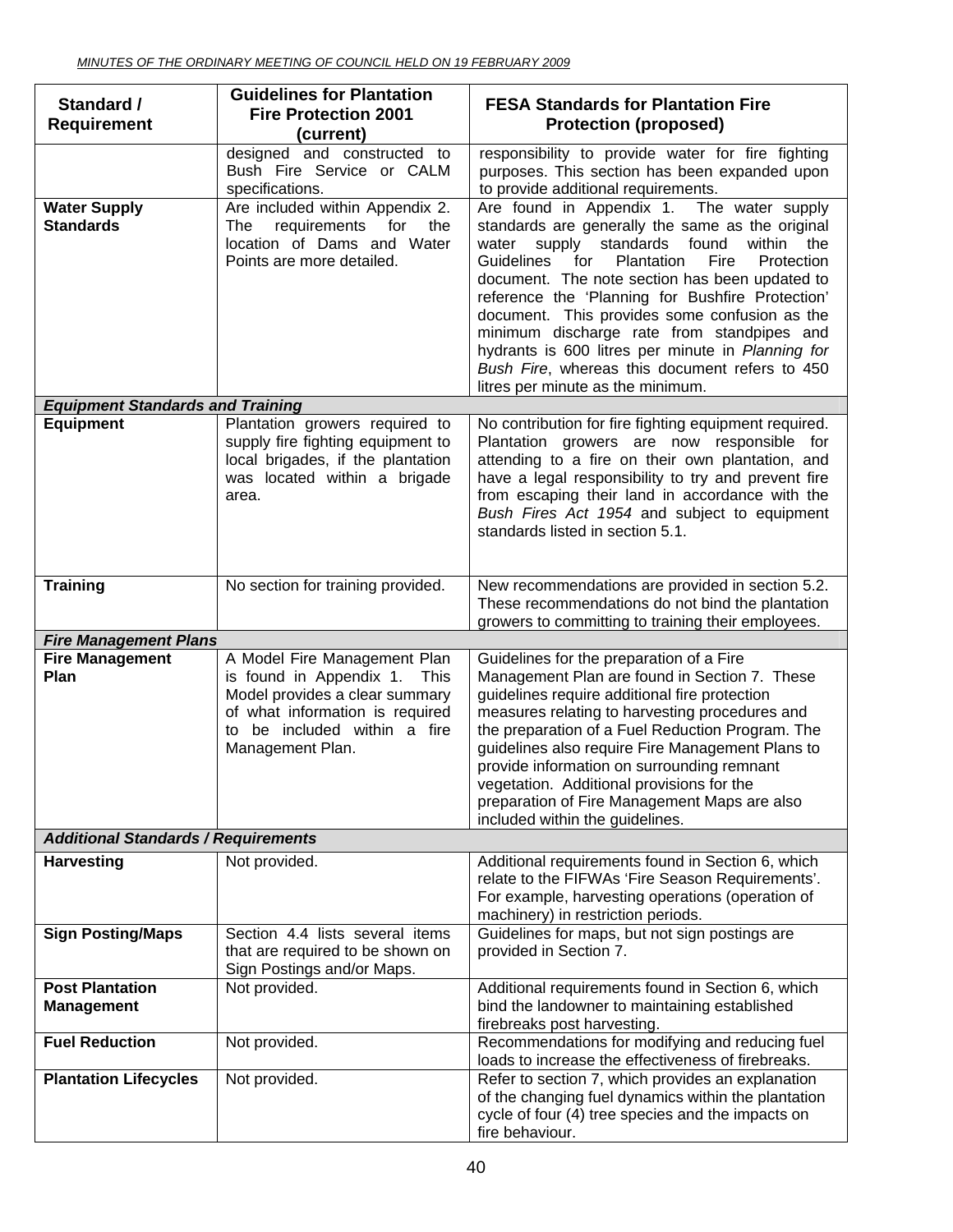| Standard / Requirement | Guidelines for Plantation Fire Protection 2001 (current) | FESA Standards for Plantation Fire Protection (proposed) |
| --- | --- | --- |
| | designed and constructed to Bush Fire Service or CALM specifications. | responsibility to provide water for fire fighting purposes. This section has been expanded upon to provide additional requirements. |
| **Water Supply Standards** | Are included within Appendix 2. The requirements for the location of Dams and Water Points are more detailed. | Are found in Appendix 1. The water supply standards are generally the same as the original water supply standards found within the Guidelines for Plantation Fire Protection document. The note section has been updated to reference the 'Planning for Bushfire Protection' document. This provides some confusion as the minimum discharge rate from standpipes and hydrants is 600 litres per minute in *Planning for Bush Fire*, whereas this document refers to 450 litres per minute as the minimum. |
| ***Equipment Standards and Training*** | | |
| **Equipment** | Plantation growers required to supply fire fighting equipment to local brigades, if the plantation was located within a brigade area. | No contribution for fire fighting equipment required. Plantation growers are now responsible for attending to a fire on their own plantation, and have a legal responsibility to try and prevent fire from escaping their land in accordance with the *Bush Fires Act 1954* and subject to equipment standards listed in section 5.1. |
| **Training** | No section for training provided. | New recommendations are provided in section 5.2. These recommendations do not bind the plantation growers to committing to training their employees. |
| ***Fire Management Plans*** | | |
| **Fire Management Plan** | A Model Fire Management Plan is found in Appendix 1. This Model provides a clear summary of what information is required to be included within a fire Management Plan. | Guidelines for the preparation of a Fire Management Plan are found in Section 7. These guidelines require additional fire protection measures relating to harvesting procedures and the preparation of a Fuel Reduction Program. The guidelines also require Fire Management Plans to provide information on surrounding remnant vegetation. Additional provisions for the preparation of Fire Management Maps are also included within the guidelines. |
| ***Additional Standards / Requirements*** | | |
| **Harvesting** | Not provided. | Additional requirements found in Section 6, which relate to the FIFWAs 'Fire Season Requirements'. For example, harvesting operations (operation of machinery) in restriction periods. |
| **Sign Posting/Maps** | Section 4.4 lists several items that are required to be shown on Sign Postings and/or Maps. | Guidelines for maps, but not sign postings are provided in Section 7. |
| **Post Plantation Management** | Not provided. | Additional requirements found in Section 6, which bind the landowner to maintaining established firebreaks post harvesting. |
| **Fuel Reduction** | Not provided. | Recommendations for modifying and reducing fuel loads to increase the effectiveness of firebreaks. |
| **Plantation Lifecycles** | Not provided. | Refer to section 7, which provides an explanation of the changing fuel dynamics within the plantation cycle of four (4) tree species and the impacts on fire behaviour. |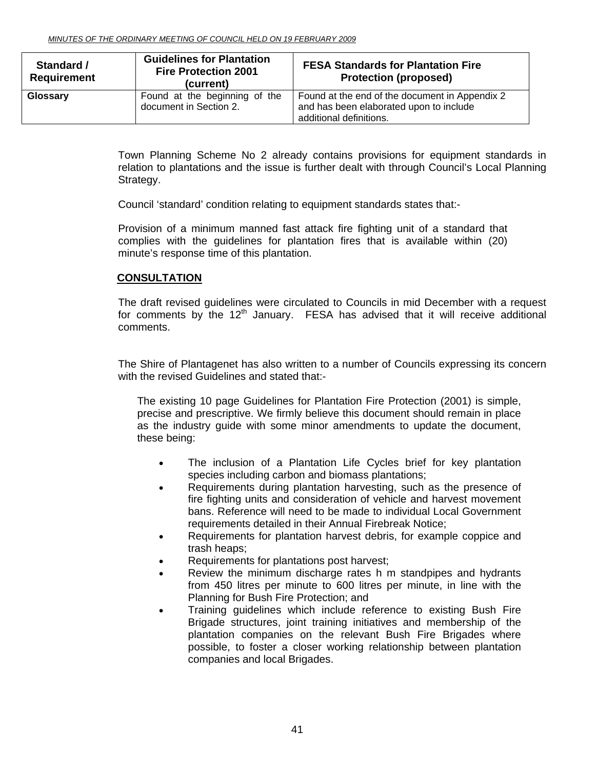| Standard / Requirement | Guidelines for Plantation Fire Protection 2001 (current) | FESA Standards for Plantation Fire Protection (proposed) |
|---|---|---|
| **Glossary** | Found at the beginning of the document in Section 2. | Found at the end of the document in Appendix 2 and has been elaborated upon to include additional definitions. |

Town Planning Scheme No 2 already contains provisions for equipment standards in relation to plantations and the issue is further dealt with through Council's Local Planning Strategy.

Council 'standard' condition relating to equipment standards states that:-

Provision of a minimum manned fast attack fire fighting unit of a standard that complies with the guidelines for plantation fires that is available within (20) minute's response time of this plantation.

## CONSULTATION

The draft revised guidelines were circulated to Councils in mid December with a request for comments by the 12th January. FESA has advised that it will receive additional comments.

The Shire of Plantagenet has also written to a number of Councils expressing its concern with the revised Guidelines and stated that:-

> The existing 10 page Guidelines for Plantation Fire Protection (2001) is simple, precise and prescriptive. We firmly believe this document should remain in place as the industry guide with some minor amendments to update the document, these being:
>
> - The inclusion of a Plantation Life Cycles brief for key plantation species including carbon and biomass plantations;
> - Requirements during plantation harvesting, such as the presence of fire fighting units and consideration of vehicle and harvest movement bans. Reference will need to be made to individual Local Government requirements detailed in their Annual Firebreak Notice;
> - Requirements for plantation harvest debris, for example coppice and trash heaps;
> - Requirements for plantations post harvest;
> - Review the minimum discharge rates h m standpipes and hydrants from 450 litres per minute to 600 litres per minute, in line with the Planning for Bush Fire Protection; and
> - Training guidelines which include reference to existing Bush Fire Brigade structures, joint training initiatives and membership of the plantation companies on the relevant Bush Fire Brigades where possible, to foster a closer working relationship between plantation companies and local Brigades.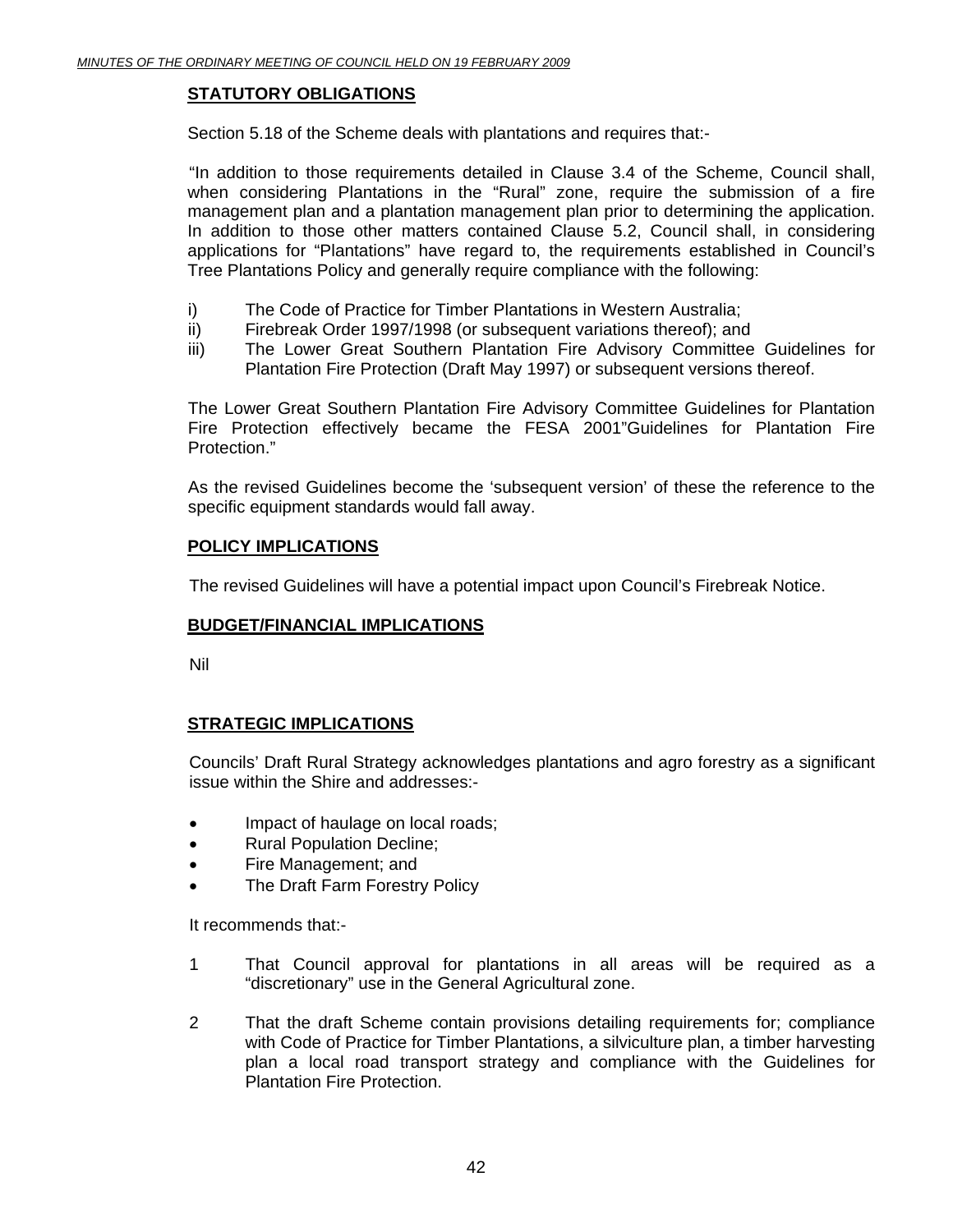## STATUTORY OBLIGATIONS

Section 5.18 of the Scheme deals with plantations and requires that:-

"In addition to those requirements detailed in Clause 3.4 of the Scheme, Council shall, when considering Plantations in the "Rural" zone, require the submission of a fire management plan and a plantation management plan prior to determining the application. In addition to those other matters contained Clause 5.2, Council shall, in considering applications for "Plantations" have regard to, the requirements established in Council's Tree Plantations Policy and generally require compliance with the following:

i) The Code of Practice for Timber Plantations in Western Australia;
ii) Firebreak Order 1997/1998 (or subsequent variations thereof); and
iii) The Lower Great Southern Plantation Fire Advisory Committee Guidelines for Plantation Fire Protection (Draft May 1997) or subsequent versions thereof.

The Lower Great Southern Plantation Fire Advisory Committee Guidelines for Plantation Fire Protection effectively became the FESA 2001"Guidelines for Plantation Fire Protection."

As the revised Guidelines become the 'subsequent version' of these the reference to the specific equipment standards would fall away.

## POLICY IMPLICATIONS

The revised Guidelines will have a potential impact upon Council's Firebreak Notice.

## BUDGET/FINANCIAL IMPLICATIONS

Nil

## STRATEGIC IMPLICATIONS

Councils' Draft Rural Strategy acknowledges plantations and agro forestry as a significant issue within the Shire and addresses:-

- Impact of haulage on local roads;
- Rural Population Decline;
- Fire Management; and
- The Draft Farm Forestry Policy

It recommends that:-

1 That Council approval for plantations in all areas will be required as a "discretionary" use in the General Agricultural zone.

2 That the draft Scheme contain provisions detailing requirements for; compliance with Code of Practice for Timber Plantations, a silviculture plan, a timber harvesting plan a local road transport strategy and compliance with the Guidelines for Plantation Fire Protection.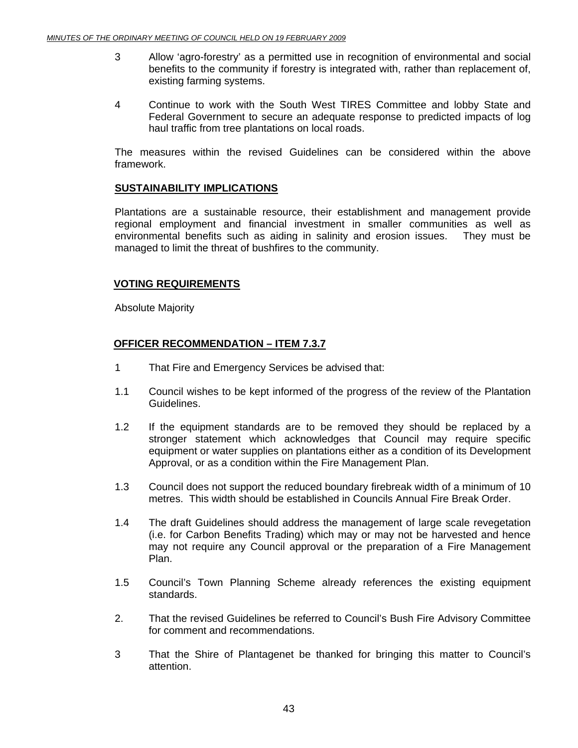3 Allow 'agro-forestry' as a permitted use in recognition of environmental and social benefits to the community if forestry is integrated with, rather than replacement of, existing farming systems.

4 Continue to work with the South West TIRES Committee and lobby State and Federal Government to secure an adequate response to predicted impacts of log haul traffic from tree plantations on local roads.

The measures within the revised Guidelines can be considered within the above framework.

**SUSTAINABILITY IMPLICATIONS**

Plantations are a sustainable resource, their establishment and management provide regional employment and financial investment in smaller communities as well as environmental benefits such as aiding in salinity and erosion issues. They must be managed to limit the threat of bushfires to the community.

**VOTING REQUIREMENTS**

Absolute Majority

**OFFICER RECOMMENDATION – ITEM 7.3.7**

1 That Fire and Emergency Services be advised that:

1.1 Council wishes to be kept informed of the progress of the review of the Plantation Guidelines.

1.2 If the equipment standards are to be removed they should be replaced by a stronger statement which acknowledges that Council may require specific equipment or water supplies on plantations either as a condition of its Development Approval, or as a condition within the Fire Management Plan.

1.3 Council does not support the reduced boundary firebreak width of a minimum of 10 metres. This width should be established in Councils Annual Fire Break Order.

1.4 The draft Guidelines should address the management of large scale revegetation (i.e. for Carbon Benefits Trading) which may or may not be harvested and hence may not require any Council approval or the preparation of a Fire Management Plan.

1.5 Council's Town Planning Scheme already references the existing equipment standards.

2. That the revised Guidelines be referred to Council's Bush Fire Advisory Committee for comment and recommendations.

3 That the Shire of Plantagenet be thanked for bringing this matter to Council's attention.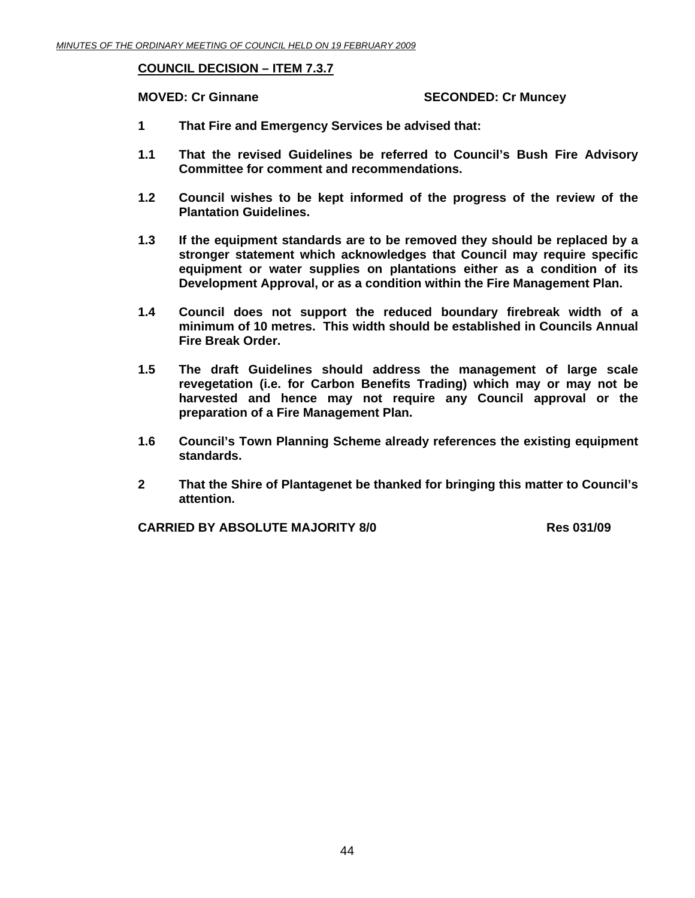**COUNCIL DECISION – ITEM 7.3.7**

**MOVED: Cr Ginnane SECONDED: Cr Muncey**

**1 That Fire and Emergency Services be advised that:**

**1.1 That the revised Guidelines be referred to Council's Bush Fire Advisory Committee for comment and recommendations.**

**1.2 Council wishes to be kept informed of the progress of the review of the Plantation Guidelines.**

**1.3 If the equipment standards are to be removed they should be replaced by a stronger statement which acknowledges that Council may require specific equipment or water supplies on plantations either as a condition of its Development Approval, or as a condition within the Fire Management Plan.**

**1.4 Council does not support the reduced boundary firebreak width of a minimum of 10 metres. This width should be established in Councils Annual Fire Break Order.**

**1.5 The draft Guidelines should address the management of large scale revegetation (i.e. for Carbon Benefits Trading) which may or may not be harvested and hence may not require any Council approval or the preparation of a Fire Management Plan.**

**1.6 Council's Town Planning Scheme already references the existing equipment standards.**

**2 That the Shire of Plantagenet be thanked for bringing this matter to Council's attention.**

**CARRIED BY ABSOLUTE MAJORITY 8/0 Res 031/09**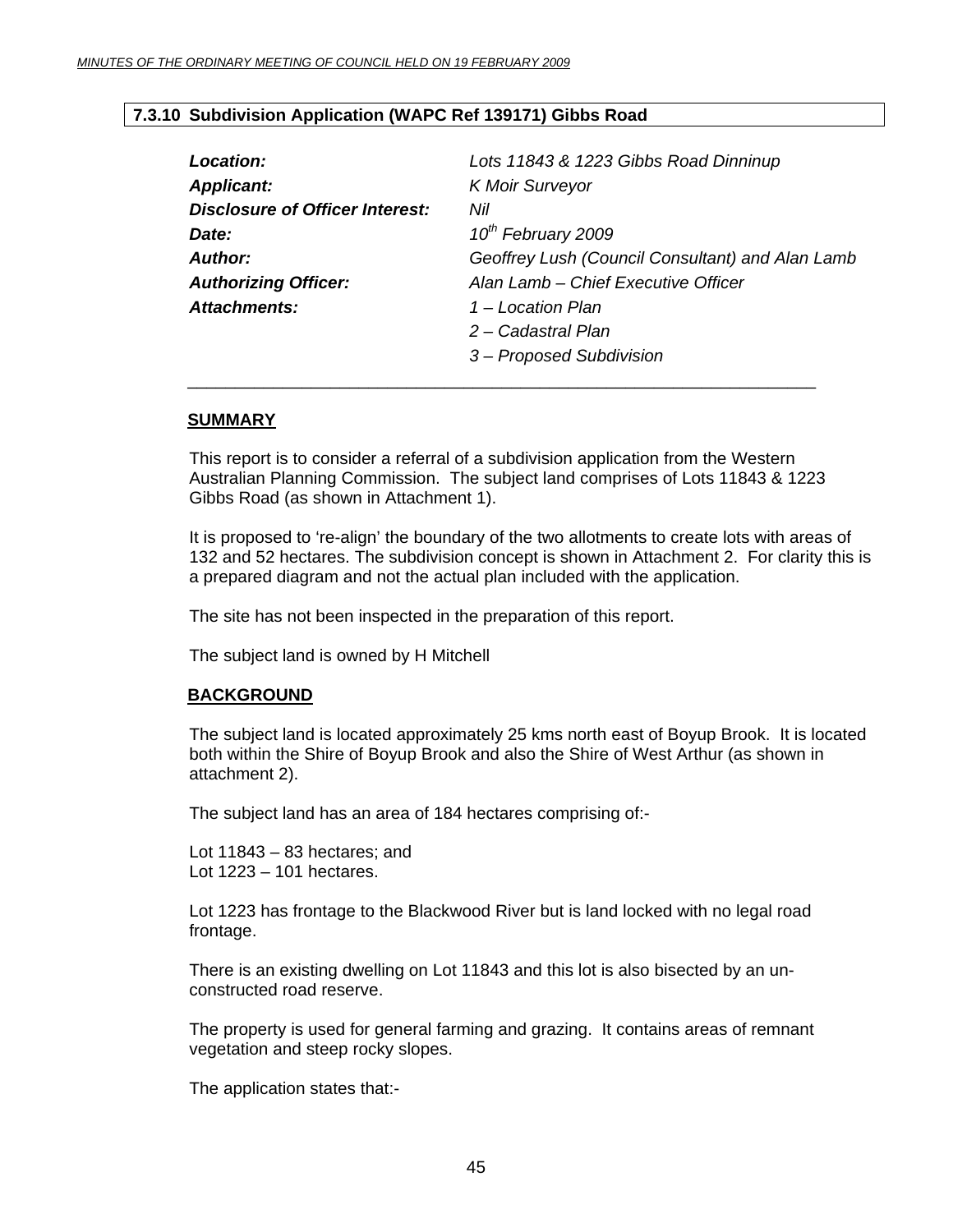### 7.3.10 Subdivision Application (WAPC Ref 139171) Gibbs Road

| | |
|---|---|
| ***Location:*** | *Lots 11843 & 1223 Gibbs Road Dinninup* |
| ***Applicant:*** | *K Moir Surveyor* |
| ***Disclosure of Officer Interest:*** | *Nil* |
| ***Date:*** | *10th February 2009* |
| ***Author:*** | *Geoffrey Lush (Council Consultant) and Alan Lamb* |
| ***Authorizing Officer:*** | *Alan Lamb – Chief Executive Officer* |
| ***Attachments:*** | *1 – Location Plan* |
| | *2 – Cadastral Plan* |
| | *3 – Proposed Subdivision* |

**SUMMARY**

This report is to consider a referral of a subdivision application from the Western Australian Planning Commission. The subject land comprises of Lots 11843 & 1223 Gibbs Road (as shown in Attachment 1).

It is proposed to 're-align' the boundary of the two allotments to create lots with areas of 132 and 52 hectares. The subdivision concept is shown in Attachment 2. For clarity this is a prepared diagram and not the actual plan included with the application.

The site has not been inspected in the preparation of this report.

The subject land is owned by H Mitchell

**BACKGROUND**

The subject land is located approximately 25 kms north east of Boyup Brook. It is located both within the Shire of Boyup Brook and also the Shire of West Arthur (as shown in attachment 2).

The subject land has an area of 184 hectares comprising of:-

Lot 11843 – 83 hectares; and
Lot 1223 – 101 hectares.

Lot 1223 has frontage to the Blackwood River but is land locked with no legal road frontage.

There is an existing dwelling on Lot 11843 and this lot is also bisected by an un-constructed road reserve.

The property is used for general farming and grazing. It contains areas of remnant vegetation and steep rocky slopes.

The application states that:-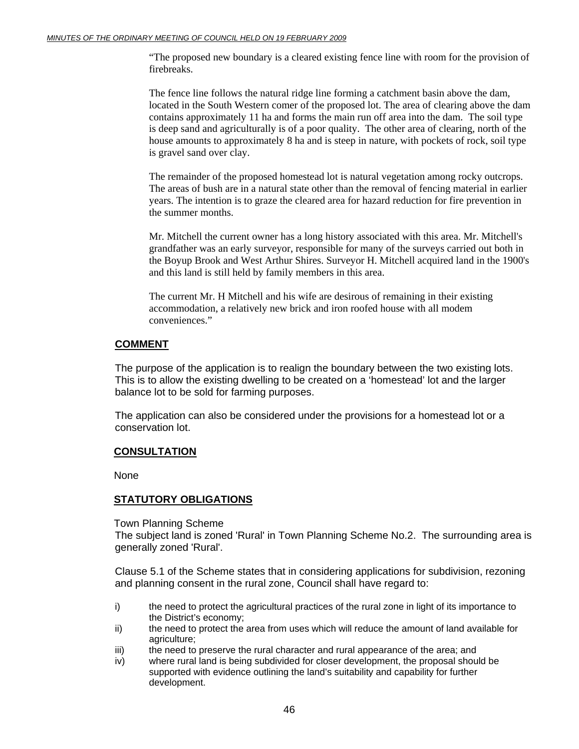"The proposed new boundary is a cleared existing fence line with room for the provision of firebreaks.

The fence line follows the natural ridge line forming a catchment basin above the dam, located in the South Western comer of the proposed lot. The area of clearing above the dam contains approximately 11 ha and forms the main run off area into the dam. The soil type is deep sand and agriculturally is of a poor quality. The other area of clearing, north of the house amounts to approximately 8 ha and is steep in nature, with pockets of rock, soil type is gravel sand over clay.

The remainder of the proposed homestead lot is natural vegetation among rocky outcrops. The areas of bush are in a natural state other than the removal of fencing material in earlier years. The intention is to graze the cleared area for hazard reduction for fire prevention in the summer months.

Mr. Mitchell the current owner has a long history associated with this area. Mr. Mitchell's grandfather was an early surveyor, responsible for many of the surveys carried out both in the Boyup Brook and West Arthur Shires. Surveyor H. Mitchell acquired land in the 1900's and this land is still held by family members in this area.

The current Mr. H Mitchell and his wife are desirous of remaining in their existing accommodation, a relatively new brick and iron roofed house with all modem conveniences."

## COMMENT

The purpose of the application is to realign the boundary between the two existing lots. This is to allow the existing dwelling to be created on a 'homestead' lot and the larger balance lot to be sold for farming purposes.

The application can also be considered under the provisions for a homestead lot or a conservation lot.

## CONSULTATION

None

## STATUTORY OBLIGATIONS

Town Planning Scheme

The subject land is zoned 'Rural' in Town Planning Scheme No.2. The surrounding area is generally zoned 'Rural'.

Clause 5.1 of the Scheme states that in considering applications for subdivision, rezoning and planning consent in the rural zone, Council shall have regard to:

i) the need to protect the agricultural practices of the rural zone in light of its importance to the District's economy;
ii) the need to protect the area from uses which will reduce the amount of land available for agriculture;
iii) the need to preserve the rural character and rural appearance of the area; and
iv) where rural land is being subdivided for closer development, the proposal should be supported with evidence outlining the land's suitability and capability for further development.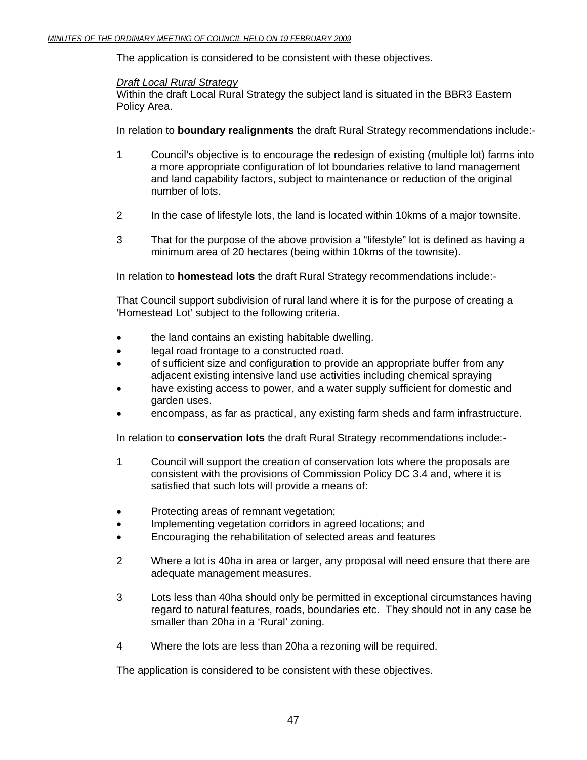The application is considered to be consistent with these objectives.

*Draft Local Rural Strategy*

Within the draft Local Rural Strategy the subject land is situated in the BBR3 Eastern Policy Area.

In relation to **boundary realignments** the draft Rural Strategy recommendations include:-

1. Council's objective is to encourage the redesign of existing (multiple lot) farms into a more appropriate configuration of lot boundaries relative to land management and land capability factors, subject to maintenance or reduction of the original number of lots.

2. In the case of lifestyle lots, the land is located within 10kms of a major townsite.

3. That for the purpose of the above provision a "lifestyle" lot is defined as having a minimum area of 20 hectares (being within 10kms of the townsite).

In relation to **homestead lots** the draft Rural Strategy recommendations include:-

That Council support subdivision of rural land where it is for the purpose of creating a 'Homestead Lot' subject to the following criteria.

- the land contains an existing habitable dwelling.
- legal road frontage to a constructed road.
- of sufficient size and configuration to provide an appropriate buffer from any adjacent existing intensive land use activities including chemical spraying
- have existing access to power, and a water supply sufficient for domestic and garden uses.
- encompass, as far as practical, any existing farm sheds and farm infrastructure.

In relation to **conservation lots** the draft Rural Strategy recommendations include:-

1. Council will support the creation of conservation lots where the proposals are consistent with the provisions of Commission Policy DC 3.4 and, where it is satisfied that such lots will provide a means of:

- Protecting areas of remnant vegetation;
- Implementing vegetation corridors in agreed locations; and
- Encouraging the rehabilitation of selected areas and features

2. Where a lot is 40ha in area or larger, any proposal will need ensure that there are adequate management measures.

3. Lots less than 40ha should only be permitted in exceptional circumstances having regard to natural features, roads, boundaries etc. They should not in any case be smaller than 20ha in a 'Rural' zoning.

4. Where the lots are less than 20ha a rezoning will be required.

The application is considered to be consistent with these objectives.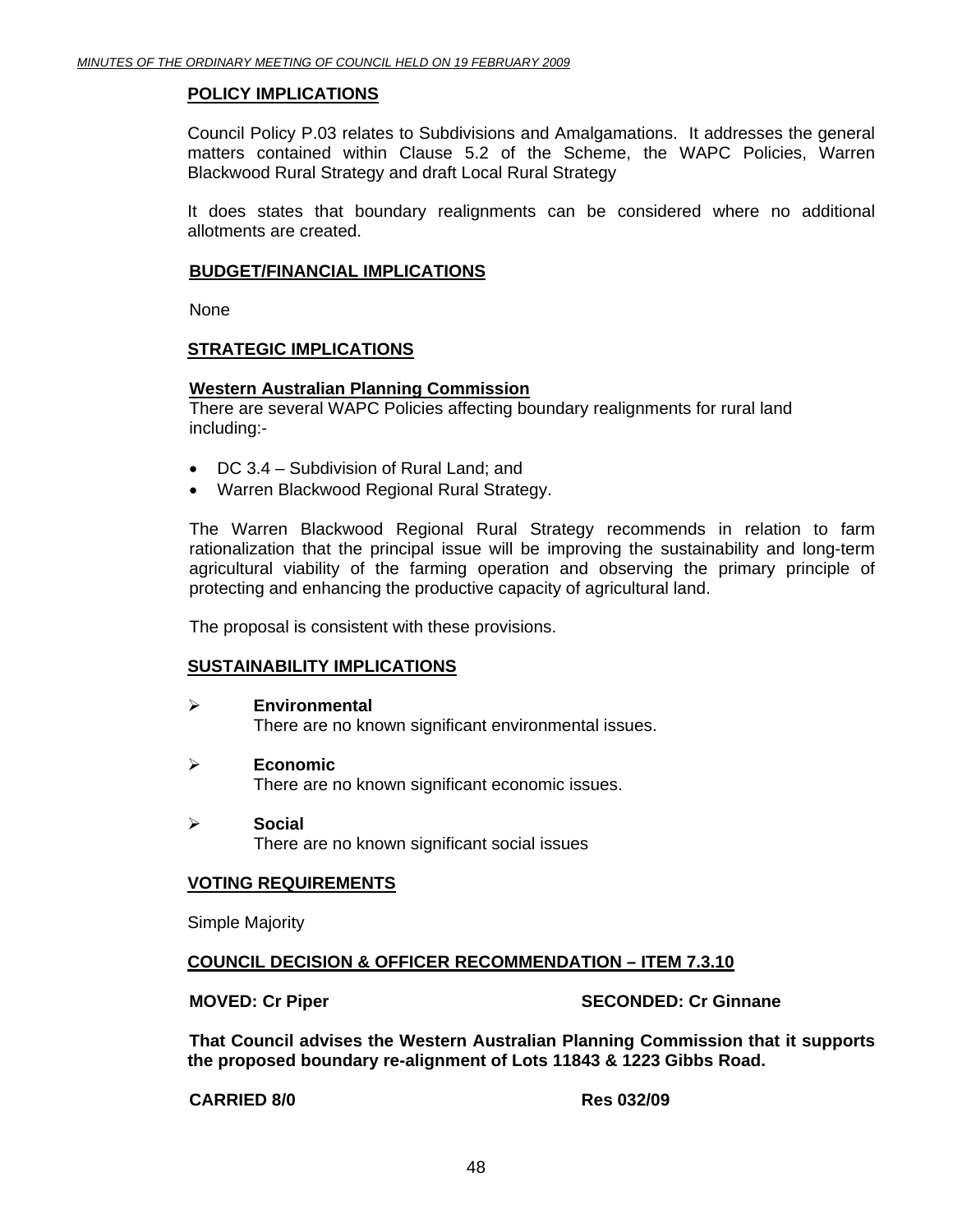## POLICY IMPLICATIONS

Council Policy P.03 relates to Subdivisions and Amalgamations. It addresses the general matters contained within Clause 5.2 of the Scheme, the WAPC Policies, Warren Blackwood Rural Strategy and draft Local Rural Strategy

It does states that boundary realignments can be considered where no additional allotments are created.

## BUDGET/FINANCIAL IMPLICATIONS

None

## STRATEGIC IMPLICATIONS

### Western Australian Planning Commission

There are several WAPC Policies affecting boundary realignments for rural land including:-

- DC 3.4 – Subdivision of Rural Land; and
- Warren Blackwood Regional Rural Strategy.

The Warren Blackwood Regional Rural Strategy recommends in relation to farm rationalization that the principal issue will be improving the sustainability and long-term agricultural viability of the farming operation and observing the primary principle of protecting and enhancing the productive capacity of agricultural land.

The proposal is consistent with these provisions.

## SUSTAINABILITY IMPLICATIONS

- **Environmental**
  There are no known significant environmental issues.

- **Economic**
  There are no known significant economic issues.

- **Social**
  There are no known significant social issues

## VOTING REQUIREMENTS

Simple Majority

## COUNCIL DECISION & OFFICER RECOMMENDATION – ITEM 7.3.10

**MOVED: Cr Piper** **SECONDED: Cr Ginnane**

**That Council advises the Western Australian Planning Commission that it supports the proposed boundary re-alignment of Lots 11843 & 1223 Gibbs Road.**

**CARRIED 8/0** **Res 032/09**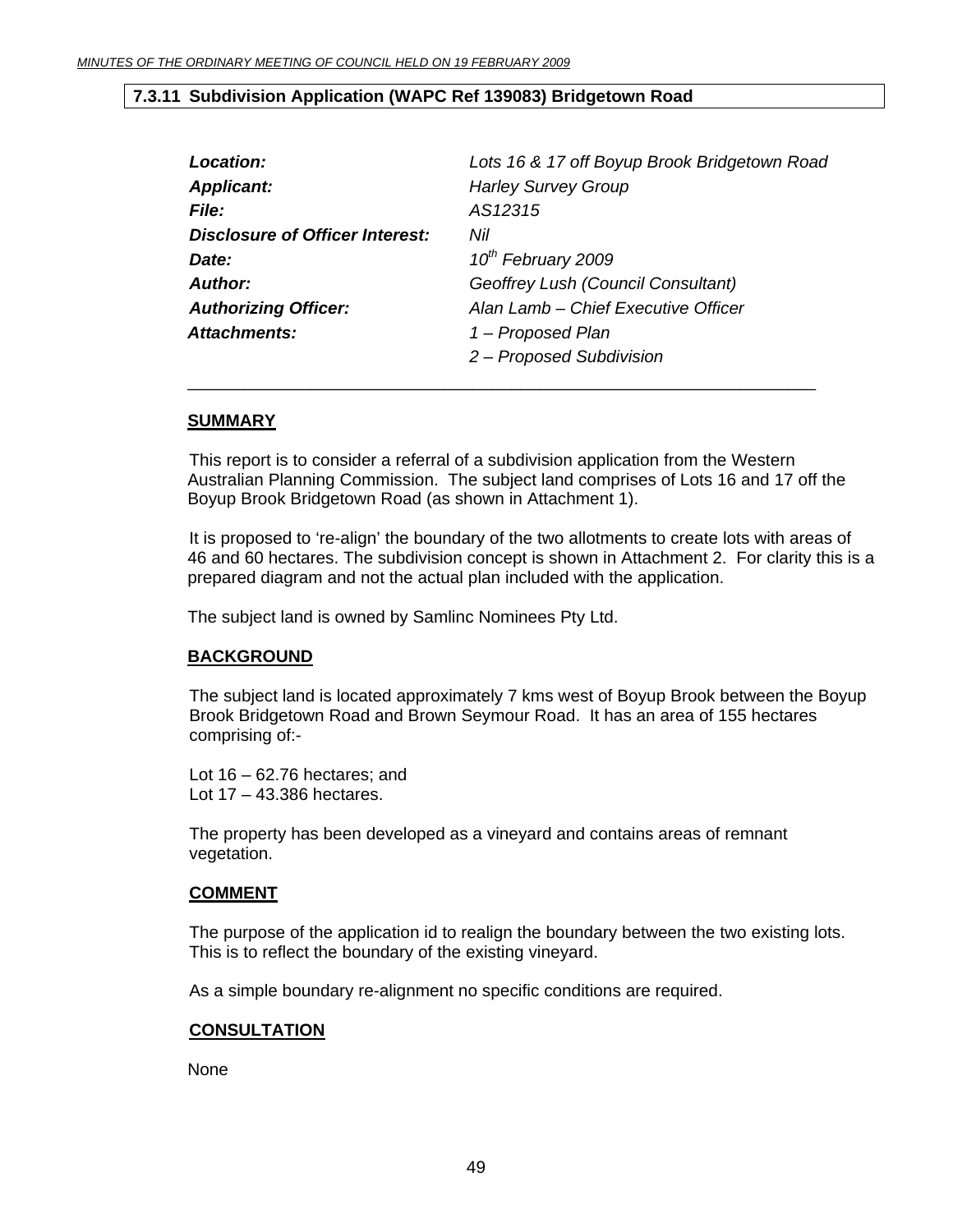## 7.3.11 Subdivision Application (WAPC Ref 139083) Bridgetown Road

| | |
|---|---|
| ***Location:*** | *Lots 16 & 17 off Boyup Brook Bridgetown Road* |
| ***Applicant:*** | *Harley Survey Group* |
| ***File:*** | *AS12315* |
| ***Disclosure of Officer Interest:*** | *Nil* |
| ***Date:*** | *10th February 2009* |
| ***Author:*** | *Geoffrey Lush (Council Consultant)* |
| ***Authorizing Officer:*** | *Alan Lamb – Chief Executive Officer* |
| ***Attachments:*** | *1 – Proposed Plan* |
| | *2 – Proposed Subdivision* |

---

**SUMMARY**

This report is to consider a referral of a subdivision application from the Western Australian Planning Commission. The subject land comprises of Lots 16 and 17 off the Boyup Brook Bridgetown Road (as shown in Attachment 1).

It is proposed to 're-align' the boundary of the two allotments to create lots with areas of 46 and 60 hectares. The subdivision concept is shown in Attachment 2. For clarity this is a prepared diagram and not the actual plan included with the application.

The subject land is owned by Samlinc Nominees Pty Ltd.

**BACKGROUND**

The subject land is located approximately 7 kms west of Boyup Brook between the Boyup Brook Bridgetown Road and Brown Seymour Road. It has an area of 155 hectares comprising of:-

Lot 16 – 62.76 hectares; and
Lot 17 – 43.386 hectares.

The property has been developed as a vineyard and contains areas of remnant vegetation.

**COMMENT**

The purpose of the application id to realign the boundary between the two existing lots. This is to reflect the boundary of the existing vineyard.

As a simple boundary re-alignment no specific conditions are required.

**CONSULTATION**

None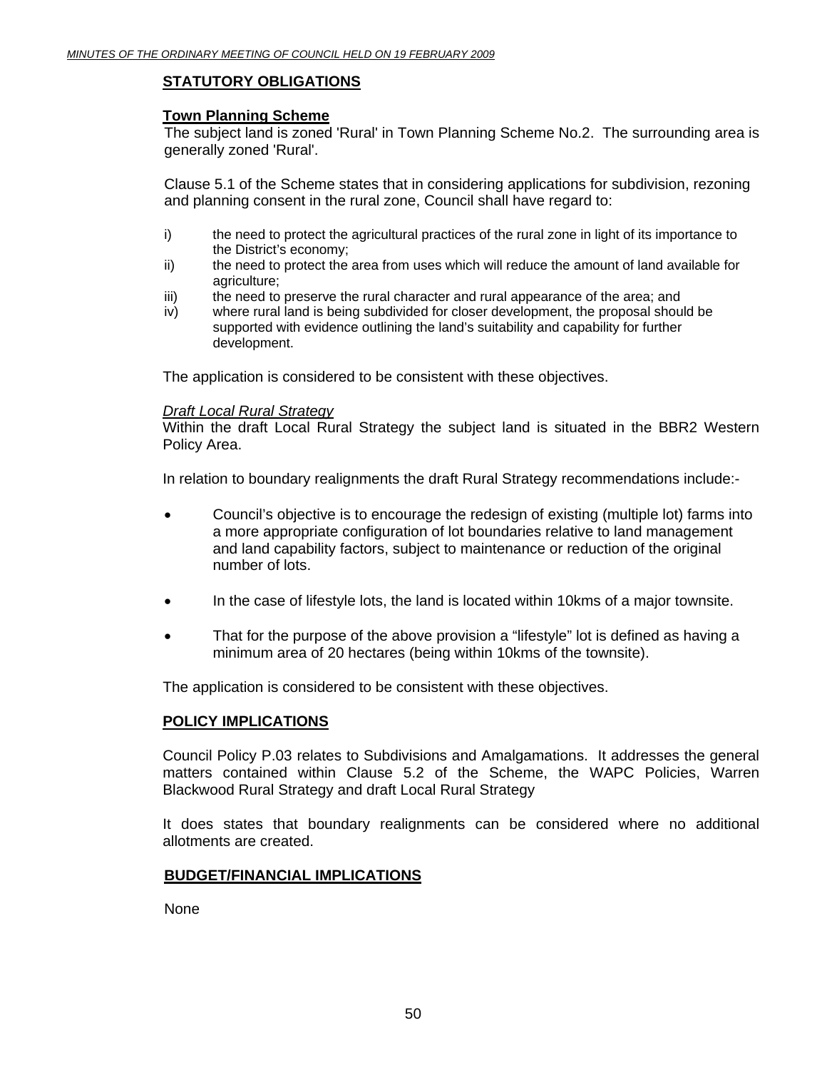## STATUTORY OBLIGATIONS

### Town Planning Scheme

The subject land is zoned 'Rural' in Town Planning Scheme No.2. The surrounding area is generally zoned 'Rural'.

Clause 5.1 of the Scheme states that in considering applications for subdivision, rezoning and planning consent in the rural zone, Council shall have regard to:

i) the need to protect the agricultural practices of the rural zone in light of its importance to the District's economy;
ii) the need to protect the area from uses which will reduce the amount of land available for agriculture;
iii) the need to preserve the rural character and rural appearance of the area; and
iv) where rural land is being subdivided for closer development, the proposal should be supported with evidence outlining the land's suitability and capability for further development.

The application is considered to be consistent with these objectives.

*Draft Local Rural Strategy*

Within the draft Local Rural Strategy the subject land is situated in the BBR2 Western Policy Area.

In relation to boundary realignments the draft Rural Strategy recommendations include:-

- Council's objective is to encourage the redesign of existing (multiple lot) farms into a more appropriate configuration of lot boundaries relative to land management and land capability factors, subject to maintenance or reduction of the original number of lots.
- In the case of lifestyle lots, the land is located within 10kms of a major townsite.
- That for the purpose of the above provision a "lifestyle" lot is defined as having a minimum area of 20 hectares (being within 10kms of the townsite).

The application is considered to be consistent with these objectives.

## POLICY IMPLICATIONS

Council Policy P.03 relates to Subdivisions and Amalgamations. It addresses the general matters contained within Clause 5.2 of the Scheme, the WAPC Policies, Warren Blackwood Rural Strategy and draft Local Rural Strategy

It does states that boundary realignments can be considered where no additional allotments are created.

## BUDGET/FINANCIAL IMPLICATIONS

None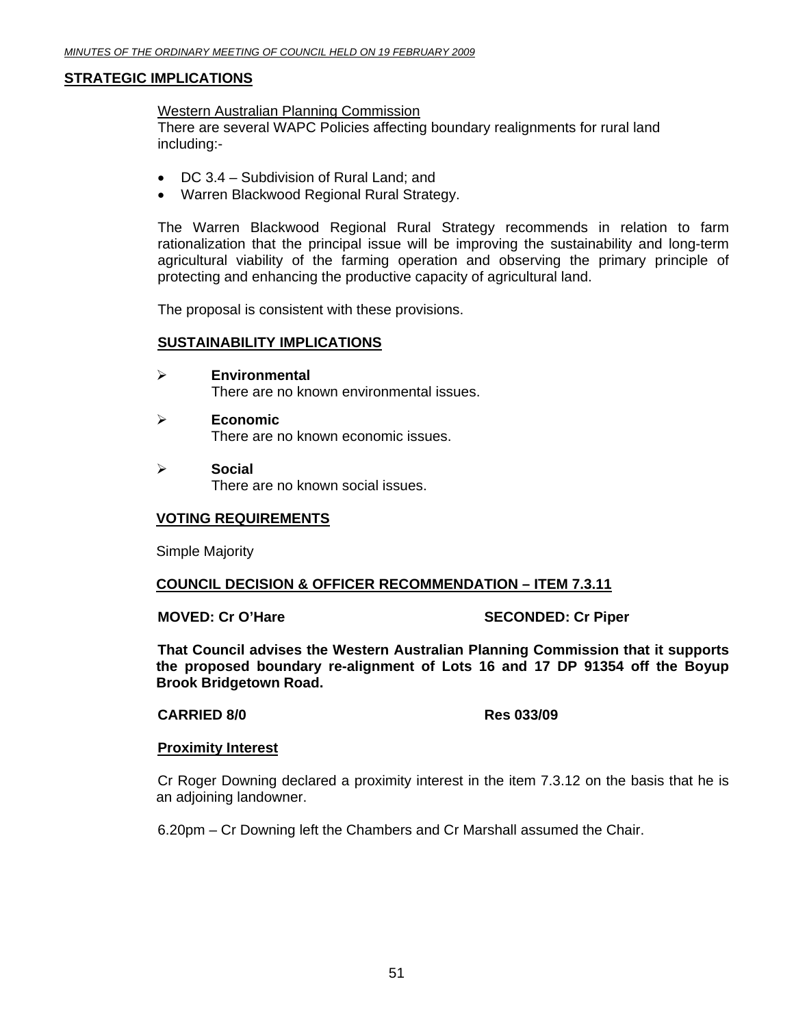## STRATEGIC IMPLICATIONS

Western Australian Planning Commission
There are several WAPC Policies affecting boundary realignments for rural land including:-

- DC 3.4 – Subdivision of Rural Land; and
- Warren Blackwood Regional Rural Strategy.

The Warren Blackwood Regional Rural Strategy recommends in relation to farm rationalization that the principal issue will be improving the sustainability and long-term agricultural viability of the farming operation and observing the primary principle of protecting and enhancing the productive capacity of agricultural land.

The proposal is consistent with these provisions.

## SUSTAINABILITY IMPLICATIONS

- **Environmental**
  There are no known environmental issues.

- **Economic**
  There are no known economic issues.

- **Social**
  There are no known social issues.

## VOTING REQUIREMENTS

Simple Majority

## COUNCIL DECISION & OFFICER RECOMMENDATION – ITEM 7.3.11

**MOVED: Cr O'Hare** **SECONDED: Cr Piper**

**That Council advises the Western Australian Planning Commission that it supports the proposed boundary re-alignment of Lots 16 and 17 DP 91354 off the Boyup Brook Bridgetown Road.**

**CARRIED 8/0** **Res 033/09**

**Proximity Interest**

Cr Roger Downing declared a proximity interest in the item 7.3.12 on the basis that he is an adjoining landowner.

6.20pm – Cr Downing left the Chambers and Cr Marshall assumed the Chair.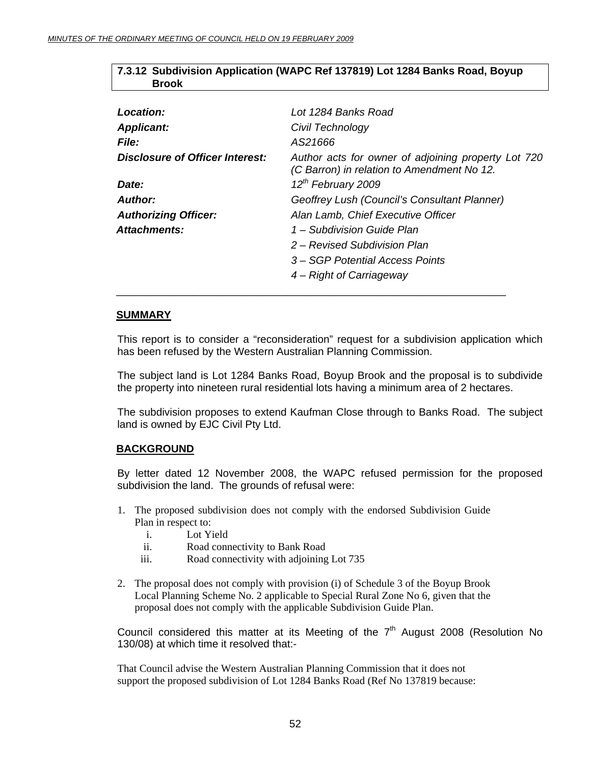## 7.3.12 Subdivision Application (WAPC Ref 137819) Lot 1284 Banks Road, Boyup Brook

| | |
|---|---|
| ***Location:*** | *Lot 1284 Banks Road* |
| ***Applicant:*** | *Civil Technology* |
| ***File:*** | *AS21666* |
| ***Disclosure of Officer Interest:*** | *Author acts for owner of adjoining property Lot 720 (C Barron) in relation to Amendment No 12.* |
| ***Date:*** | *12th February 2009* |
| ***Author:*** | *Geoffrey Lush (Council's Consultant Planner)* |
| ***Authorizing Officer:*** | *Alan Lamb, Chief Executive Officer* |
| ***Attachments:*** | *1 – Subdivision Guide Plan* |
| | *2 – Revised Subdivision Plan* |
| | *3 – SGP Potential Access Points* |
| | *4 – Right of Carriageway* |

---

**SUMMARY**

This report is to consider a "reconsideration" request for a subdivision application which has been refused by the Western Australian Planning Commission.

The subject land is Lot 1284 Banks Road, Boyup Brook and the proposal is to subdivide the property into nineteen rural residential lots having a minimum area of 2 hectares.

The subdivision proposes to extend Kaufman Close through to Banks Road. The subject land is owned by EJC Civil Pty Ltd.

**BACKGROUND**

By letter dated 12 November 2008, the WAPC refused permission for the proposed subdivision the land. The grounds of refusal were:

1. The proposed subdivision does not comply with the endorsed Subdivision Guide Plan in respect to:
   i. Lot Yield
   ii. Road connectivity to Bank Road
   iii. Road connectivity with adjoining Lot 735

2. The proposal does not comply with provision (i) of Schedule 3 of the Boyup Brook Local Planning Scheme No. 2 applicable to Special Rural Zone No 6, given that the proposal does not comply with the applicable Subdivision Guide Plan.

Council considered this matter at its Meeting of the 7th August 2008 (Resolution No 130/08) at which time it resolved that:-

That Council advise the Western Australian Planning Commission that it does not support the proposed subdivision of Lot 1284 Banks Road (Ref No 137819 because: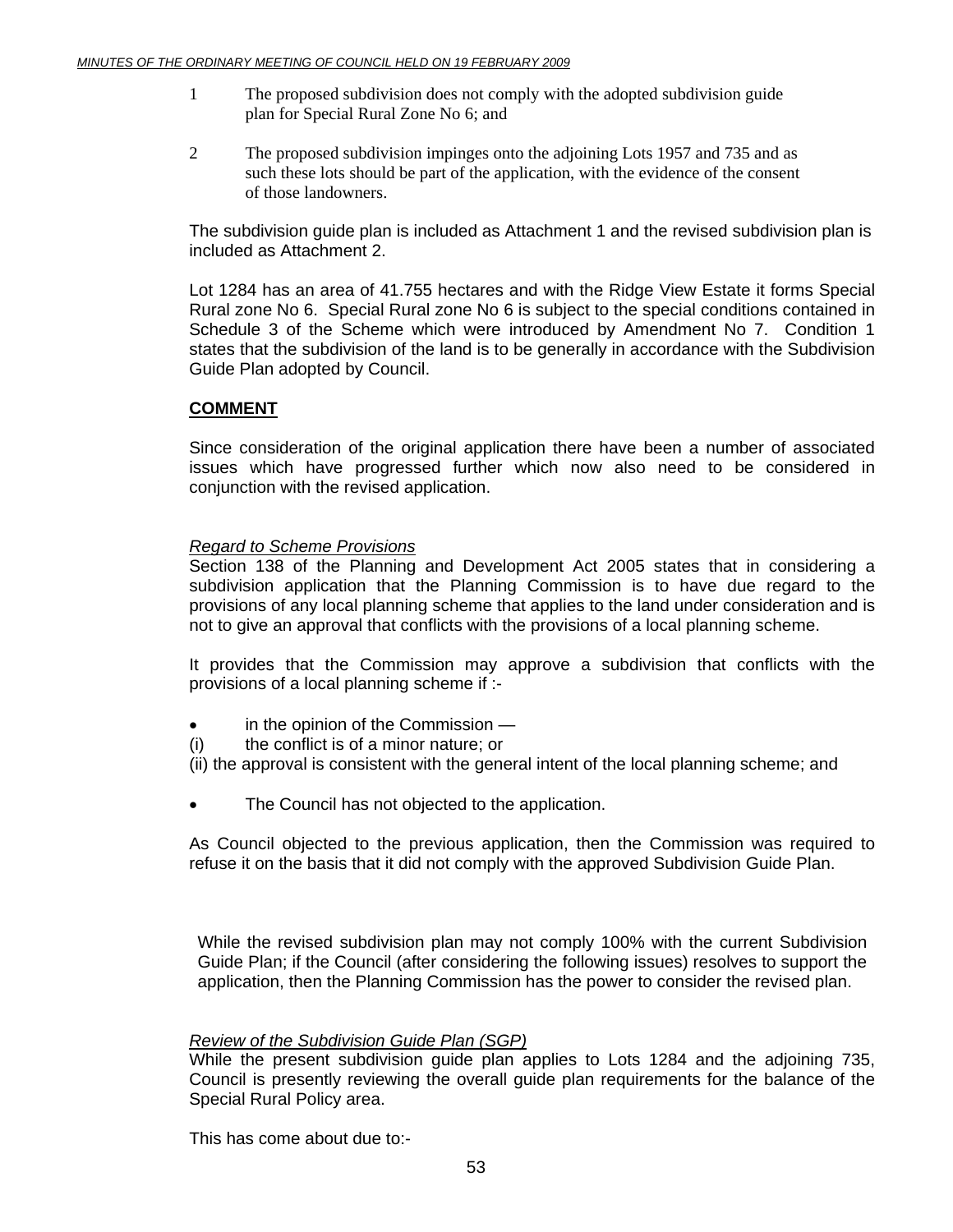1 The proposed subdivision does not comply with the adopted subdivision guide plan for Special Rural Zone No 6; and

2 The proposed subdivision impinges onto the adjoining Lots 1957 and 735 and as such these lots should be part of the application, with the evidence of the consent of those landowners.

The subdivision guide plan is included as Attachment 1 and the revised subdivision plan is included as Attachment 2.

Lot 1284 has an area of 41.755 hectares and with the Ridge View Estate it forms Special Rural zone No 6. Special Rural zone No 6 is subject to the special conditions contained in Schedule 3 of the Scheme which were introduced by Amendment No 7. Condition 1 states that the subdivision of the land is to be generally in accordance with the Subdivision Guide Plan adopted by Council.

## COMMENT

Since consideration of the original application there have been a number of associated issues which have progressed further which now also need to be considered in conjunction with the revised application.

*Regard to Scheme Provisions*

Section 138 of the Planning and Development Act 2005 states that in considering a subdivision application that the Planning Commission is to have due regard to the provisions of any local planning scheme that applies to the land under consideration and is not to give an approval that conflicts with the provisions of a local planning scheme.

It provides that the Commission may approve a subdivision that conflicts with the provisions of a local planning scheme if :-

- in the opinion of the Commission —

(i) the conflict is of a minor nature; or

(ii) the approval is consistent with the general intent of the local planning scheme; and

- The Council has not objected to the application.

As Council objected to the previous application, then the Commission was required to refuse it on the basis that it did not comply with the approved Subdivision Guide Plan.

While the revised subdivision plan may not comply 100% with the current Subdivision Guide Plan; if the Council (after considering the following issues) resolves to support the application, then the Planning Commission has the power to consider the revised plan.

*Review of the Subdivision Guide Plan (SGP)*

While the present subdivision guide plan applies to Lots 1284 and the adjoining 735, Council is presently reviewing the overall guide plan requirements for the balance of the Special Rural Policy area.

This has come about due to:-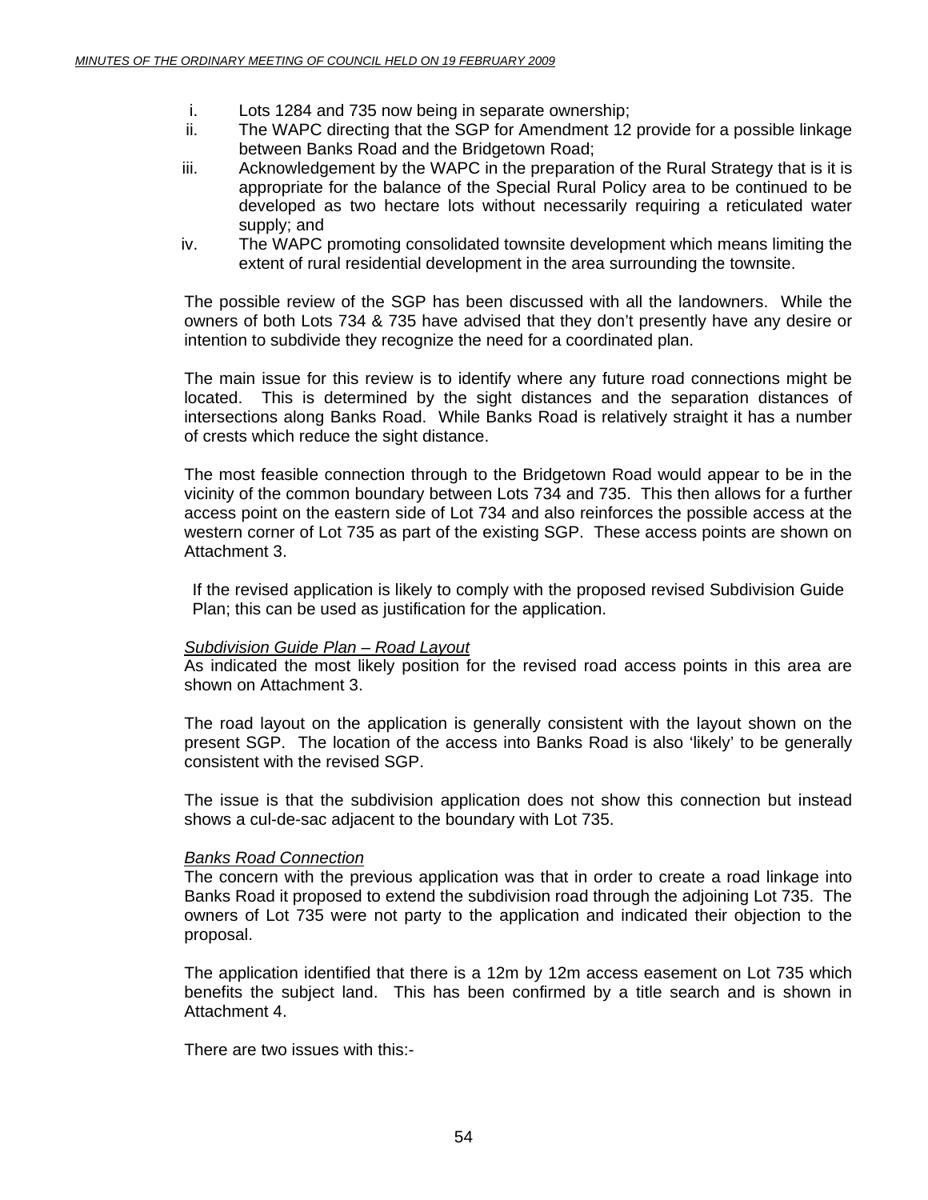i. Lots 1284 and 735 now being in separate ownership;
ii. The WAPC directing that the SGP for Amendment 12 provide for a possible linkage between Banks Road and the Bridgetown Road;
iii. Acknowledgement by the WAPC in the preparation of the Rural Strategy that is it is appropriate for the balance of the Special Rural Policy area to be continued to be developed as two hectare lots without necessarily requiring a reticulated water supply; and
iv. The WAPC promoting consolidated townsite development which means limiting the extent of rural residential development in the area surrounding the townsite.

The possible review of the SGP has been discussed with all the landowners. While the owners of both Lots 734 & 735 have advised that they don't presently have any desire or intention to subdivide they recognize the need for a coordinated plan.

The main issue for this review is to identify where any future road connections might be located. This is determined by the sight distances and the separation distances of intersections along Banks Road. While Banks Road is relatively straight it has a number of crests which reduce the sight distance.

The most feasible connection through to the Bridgetown Road would appear to be in the vicinity of the common boundary between Lots 734 and 735. This then allows for a further access point on the eastern side of Lot 734 and also reinforces the possible access at the western corner of Lot 735 as part of the existing SGP. These access points are shown on Attachment 3.

If the revised application is likely to comply with the proposed revised Subdivision Guide Plan; this can be used as justification for the application.

*Subdivision Guide Plan – Road Layout*

As indicated the most likely position for the revised road access points in this area are shown on Attachment 3.

The road layout on the application is generally consistent with the layout shown on the present SGP. The location of the access into Banks Road is also 'likely' to be generally consistent with the revised SGP.

The issue is that the subdivision application does not show this connection but instead shows a cul-de-sac adjacent to the boundary with Lot 735.

*Banks Road Connection*

The concern with the previous application was that in order to create a road linkage into Banks Road it proposed to extend the subdivision road through the adjoining Lot 735. The owners of Lot 735 were not party to the application and indicated their objection to the proposal.

The application identified that there is a 12m by 12m access easement on Lot 735 which benefits the subject land. This has been confirmed by a title search and is shown in Attachment 4.

There are two issues with this:-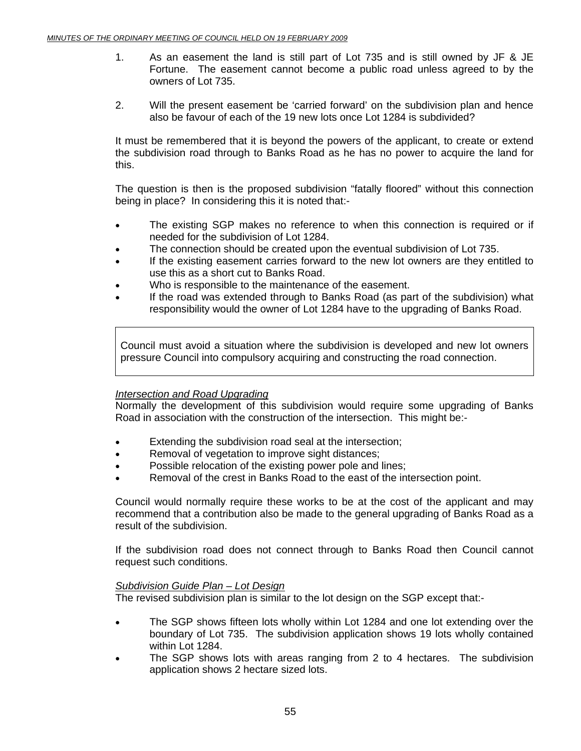1. As an easement the land is still part of Lot 735 and is still owned by JF & JE Fortune. The easement cannot become a public road unless agreed to by the owners of Lot 735.

2. Will the present easement be 'carried forward' on the subdivision plan and hence also be favour of each of the 19 new lots once Lot 1284 is subdivided?

It must be remembered that it is beyond the powers of the applicant, to create or extend the subdivision road through to Banks Road as he has no power to acquire the land for this.

The question is then is the proposed subdivision "fatally floored" without this connection being in place? In considering this it is noted that:-

- The existing SGP makes no reference to when this connection is required or if needed for the subdivision of Lot 1284.
- The connection should be created upon the eventual subdivision of Lot 735.
- If the existing easement carries forward to the new lot owners are they entitled to use this as a short cut to Banks Road.
- Who is responsible to the maintenance of the easement.
- If the road was extended through to Banks Road (as part of the subdivision) what responsibility would the owner of Lot 1284 have to the upgrading of Banks Road.

| Council must avoid a situation where the subdivision is developed and new lot owners pressure Council into compulsory acquiring and constructing the road connection. |
|---|

*Intersection and Road Upgrading*

Normally the development of this subdivision would require some upgrading of Banks Road in association with the construction of the intersection. This might be:-

- Extending the subdivision road seal at the intersection;
- Removal of vegetation to improve sight distances;
- Possible relocation of the existing power pole and lines;
- Removal of the crest in Banks Road to the east of the intersection point.

Council would normally require these works to be at the cost of the applicant and may recommend that a contribution also be made to the general upgrading of Banks Road as a result of the subdivision.

If the subdivision road does not connect through to Banks Road then Council cannot request such conditions.

*Subdivision Guide Plan – Lot Design*

The revised subdivision plan is similar to the lot design on the SGP except that:-

- The SGP shows fifteen lots wholly within Lot 1284 and one lot extending over the boundary of Lot 735. The subdivision application shows 19 lots wholly contained within Lot 1284.
- The SGP shows lots with areas ranging from 2 to 4 hectares. The subdivision application shows 2 hectare sized lots.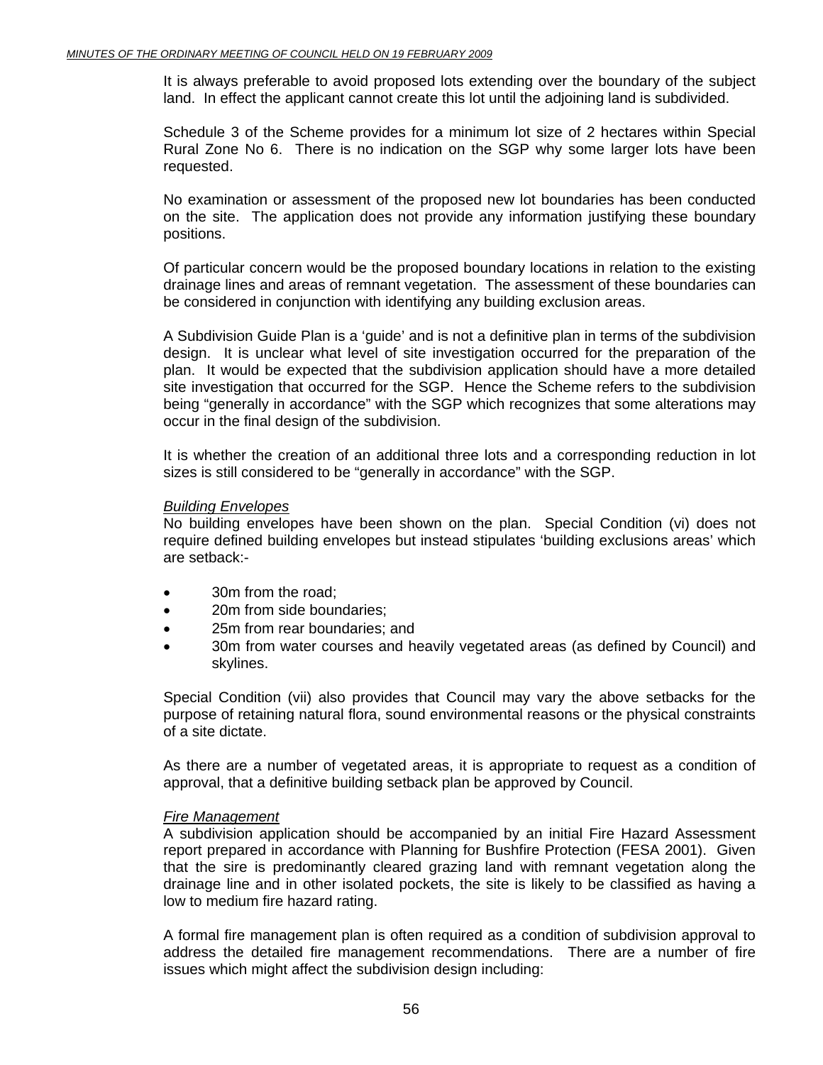It is always preferable to avoid proposed lots extending over the boundary of the subject land. In effect the applicant cannot create this lot until the adjoining land is subdivided.

Schedule 3 of the Scheme provides for a minimum lot size of 2 hectares within Special Rural Zone No 6. There is no indication on the SGP why some larger lots have been requested.

No examination or assessment of the proposed new lot boundaries has been conducted on the site. The application does not provide any information justifying these boundary positions.

Of particular concern would be the proposed boundary locations in relation to the existing drainage lines and areas of remnant vegetation. The assessment of these boundaries can be considered in conjunction with identifying any building exclusion areas.

A Subdivision Guide Plan is a 'guide' and is not a definitive plan in terms of the subdivision design. It is unclear what level of site investigation occurred for the preparation of the plan. It would be expected that the subdivision application should have a more detailed site investigation that occurred for the SGP. Hence the Scheme refers to the subdivision being "generally in accordance" with the SGP which recognizes that some alterations may occur in the final design of the subdivision.

It is whether the creation of an additional three lots and a corresponding reduction in lot sizes is still considered to be "generally in accordance" with the SGP.

*Building Envelopes*
No building envelopes have been shown on the plan. Special Condition (vi) does not require defined building envelopes but instead stipulates 'building exclusions areas' which are setback:-

- 30m from the road;
- 20m from side boundaries;
- 25m from rear boundaries; and
- 30m from water courses and heavily vegetated areas (as defined by Council) and skylines.

Special Condition (vii) also provides that Council may vary the above setbacks for the purpose of retaining natural flora, sound environmental reasons or the physical constraints of a site dictate.

As there are a number of vegetated areas, it is appropriate to request as a condition of approval, that a definitive building setback plan be approved by Council.

*Fire Management*
A subdivision application should be accompanied by an initial Fire Hazard Assessment report prepared in accordance with Planning for Bushfire Protection (FESA 2001). Given that the sire is predominantly cleared grazing land with remnant vegetation along the drainage line and in other isolated pockets, the site is likely to be classified as having a low to medium fire hazard rating.

A formal fire management plan is often required as a condition of subdivision approval to address the detailed fire management recommendations. There are a number of fire issues which might affect the subdivision design including: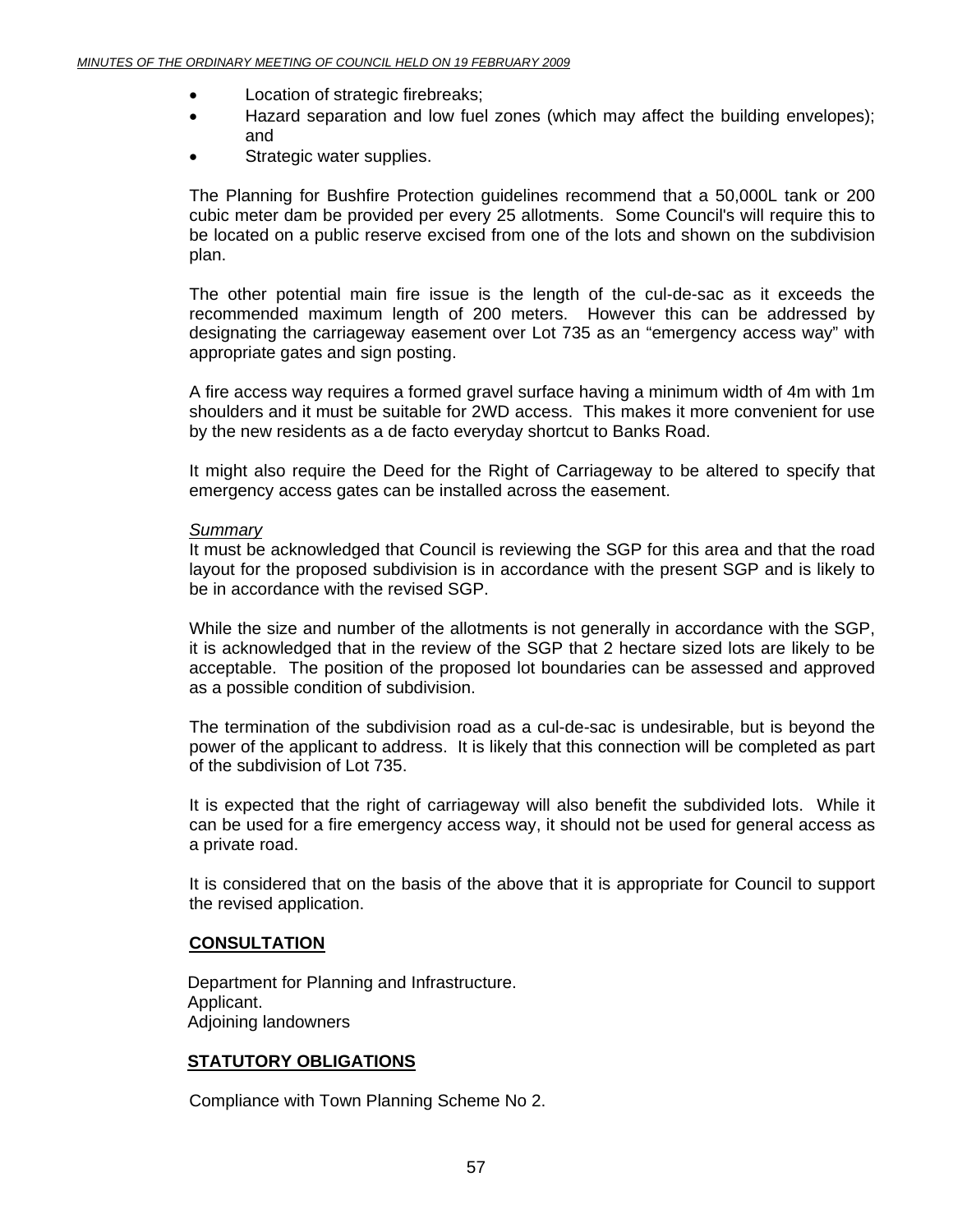- Location of strategic firebreaks;
- Hazard separation and low fuel zones (which may affect the building envelopes); and
- Strategic water supplies.

The Planning for Bushfire Protection guidelines recommend that a 50,000L tank or 200 cubic meter dam be provided per every 25 allotments. Some Council's will require this to be located on a public reserve excised from one of the lots and shown on the subdivision plan.

The other potential main fire issue is the length of the cul-de-sac as it exceeds the recommended maximum length of 200 meters. However this can be addressed by designating the carriageway easement over Lot 735 as an "emergency access way" with appropriate gates and sign posting.

A fire access way requires a formed gravel surface having a minimum width of 4m with 1m shoulders and it must be suitable for 2WD access. This makes it more convenient for use by the new residents as a de facto everyday shortcut to Banks Road.

It might also require the Deed for the Right of Carriageway to be altered to specify that emergency access gates can be installed across the easement.

*Summary*

It must be acknowledged that Council is reviewing the SGP for this area and that the road layout for the proposed subdivision is in accordance with the present SGP and is likely to be in accordance with the revised SGP.

While the size and number of the allotments is not generally in accordance with the SGP, it is acknowledged that in the review of the SGP that 2 hectare sized lots are likely to be acceptable. The position of the proposed lot boundaries can be assessed and approved as a possible condition of subdivision.

The termination of the subdivision road as a cul-de-sac is undesirable, but is beyond the power of the applicant to address. It is likely that this connection will be completed as part of the subdivision of Lot 735.

It is expected that the right of carriageway will also benefit the subdivided lots. While it can be used for a fire emergency access way, it should not be used for general access as a private road.

It is considered that on the basis of the above that it is appropriate for Council to support the revised application.

## CONSULTATION

Department for Planning and Infrastructure.
Applicant.
Adjoining landowners

## STATUTORY OBLIGATIONS

Compliance with Town Planning Scheme No 2.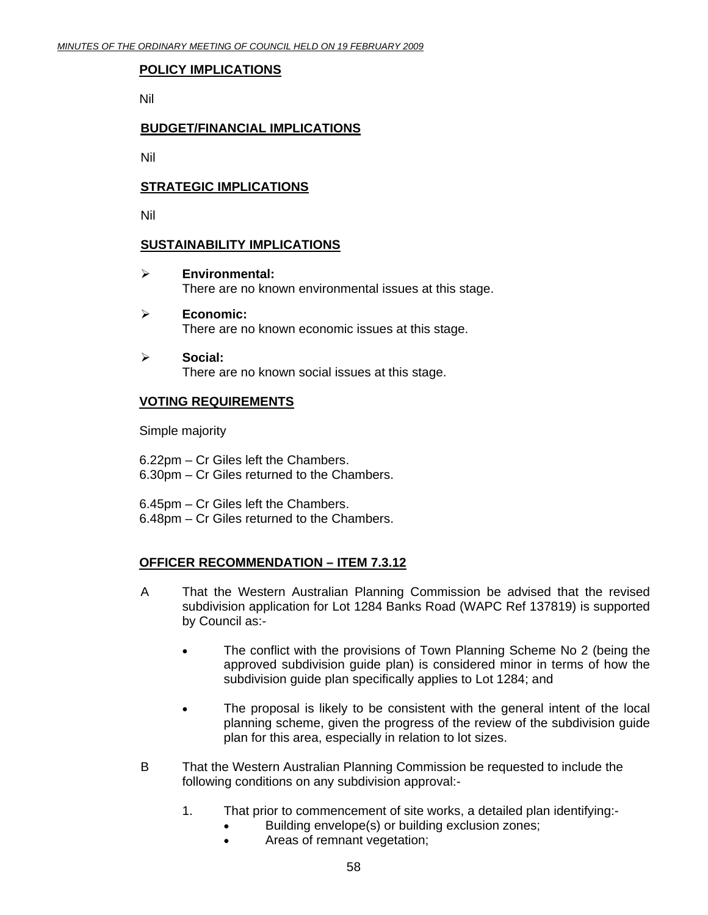**POLICY IMPLICATIONS**

Nil

**BUDGET/FINANCIAL IMPLICATIONS**

Nil

**STRATEGIC IMPLICATIONS**

Nil

**SUSTAINABILITY IMPLICATIONS**

- **Environmental:**
  There are no known environmental issues at this stage.
- **Economic:**
  There are no known economic issues at this stage.
- **Social:**
  There are no known social issues at this stage.

**VOTING REQUIREMENTS**

Simple majority

6.22pm – Cr Giles left the Chambers.
6.30pm – Cr Giles returned to the Chambers.

6.45pm – Cr Giles left the Chambers.
6.48pm – Cr Giles returned to the Chambers.

**OFFICER RECOMMENDATION – ITEM 7.3.12**

A That the Western Australian Planning Commission be advised that the revised subdivision application for Lot 1284 Banks Road (WAPC Ref 137819) is supported by Council as:-

- The conflict with the provisions of Town Planning Scheme No 2 (being the approved subdivision guide plan) is considered minor in terms of how the subdivision guide plan specifically applies to Lot 1284; and
- The proposal is likely to be consistent with the general intent of the local planning scheme, given the progress of the review of the subdivision guide plan for this area, especially in relation to lot sizes.

B That the Western Australian Planning Commission be requested to include the following conditions on any subdivision approval:-

1. That prior to commencement of site works, a detailed plan identifying:-
   - Building envelope(s) or building exclusion zones;
   - Areas of remnant vegetation;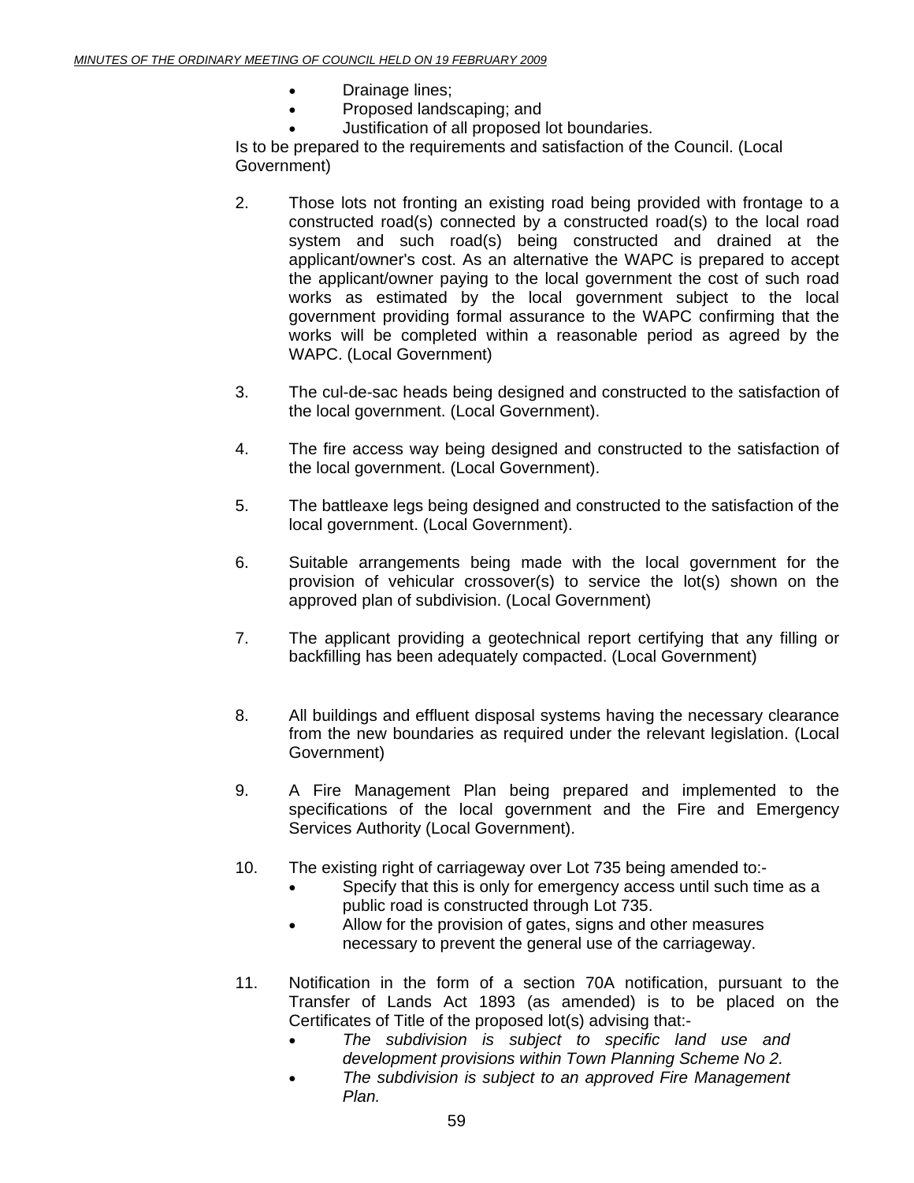- Drainage lines;
- Proposed landscaping; and
- Justification of all proposed lot boundaries.

Is to be prepared to the requirements and satisfaction of the Council. (Local Government)

2. Those lots not fronting an existing road being provided with frontage to a constructed road(s) connected by a constructed road(s) to the local road system and such road(s) being constructed and drained at the applicant/owner's cost. As an alternative the WAPC is prepared to accept the applicant/owner paying to the local government the cost of such road works as estimated by the local government subject to the local government providing formal assurance to the WAPC confirming that the works will be completed within a reasonable period as agreed by the WAPC. (Local Government)

3. The cul-de-sac heads being designed and constructed to the satisfaction of the local government. (Local Government).

4. The fire access way being designed and constructed to the satisfaction of the local government. (Local Government).

5. The battleaxe legs being designed and constructed to the satisfaction of the local government. (Local Government).

6. Suitable arrangements being made with the local government for the provision of vehicular crossover(s) to service the lot(s) shown on the approved plan of subdivision. (Local Government)

7. The applicant providing a geotechnical report certifying that any filling or backfilling has been adequately compacted. (Local Government)

8. All buildings and effluent disposal systems having the necessary clearance from the new boundaries as required under the relevant legislation. (Local Government)

9. A Fire Management Plan being prepared and implemented to the specifications of the local government and the Fire and Emergency Services Authority (Local Government).

10. The existing right of carriageway over Lot 735 being amended to:-
    - Specify that this is only for emergency access until such time as a public road is constructed through Lot 735.
    - Allow for the provision of gates, signs and other measures necessary to prevent the general use of the carriageway.

11. Notification in the form of a section 70A notification, pursuant to the Transfer of Lands Act 1893 (as amended) is to be placed on the Certificates of Title of the proposed lot(s) advising that:-
    - *The subdivision is subject to specific land use and development provisions within Town Planning Scheme No 2.*
    - *The subdivision is subject to an approved Fire Management Plan.*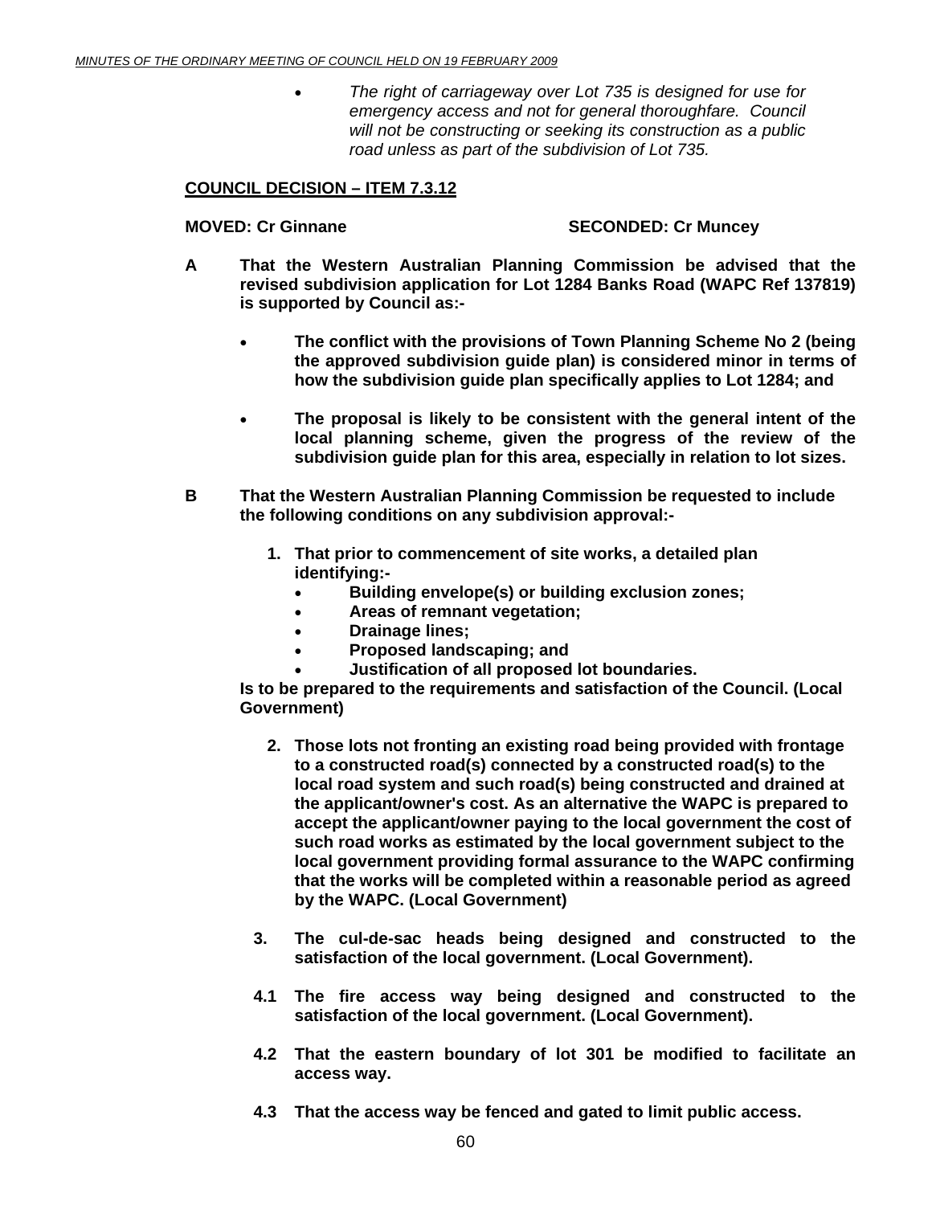- *The right of carriageway over Lot 735 is designed for use for emergency access and not for general thoroughfare. Council will not be constructing or seeking its construction as a public road unless as part of the subdivision of Lot 735.*

**COUNCIL DECISION – ITEM 7.3.12**

**MOVED: Cr Ginnane SECONDED: Cr Muncey**

**A That the Western Australian Planning Commission be advised that the revised subdivision application for Lot 1284 Banks Road (WAPC Ref 137819) is supported by Council as:-**

- **The conflict with the provisions of Town Planning Scheme No 2 (being the approved subdivision guide plan) is considered minor in terms of how the subdivision guide plan specifically applies to Lot 1284; and**
- **The proposal is likely to be consistent with the general intent of the local planning scheme, given the progress of the review of the subdivision guide plan for this area, especially in relation to lot sizes.**

**B That the Western Australian Planning Commission be requested to include the following conditions on any subdivision approval:-**

**1. That prior to commencement of site works, a detailed plan identifying:-**
- **Building envelope(s) or building exclusion zones;**
- **Areas of remnant vegetation;**
- **Drainage lines;**
- **Proposed landscaping; and**
- **Justification of all proposed lot boundaries.**

**Is to be prepared to the requirements and satisfaction of the Council. (Local Government)**

**2. Those lots not fronting an existing road being provided with frontage to a constructed road(s) connected by a constructed road(s) to the local road system and such road(s) being constructed and drained at the applicant/owner's cost. As an alternative the WAPC is prepared to accept the applicant/owner paying to the local government the cost of such road works as estimated by the local government subject to the local government providing formal assurance to the WAPC confirming that the works will be completed within a reasonable period as agreed by the WAPC. (Local Government)**

**3. The cul-de-sac heads being designed and constructed to the satisfaction of the local government. (Local Government).**

**4.1 The fire access way being designed and constructed to the satisfaction of the local government. (Local Government).**

**4.2 That the eastern boundary of lot 301 be modified to facilitate an access way.**

**4.3 That the access way be fenced and gated to limit public access.**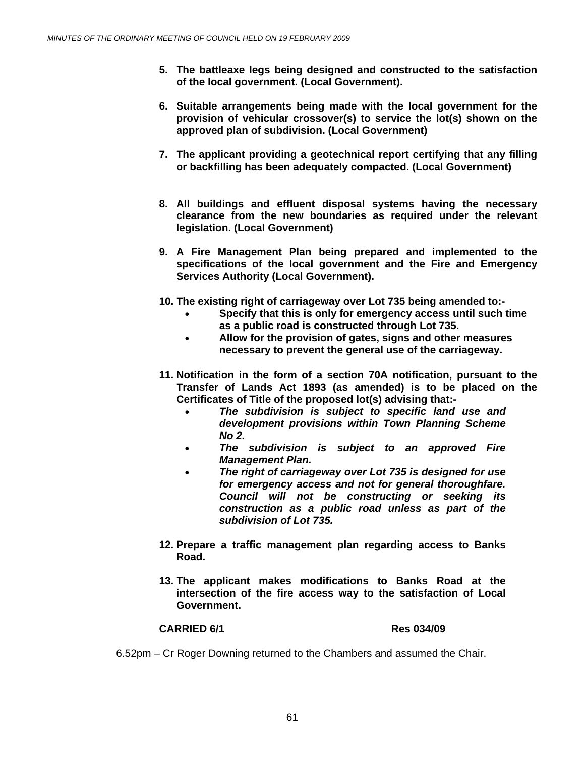5. **The battleaxe legs being designed and constructed to the satisfaction of the local government. (Local Government).**

6. **Suitable arrangements being made with the local government for the provision of vehicular crossover(s) to service the lot(s) shown on the approved plan of subdivision. (Local Government)**

7. **The applicant providing a geotechnical report certifying that any filling or backfilling has been adequately compacted. (Local Government)**

8. **All buildings and effluent disposal systems having the necessary clearance from the new boundaries as required under the relevant legislation. (Local Government)**

9. **A Fire Management Plan being prepared and implemented to the specifications of the local government and the Fire and Emergency Services Authority (Local Government).**

10. **The existing right of carriageway over Lot 735 being amended to:-**
    - **Specify that this is only for emergency access until such time as a public road is constructed through Lot 735.**
    - **Allow for the provision of gates, signs and other measures necessary to prevent the general use of the carriageway.**

11. **Notification in the form of a section 70A notification, pursuant to the Transfer of Lands Act 1893 (as amended) is to be placed on the Certificates of Title of the proposed lot(s) advising that:-**
    - ***The subdivision is subject to specific land use and development provisions within Town Planning Scheme No 2.***
    - ***The subdivision is subject to an approved Fire Management Plan.***
    - ***The right of carriageway over Lot 735 is designed for use for emergency access and not for general thoroughfare. Council will not be constructing or seeking its construction as a public road unless as part of the subdivision of Lot 735.***

12. **Prepare a traffic management plan regarding access to Banks Road.**

13. **The applicant makes modifications to Banks Road at the intersection of the fire access way to the satisfaction of Local Government.**

**CARRIED 6/1** **Res 034/09**

6.52pm – Cr Roger Downing returned to the Chambers and assumed the Chair.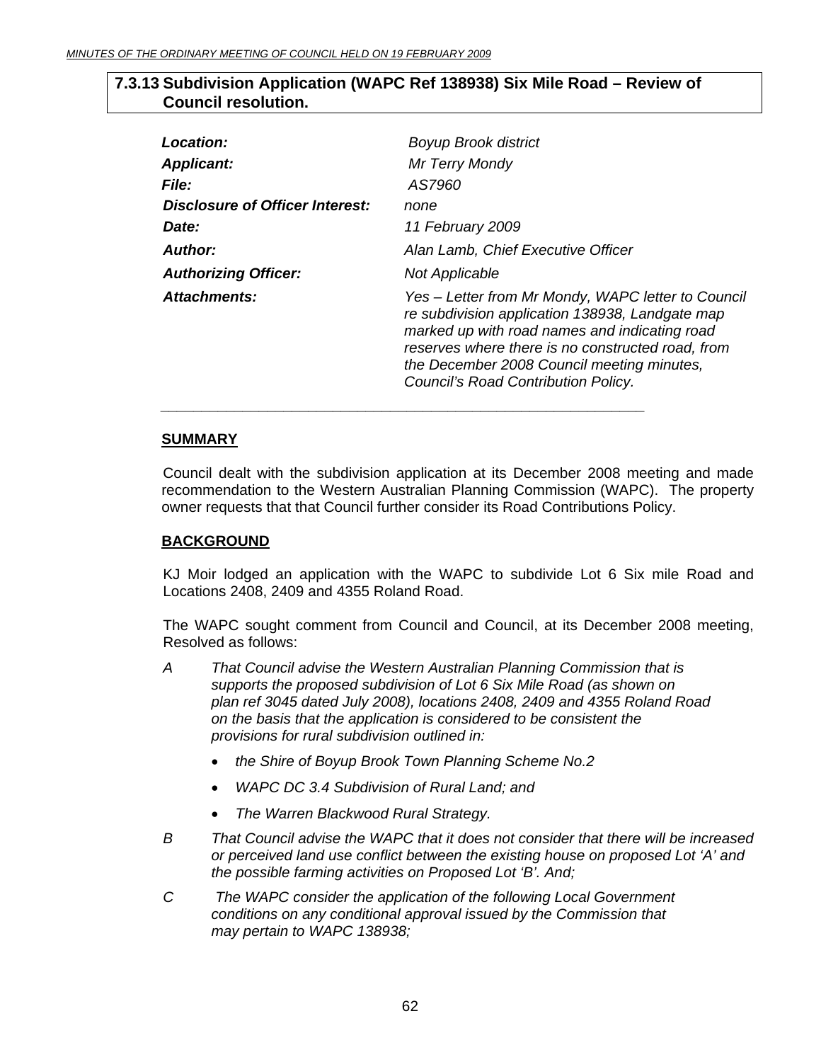## 7.3.13 Subdivision Application (WAPC Ref 138938) Six Mile Road – Review of Council resolution.

| | |
|---|---|
| ***Location:*** | *Boyup Brook district* |
| ***Applicant:*** | *Mr Terry Mondy* |
| ***File:*** | *AS7960* |
| ***Disclosure of Officer Interest:*** | *none* |
| ***Date:*** | *11 February 2009* |
| ***Author:*** | *Alan Lamb, Chief Executive Officer* |
| ***Authorizing Officer:*** | *Not Applicable* |
| ***Attachments:*** | *Yes – Letter from Mr Mondy, WAPC letter to Council re subdivision application 138938, Landgate map marked up with road names and indicating road reserves where there is no constructed road, from the December 2008 Council meeting minutes, Council's Road Contribution Policy.* |

---

**SUMMARY**

Council dealt with the subdivision application at its December 2008 meeting and made recommendation to the Western Australian Planning Commission (WAPC). The property owner requests that that Council further consider its Road Contributions Policy.

**BACKGROUND**

KJ Moir lodged an application with the WAPC to subdivide Lot 6 Six mile Road and Locations 2408, 2409 and 4355 Roland Road.

The WAPC sought comment from Council and Council, at its December 2008 meeting, Resolved as follows:

*A That Council advise the Western Australian Planning Commission that is supports the proposed subdivision of Lot 6 Six Mile Road (as shown on plan ref 3045 dated July 2008), locations 2408, 2409 and 4355 Roland Road on the basis that the application is considered to be consistent the provisions for rural subdivision outlined in:*

- *the Shire of Boyup Brook Town Planning Scheme No.2*
- *WAPC DC 3.4 Subdivision of Rural Land; and*
- *The Warren Blackwood Rural Strategy.*

*B That Council advise the WAPC that it does not consider that there will be increased or perceived land use conflict between the existing house on proposed Lot 'A' and the possible farming activities on Proposed Lot 'B'. And;*

*C The WAPC consider the application of the following Local Government conditions on any conditional approval issued by the Commission that may pertain to WAPC 138938;*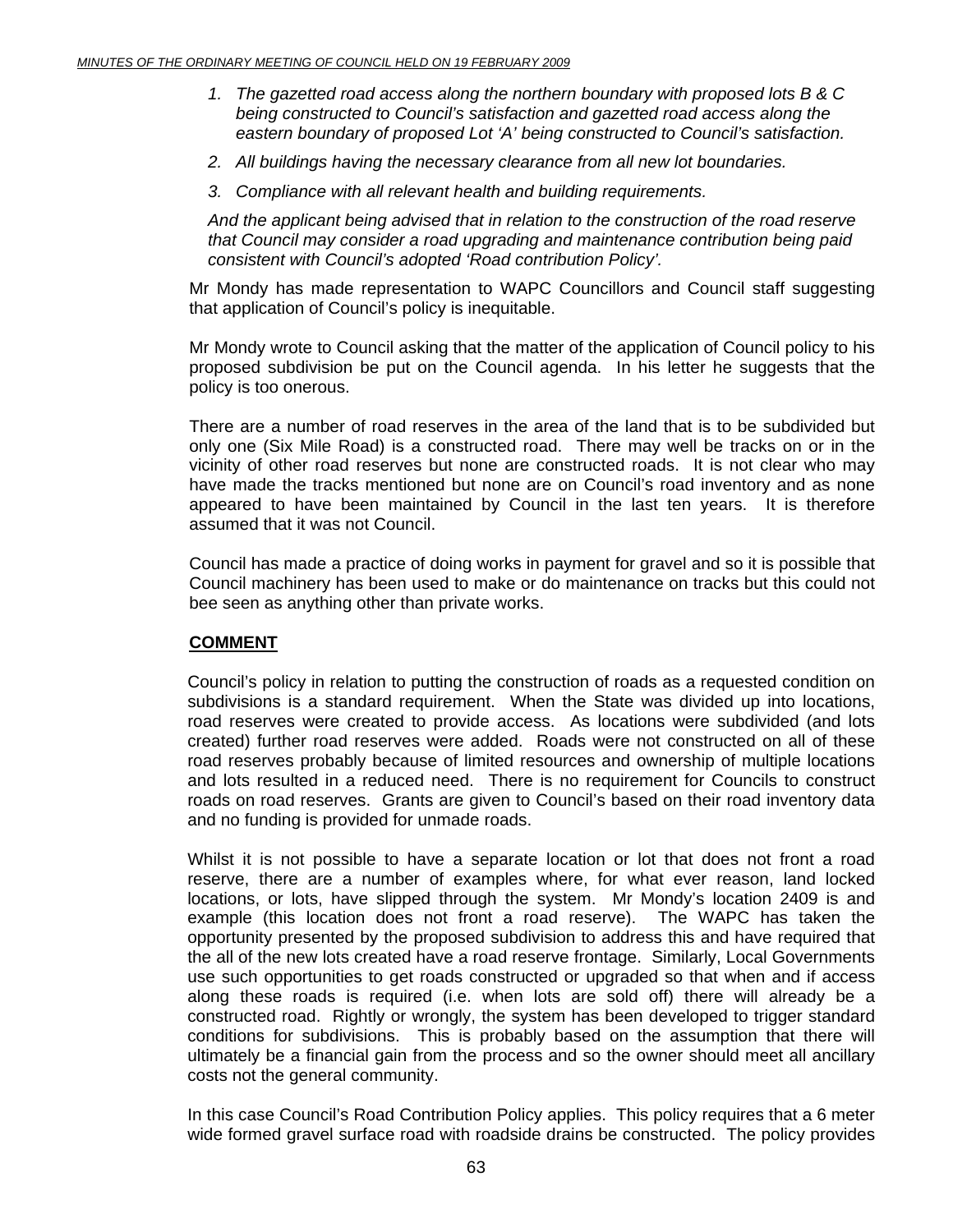1. *The gazetted road access along the northern boundary with proposed lots B & C being constructed to Council's satisfaction and gazetted road access along the eastern boundary of proposed Lot 'A' being constructed to Council's satisfaction.*
2. *All buildings having the necessary clearance from all new lot boundaries.*
3. *Compliance with all relevant health and building requirements.*

*And the applicant being advised that in relation to the construction of the road reserve that Council may consider a road upgrading and maintenance contribution being paid consistent with Council's adopted 'Road contribution Policy'.*

Mr Mondy has made representation to WAPC Councillors and Council staff suggesting that application of Council's policy is inequitable.

Mr Mondy wrote to Council asking that the matter of the application of Council policy to his proposed subdivision be put on the Council agenda. In his letter he suggests that the policy is too onerous.

There are a number of road reserves in the area of the land that is to be subdivided but only one (Six Mile Road) is a constructed road. There may well be tracks on or in the vicinity of other road reserves but none are constructed roads. It is not clear who may have made the tracks mentioned but none are on Council's road inventory and as none appeared to have been maintained by Council in the last ten years. It is therefore assumed that it was not Council.

Council has made a practice of doing works in payment for gravel and so it is possible that Council machinery has been used to make or do maintenance on tracks but this could not bee seen as anything other than private works.

**COMMENT**

Council's policy in relation to putting the construction of roads as a requested condition on subdivisions is a standard requirement. When the State was divided up into locations, road reserves were created to provide access. As locations were subdivided (and lots created) further road reserves were added. Roads were not constructed on all of these road reserves probably because of limited resources and ownership of multiple locations and lots resulted in a reduced need. There is no requirement for Councils to construct roads on road reserves. Grants are given to Council's based on their road inventory data and no funding is provided for unmade roads.

Whilst it is not possible to have a separate location or lot that does not front a road reserve, there are a number of examples where, for what ever reason, land locked locations, or lots, have slipped through the system. Mr Mondy's location 2409 is and example (this location does not front a road reserve). The WAPC has taken the opportunity presented by the proposed subdivision to address this and have required that the all of the new lots created have a road reserve frontage. Similarly, Local Governments use such opportunities to get roads constructed or upgraded so that when and if access along these roads is required (i.e. when lots are sold off) there will already be a constructed road. Rightly or wrongly, the system has been developed to trigger standard conditions for subdivisions. This is probably based on the assumption that there will ultimately be a financial gain from the process and so the owner should meet all ancillary costs not the general community.

In this case Council's Road Contribution Policy applies. This policy requires that a 6 meter wide formed gravel surface road with roadside drains be constructed. The policy provides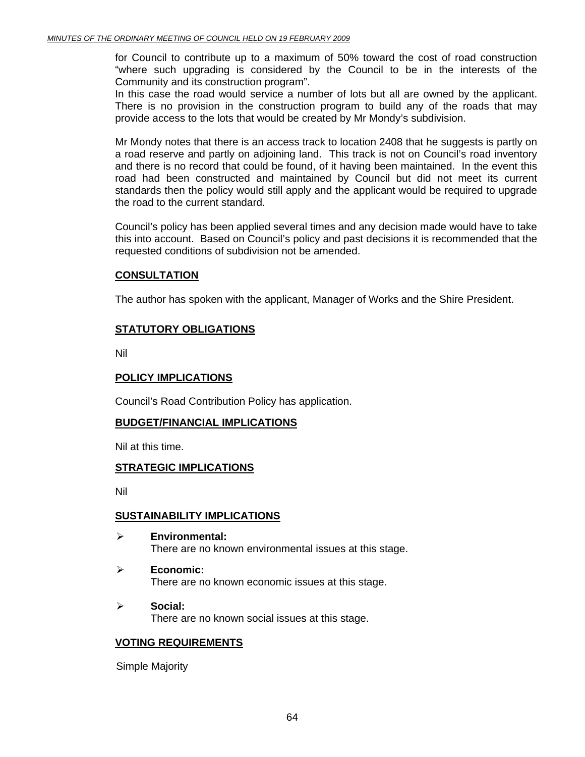for Council to contribute up to a maximum of 50% toward the cost of road construction "where such upgrading is considered by the Council to be in the interests of the Community and its construction program".
In this case the road would service a number of lots but all are owned by the applicant. There is no provision in the construction program to build any of the roads that may provide access to the lots that would be created by Mr Mondy's subdivision.

Mr Mondy notes that there is an access track to location 2408 that he suggests is partly on a road reserve and partly on adjoining land. This track is not on Council's road inventory and there is no record that could be found, of it having been maintained. In the event this road had been constructed and maintained by Council but did not meet its current standards then the policy would still apply and the applicant would be required to upgrade the road to the current standard.

Council's policy has been applied several times and any decision made would have to take this into account. Based on Council's policy and past decisions it is recommended that the requested conditions of subdivision not be amended.

## CONSULTATION

The author has spoken with the applicant, Manager of Works and the Shire President.

## STATUTORY OBLIGATIONS

Nil

## POLICY IMPLICATIONS

Council's Road Contribution Policy has application.

## BUDGET/FINANCIAL IMPLICATIONS

Nil at this time.

## STRATEGIC IMPLICATIONS

Nil

## SUSTAINABILITY IMPLICATIONS

- **Environmental:**
  There are no known environmental issues at this stage.
- **Economic:**
  There are no known economic issues at this stage.
- **Social:**
  There are no known social issues at this stage.

## VOTING REQUIREMENTS

Simple Majority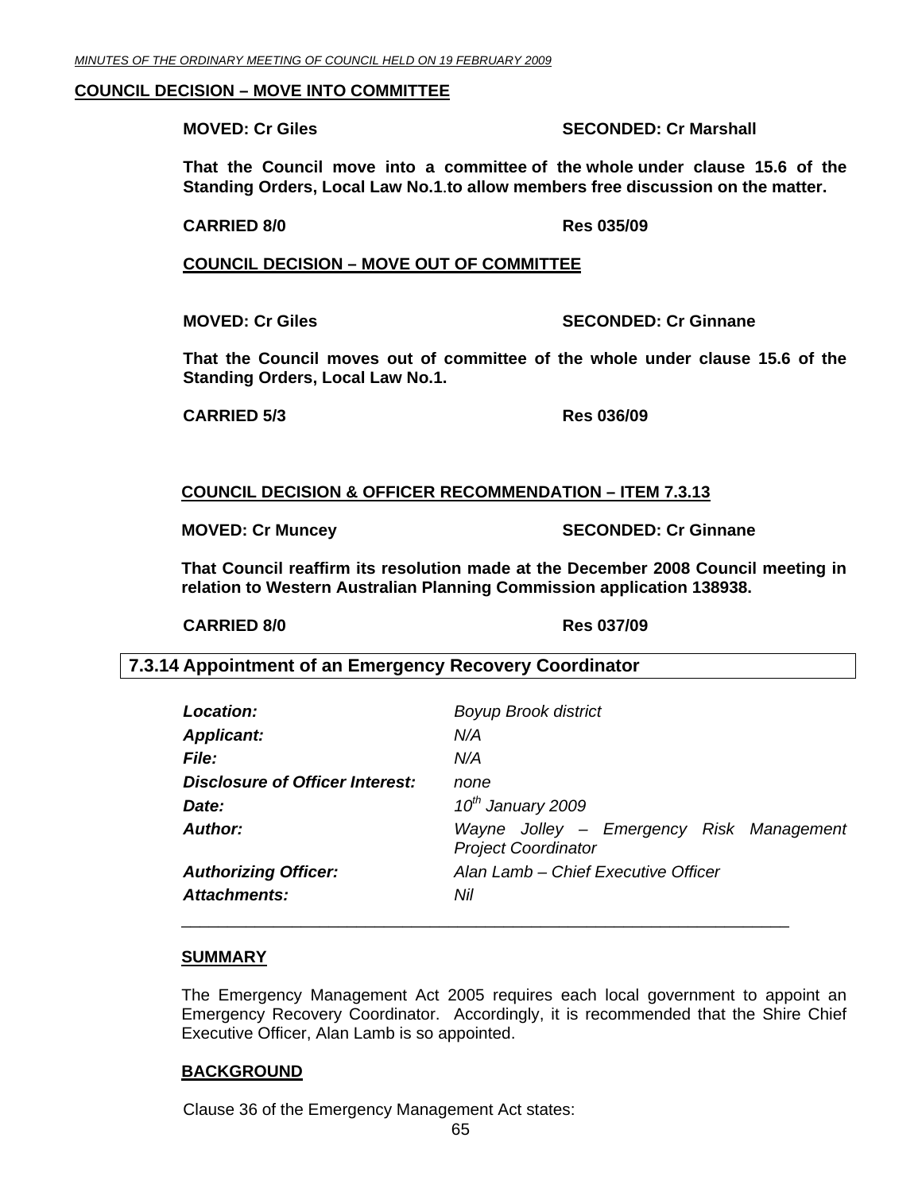**COUNCIL DECISION – MOVE INTO COMMITTEE**

**MOVED: Cr Giles SECONDED: Cr Marshall**

**That the Council move into a committee of the whole under clause 15.6 of the Standing Orders, Local Law No.1.to allow members free discussion on the matter.**

**CARRIED 8/0 Res 035/09**

**COUNCIL DECISION – MOVE OUT OF COMMITTEE**

**MOVED: Cr Giles SECONDED: Cr Ginnane**

**That the Council moves out of committee of the whole under clause 15.6 of the Standing Orders, Local Law No.1.**

**CARRIED 5/3 Res 036/09**

**COUNCIL DECISION & OFFICER RECOMMENDATION – ITEM 7.3.13**

**MOVED: Cr Muncey SECONDED: Cr Ginnane**

**That Council reaffirm its resolution made at the December 2008 Council meeting in relation to Western Australian Planning Commission application 138938.**

**CARRIED 8/0 Res 037/09**

## 7.3.14 Appointment of an Emergency Recovery Coordinator

| | |
|---|---|
| ***Location:*** | *Boyup Brook district* |
| ***Applicant:*** | *N/A* |
| ***File:*** | *N/A* |
| ***Disclosure of Officer Interest:*** | *none* |
| ***Date:*** | *10th January 2009* |
| ***Author:*** | *Wayne Jolley – Emergency Risk Management Project Coordinator* |
| ***Authorizing Officer:*** | *Alan Lamb – Chief Executive Officer* |
| ***Attachments:*** | *Nil* |

**SUMMARY**

The Emergency Management Act 2005 requires each local government to appoint an Emergency Recovery Coordinator. Accordingly, it is recommended that the Shire Chief Executive Officer, Alan Lamb is so appointed.

**BACKGROUND**

Clause 36 of the Emergency Management Act states: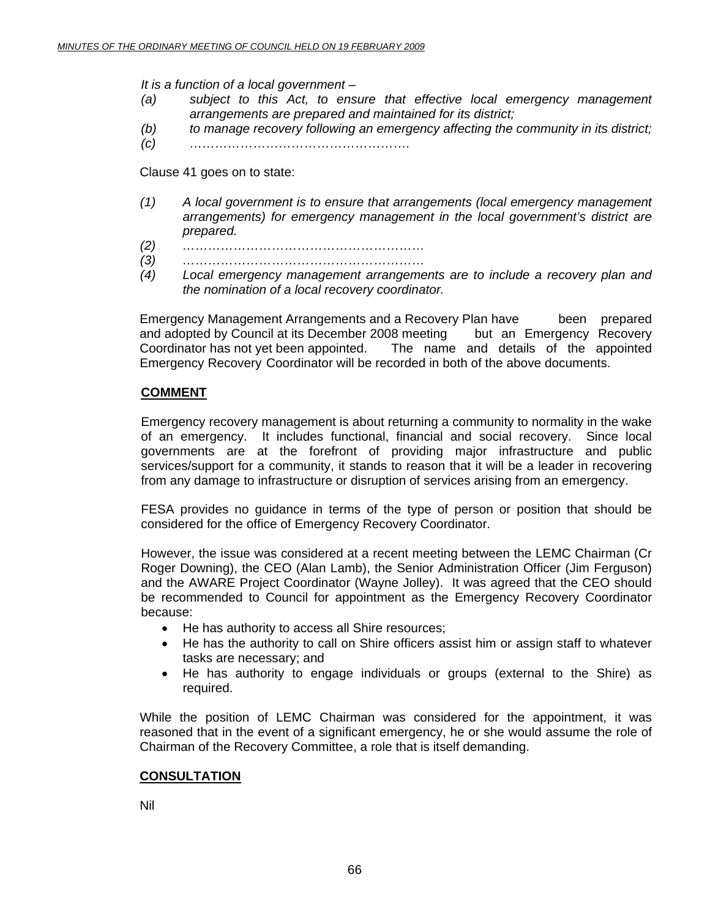*It is a function of a local government –*

*(a) subject to this Act, to ensure that effective local emergency management arrangements are prepared and maintained for its district;*

*(b) to manage recovery following an emergency affecting the community in its district;*

*(c) …………………………………………….*

Clause 41 goes on to state:

*(1) A local government is to ensure that arrangements (local emergency management arrangements) for emergency management in the local government's district are prepared.*

*(2) …………………………………………………*

*(3) …………………………………………………*

*(4) Local emergency management arrangements are to include a recovery plan and the nomination of a local recovery coordinator.*

Emergency Management Arrangements and a Recovery Plan have been prepared and adopted by Council at its December 2008 meeting but an Emergency Recovery Coordinator has not yet been appointed. The name and details of the appointed Emergency Recovery Coordinator will be recorded in both of the above documents.

**COMMENT**

Emergency recovery management is about returning a community to normality in the wake of an emergency. It includes functional, financial and social recovery. Since local governments are at the forefront of providing major infrastructure and public services/support for a community, it stands to reason that it will be a leader in recovering from any damage to infrastructure or disruption of services arising from an emergency.

FESA provides no guidance in terms of the type of person or position that should be considered for the office of Emergency Recovery Coordinator.

However, the issue was considered at a recent meeting between the LEMC Chairman (Cr Roger Downing), the CEO (Alan Lamb), the Senior Administration Officer (Jim Ferguson) and the AWARE Project Coordinator (Wayne Jolley). It was agreed that the CEO should be recommended to Council for appointment as the Emergency Recovery Coordinator because:

- He has authority to access all Shire resources;
- He has the authority to call on Shire officers assist him or assign staff to whatever tasks are necessary; and
- He has authority to engage individuals or groups (external to the Shire) as required.

While the position of LEMC Chairman was considered for the appointment, it was reasoned that in the event of a significant emergency, he or she would assume the role of Chairman of the Recovery Committee, a role that is itself demanding.

**CONSULTATION**

Nil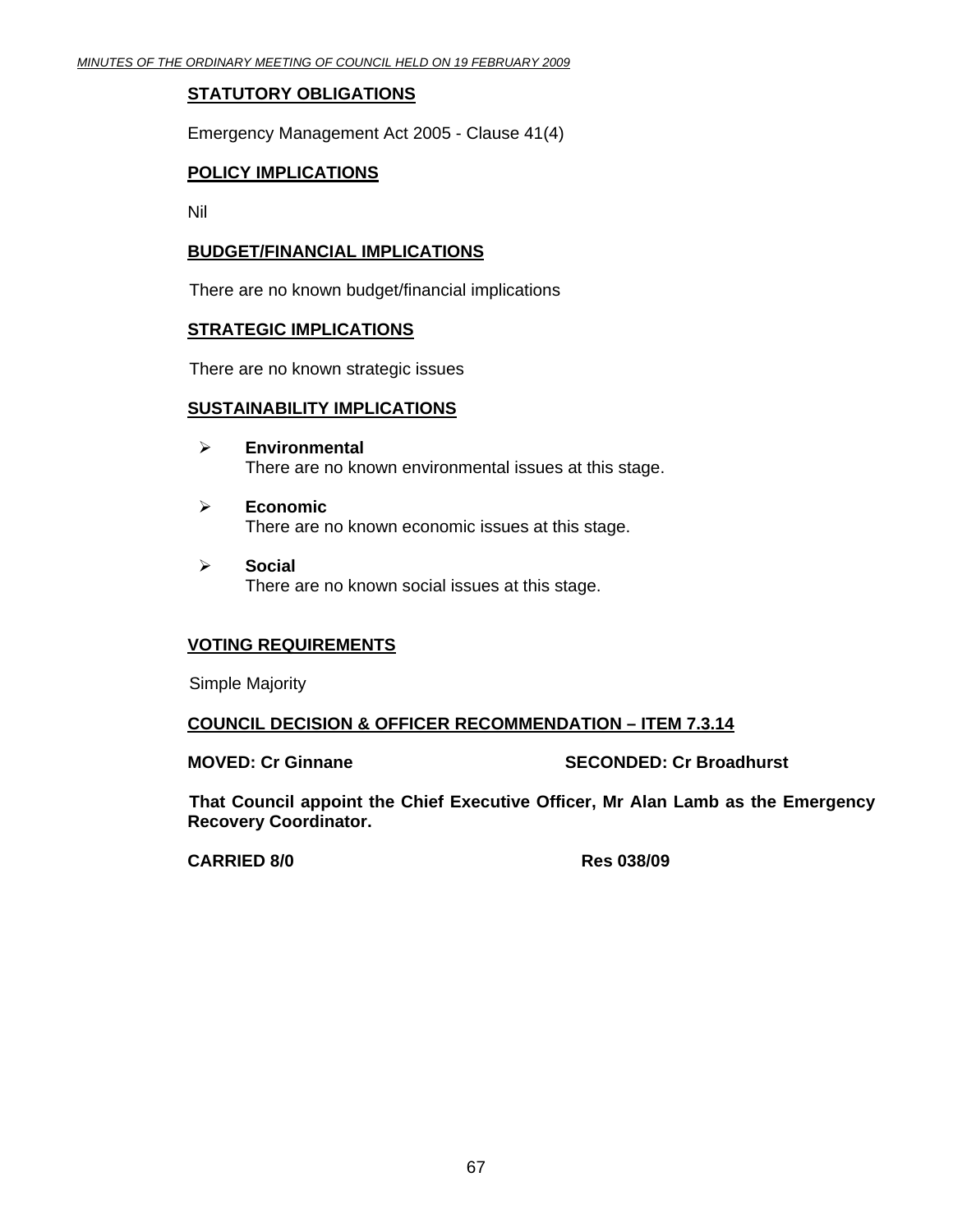## STATUTORY OBLIGATIONS

Emergency Management Act 2005 - Clause 41(4)

## POLICY IMPLICATIONS

Nil

## BUDGET/FINANCIAL IMPLICATIONS

There are no known budget/financial implications

## STRATEGIC IMPLICATIONS

There are no known strategic issues

## SUSTAINABILITY IMPLICATIONS

- **Environmental**
  There are no known environmental issues at this stage.
- **Economic**
  There are no known economic issues at this stage.
- **Social**
  There are no known social issues at this stage.

## VOTING REQUIREMENTS

Simple Majority

## COUNCIL DECISION & OFFICER RECOMMENDATION – ITEM 7.3.14

**MOVED: Cr Ginnane** **SECONDED: Cr Broadhurst**

**That Council appoint the Chief Executive Officer, Mr Alan Lamb as the Emergency Recovery Coordinator.**

**CARRIED 8/0** **Res 038/09**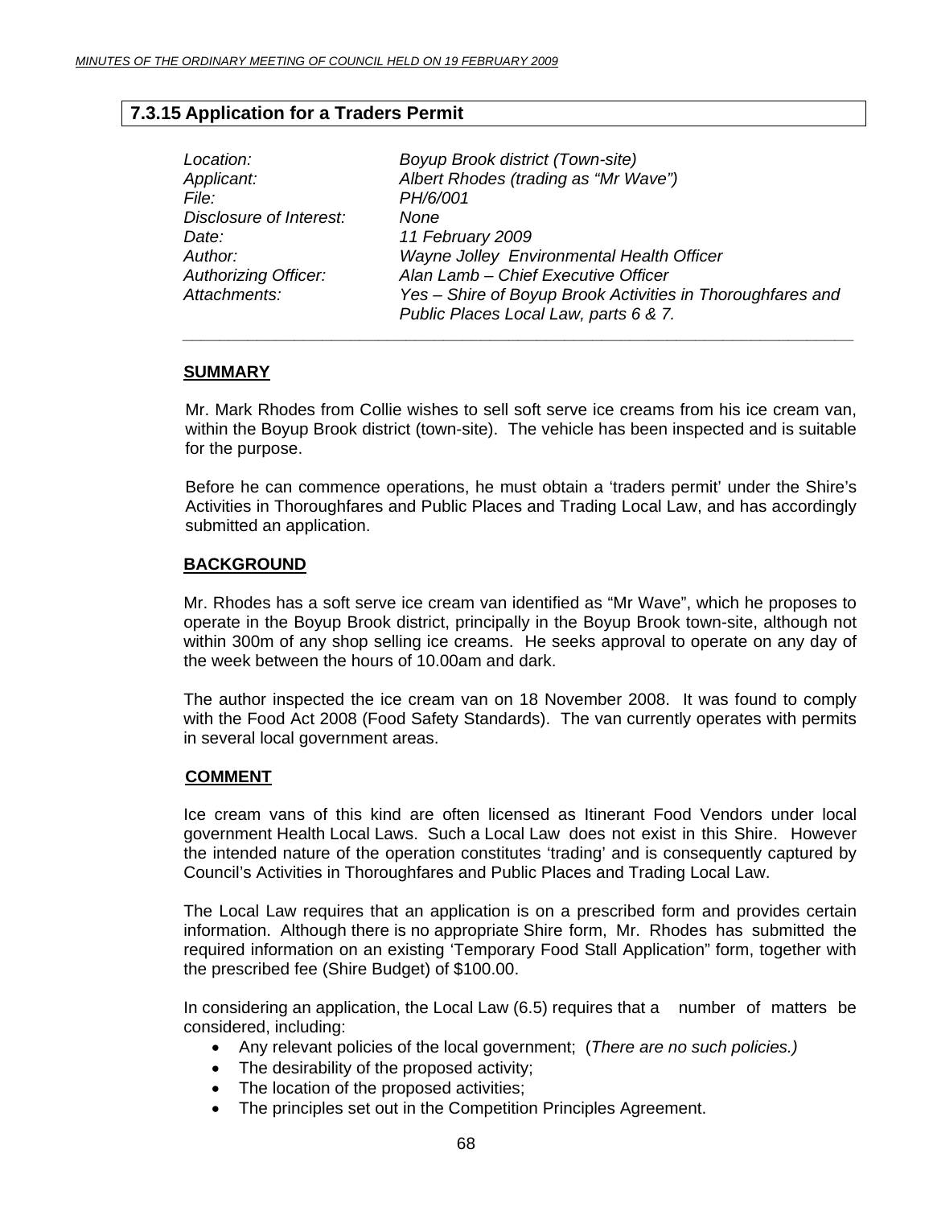## 7.3.15 Application for a Traders Permit

*Location:* *Boyup Brook district (Town-site)*
*Applicant:* *Albert Rhodes (trading as "Mr Wave")*
*File:* *PH/6/001*
*Disclosure of Interest:* *None*
*Date:* *11 February 2009*
*Author:* *Wayne Jolley Environmental Health Officer*
*Authorizing Officer:* *Alan Lamb – Chief Executive Officer*
*Attachments:* *Yes – Shire of Boyup Brook Activities in Thoroughfares and Public Places Local Law, parts 6 & 7.*

---

**SUMMARY**

Mr. Mark Rhodes from Collie wishes to sell soft serve ice creams from his ice cream van, within the Boyup Brook district (town-site). The vehicle has been inspected and is suitable for the purpose.

Before he can commence operations, he must obtain a 'traders permit' under the Shire's Activities in Thoroughfares and Public Places and Trading Local Law, and has accordingly submitted an application.

**BACKGROUND**

Mr. Rhodes has a soft serve ice cream van identified as "Mr Wave", which he proposes to operate in the Boyup Brook district, principally in the Boyup Brook town-site, although not within 300m of any shop selling ice creams. He seeks approval to operate on any day of the week between the hours of 10.00am and dark.

The author inspected the ice cream van on 18 November 2008. It was found to comply with the Food Act 2008 (Food Safety Standards). The van currently operates with permits in several local government areas.

**COMMENT**

Ice cream vans of this kind are often licensed as Itinerant Food Vendors under local government Health Local Laws. Such a Local Law does not exist in this Shire. However the intended nature of the operation constitutes 'trading' and is consequently captured by Council's Activities in Thoroughfares and Public Places and Trading Local Law.

The Local Law requires that an application is on a prescribed form and provides certain information. Although there is no appropriate Shire form, Mr. Rhodes has submitted the required information on an existing 'Temporary Food Stall Application" form, together with the prescribed fee (Shire Budget) of $100.00.

In considering an application, the Local Law (6.5) requires that a number of matters be considered, including:

- Any relevant policies of the local government; (*There are no such policies.)*
- The desirability of the proposed activity;
- The location of the proposed activities;
- The principles set out in the Competition Principles Agreement.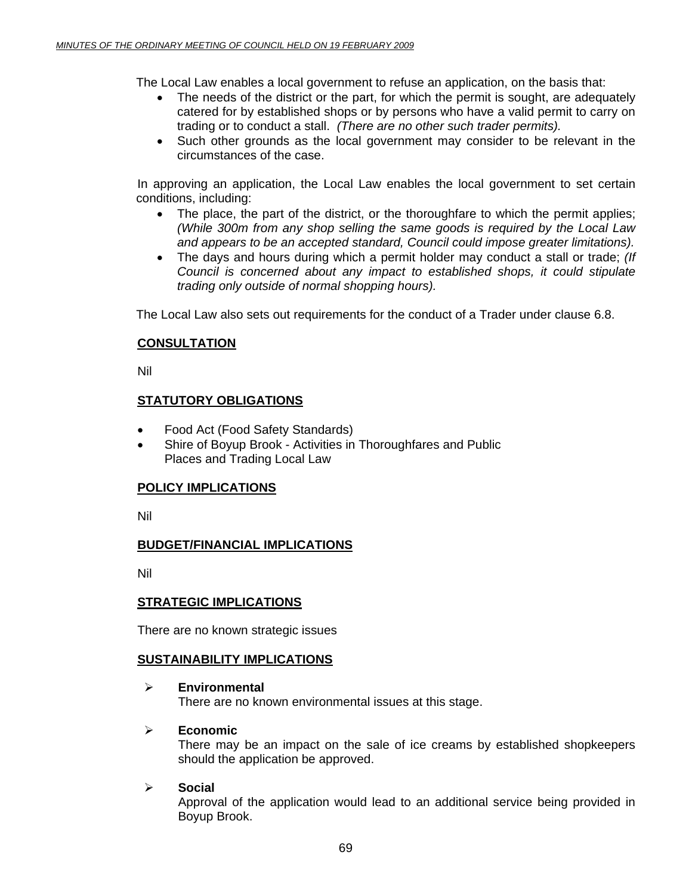The Local Law enables a local government to refuse an application, on the basis that:

- The needs of the district or the part, for which the permit is sought, are adequately catered for by established shops or by persons who have a valid permit to carry on trading or to conduct a stall. *(There are no other such trader permits).*
- Such other grounds as the local government may consider to be relevant in the circumstances of the case.

In approving an application, the Local Law enables the local government to set certain conditions, including:

- The place, the part of the district, or the thoroughfare to which the permit applies; *(While 300m from any shop selling the same goods is required by the Local Law and appears to be an accepted standard, Council could impose greater limitations).*
- The days and hours during which a permit holder may conduct a stall or trade; *(If Council is concerned about any impact to established shops, it could stipulate trading only outside of normal shopping hours).*

The Local Law also sets out requirements for the conduct of a Trader under clause 6.8.

## CONSULTATION

Nil

## STATUTORY OBLIGATIONS

- Food Act (Food Safety Standards)
- Shire of Boyup Brook - Activities in Thoroughfares and Public Places and Trading Local Law

## POLICY IMPLICATIONS

Nil

## BUDGET/FINANCIAL IMPLICATIONS

Nil

## STRATEGIC IMPLICATIONS

There are no known strategic issues

## SUSTAINABILITY IMPLICATIONS

- **Environmental**
  There are no known environmental issues at this stage.

- **Economic**
  There may be an impact on the sale of ice creams by established shopkeepers should the application be approved.

- **Social**
  Approval of the application would lead to an additional service being provided in Boyup Brook.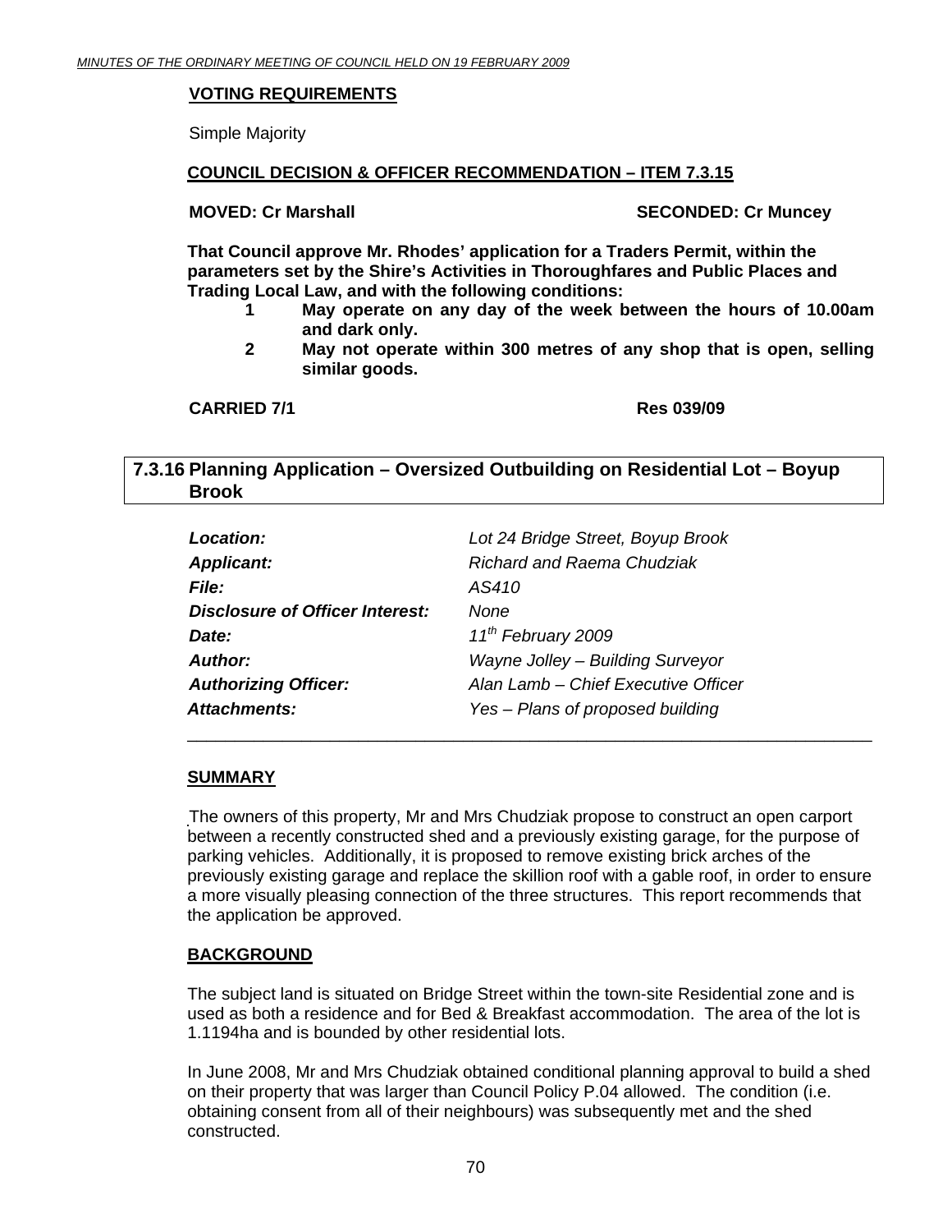**VOTING REQUIREMENTS**

Simple Majority

**COUNCIL DECISION & OFFICER RECOMMENDATION – ITEM 7.3.15**

**MOVED: Cr Marshall** **SECONDED: Cr Muncey**

**That Council approve Mr. Rhodes' application for a Traders Permit, within the parameters set by the Shire's Activities in Thoroughfares and Public Places and Trading Local Law, and with the following conditions:**

1. **May operate on any day of the week between the hours of 10.00am and dark only.**
2. **May not operate within 300 metres of any shop that is open, selling similar goods.**

**CARRIED 7/1** **Res 039/09**

## 7.3.16 Planning Application – Oversized Outbuilding on Residential Lot – Boyup Brook

| | |
|---|---|
| ***Location:*** | *Lot 24 Bridge Street, Boyup Brook* |
| ***Applicant:*** | *Richard and Raema Chudziak* |
| ***File:*** | *AS410* |
| ***Disclosure of Officer Interest:*** | *None* |
| ***Date:*** | *11th February 2009* |
| ***Author:*** | *Wayne Jolley – Building Surveyor* |
| ***Authorizing Officer:*** | *Alan Lamb – Chief Executive Officer* |
| ***Attachments:*** | *Yes – Plans of proposed building* |

**SUMMARY**

The owners of this property, Mr and Mrs Chudziak propose to construct an open carport between a recently constructed shed and a previously existing garage, for the purpose of parking vehicles. Additionally, it is proposed to remove existing brick arches of the previously existing garage and replace the skillion roof with a gable roof, in order to ensure a more visually pleasing connection of the three structures. This report recommends that the application be approved.

**BACKGROUND**

The subject land is situated on Bridge Street within the town-site Residential zone and is used as both a residence and for Bed & Breakfast accommodation. The area of the lot is 1.1194ha and is bounded by other residential lots.

In June 2008, Mr and Mrs Chudziak obtained conditional planning approval to build a shed on their property that was larger than Council Policy P.04 allowed. The condition (i.e. obtaining consent from all of their neighbours) was subsequently met and the shed constructed.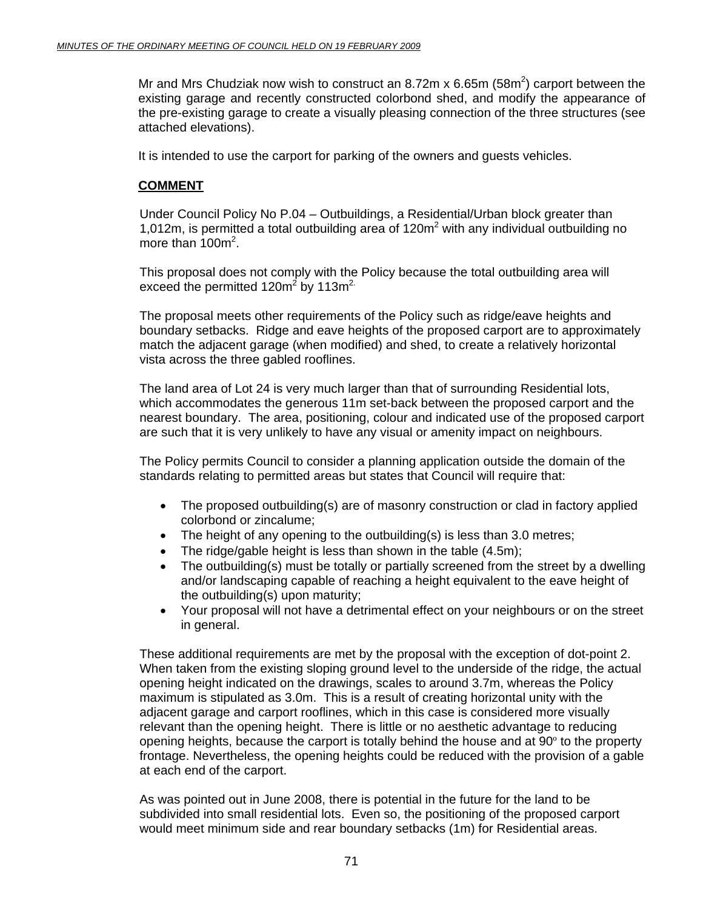Mr and Mrs Chudziak now wish to construct an 8.72m x 6.65m (58m$^2$) carport between the existing garage and recently constructed colorbond shed, and modify the appearance of the pre-existing garage to create a visually pleasing connection of the three structures (see attached elevations).

It is intended to use the carport for parking of the owners and guests vehicles.

**COMMENT**

Under Council Policy No P.04 – Outbuildings, a Residential/Urban block greater than 1,012m, is permitted a total outbuilding area of 120m$^2$ with any individual outbuilding no more than 100m$^2$.

This proposal does not comply with the Policy because the total outbuilding area will exceed the permitted 120m$^2$ by 113m$^{2.}$

The proposal meets other requirements of the Policy such as ridge/eave heights and boundary setbacks. Ridge and eave heights of the proposed carport are to approximately match the adjacent garage (when modified) and shed, to create a relatively horizontal vista across the three gabled rooflines.

The land area of Lot 24 is very much larger than that of surrounding Residential lots, which accommodates the generous 11m set-back between the proposed carport and the nearest boundary. The area, positioning, colour and indicated use of the proposed carport are such that it is very unlikely to have any visual or amenity impact on neighbours.

The Policy permits Council to consider a planning application outside the domain of the standards relating to permitted areas but states that Council will require that:

- The proposed outbuilding(s) are of masonry construction or clad in factory applied colorbond or zincalume;
- The height of any opening to the outbuilding(s) is less than 3.0 metres;
- The ridge/gable height is less than shown in the table (4.5m);
- The outbuilding(s) must be totally or partially screened from the street by a dwelling and/or landscaping capable of reaching a height equivalent to the eave height of the outbuilding(s) upon maturity;
- Your proposal will not have a detrimental effect on your neighbours or on the street in general.

These additional requirements are met by the proposal with the exception of dot-point 2. When taken from the existing sloping ground level to the underside of the ridge, the actual opening height indicated on the drawings, scales to around 3.7m, whereas the Policy maximum is stipulated as 3.0m. This is a result of creating horizontal unity with the adjacent garage and carport rooflines, which in this case is considered more visually relevant than the opening height. There is little or no aesthetic advantage to reducing opening heights, because the carport is totally behind the house and at 90$^o$ to the property frontage. Nevertheless, the opening heights could be reduced with the provision of a gable at each end of the carport.

As was pointed out in June 2008, there is potential in the future for the land to be subdivided into small residential lots. Even so, the positioning of the proposed carport would meet minimum side and rear boundary setbacks (1m) for Residential areas.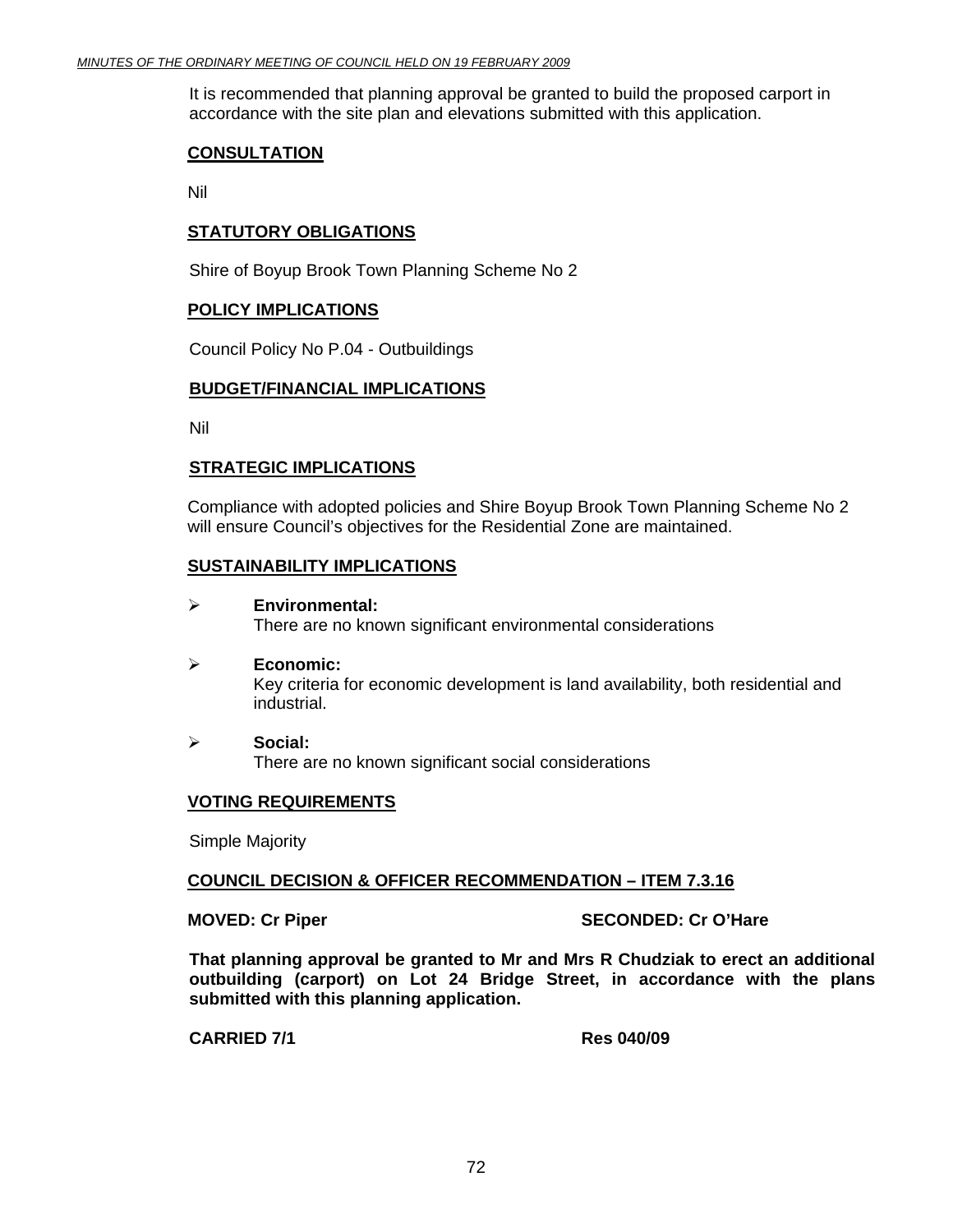It is recommended that planning approval be granted to build the proposed carport in accordance with the site plan and elevations submitted with this application.

**CONSULTATION**

Nil

**STATUTORY OBLIGATIONS**

Shire of Boyup Brook Town Planning Scheme No 2

**POLICY IMPLICATIONS**

Council Policy No P.04 - Outbuildings

**BUDGET/FINANCIAL IMPLICATIONS**

Nil

**STRATEGIC IMPLICATIONS**

Compliance with adopted policies and Shire Boyup Brook Town Planning Scheme No 2 will ensure Council's objectives for the Residential Zone are maintained.

**SUSTAINABILITY IMPLICATIONS**

- **Environmental:**
  There are no known significant environmental considerations

- **Economic:**
  Key criteria for economic development is land availability, both residential and industrial.

- **Social:**
  There are no known significant social considerations

**VOTING REQUIREMENTS**

Simple Majority

**COUNCIL DECISION & OFFICER RECOMMENDATION – ITEM 7.3.16**

**MOVED: Cr Piper** **SECONDED: Cr O'Hare**

**That planning approval be granted to Mr and Mrs R Chudziak to erect an additional outbuilding (carport) on Lot 24 Bridge Street, in accordance with the plans submitted with this planning application.**

**CARRIED 7/1** **Res 040/09**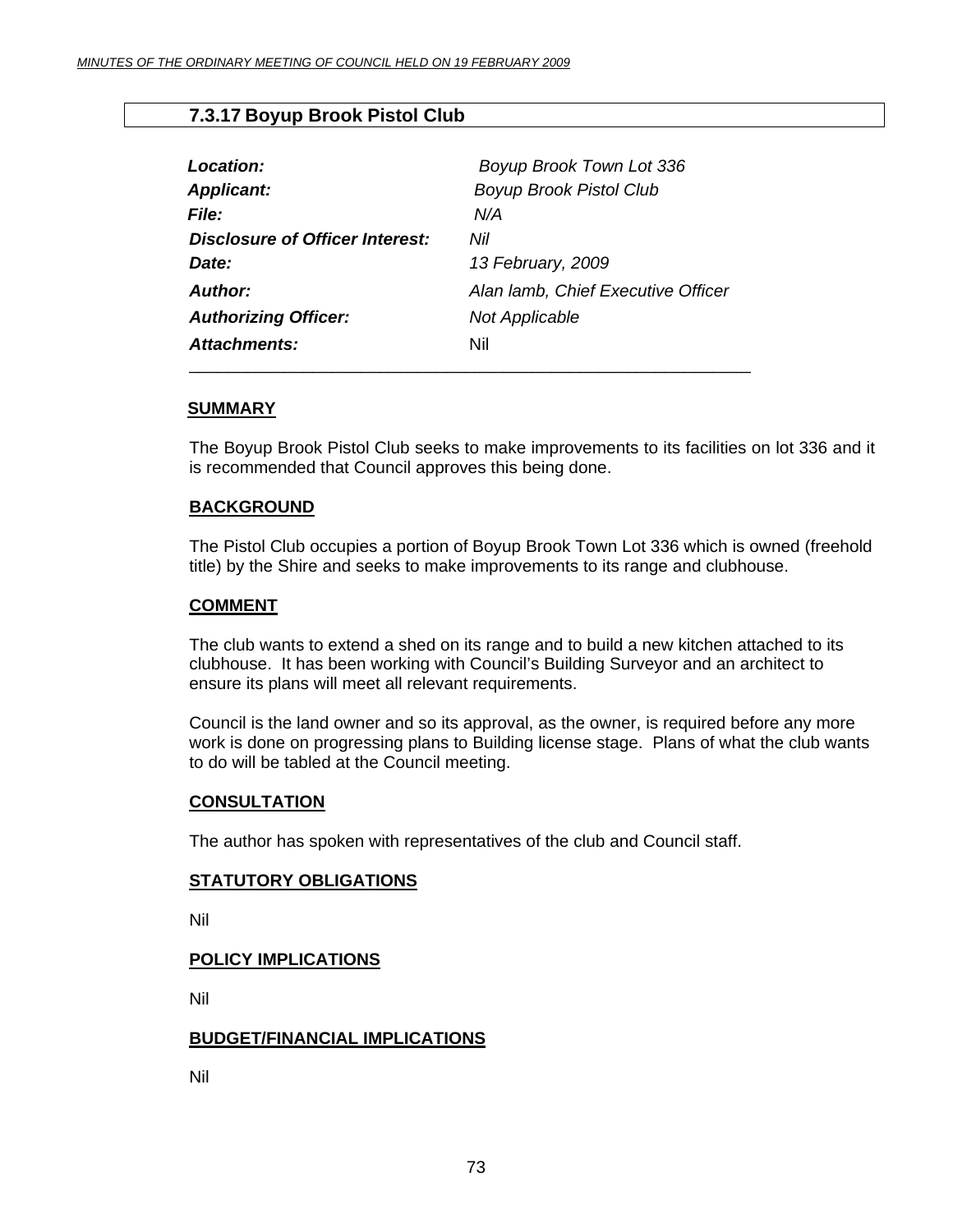## 7.3.17 Boyup Brook Pistol Club

| | |
|---|---|
| ***Location:*** | *Boyup Brook Town Lot 336* |
| ***Applicant:*** | *Boyup Brook Pistol Club* |
| ***File:*** | *N/A* |
| ***Disclosure of Officer Interest:*** | *Nil* |
| ***Date:*** | *13 February, 2009* |
| ***Author:*** | *Alan lamb, Chief Executive Officer* |
| ***Authorizing Officer:*** | *Not Applicable* |
| ***Attachments:*** | Nil |

**SUMMARY**

The Boyup Brook Pistol Club seeks to make improvements to its facilities on lot 336 and it is recommended that Council approves this being done.

**BACKGROUND**

The Pistol Club occupies a portion of Boyup Brook Town Lot 336 which is owned (freehold title) by the Shire and seeks to make improvements to its range and clubhouse.

**COMMENT**

The club wants to extend a shed on its range and to build a new kitchen attached to its clubhouse. It has been working with Council's Building Surveyor and an architect to ensure its plans will meet all relevant requirements.

Council is the land owner and so its approval, as the owner, is required before any more work is done on progressing plans to Building license stage. Plans of what the club wants to do will be tabled at the Council meeting.

**CONSULTATION**

The author has spoken with representatives of the club and Council staff.

**STATUTORY OBLIGATIONS**

Nil

**POLICY IMPLICATIONS**

Nil

**BUDGET/FINANCIAL IMPLICATIONS**

Nil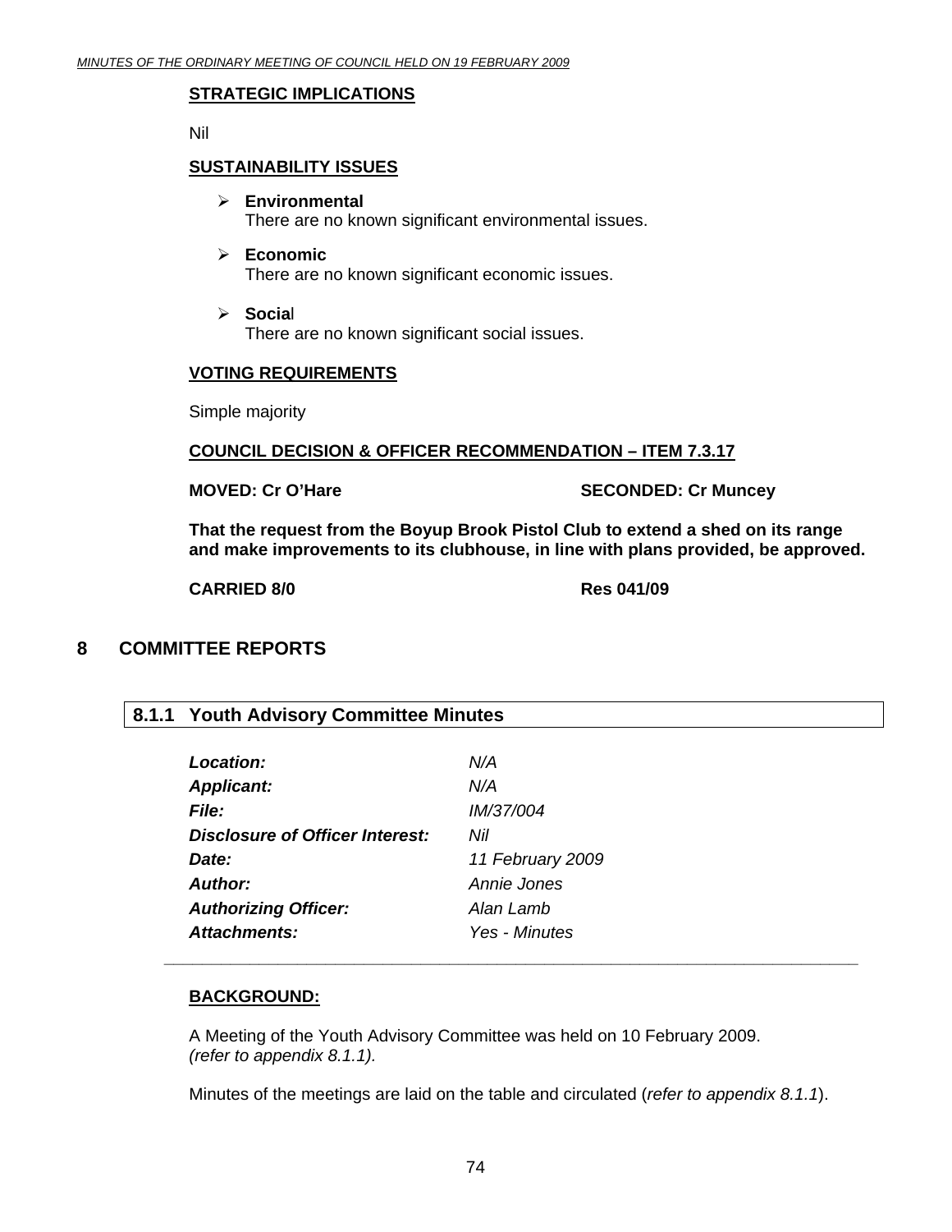**STRATEGIC IMPLICATIONS**

Nil

**SUSTAINABILITY ISSUES**

- **Environmental**
  There are no known significant environmental issues.

- **Economic**
  There are no known significant economic issues.

- **Social**
  There are no known significant social issues.

**VOTING REQUIREMENTS**

Simple majority

**COUNCIL DECISION & OFFICER RECOMMENDATION – ITEM 7.3.17**

**MOVED: Cr O'Hare** **SECONDED: Cr Muncey**

**That the request from the Boyup Brook Pistol Club to extend a shed on its range and make improvements to its clubhouse, in line with plans provided, be approved.**

**CARRIED 8/0** **Res 041/09**

# 8 COMMITTEE REPORTS

## 8.1.1 Youth Advisory Committee Minutes

| | |
|---|---|
| ***Location:*** | *N/A* |
| ***Applicant:*** | *N/A* |
| ***File:*** | *IM/37/004* |
| ***Disclosure of Officer Interest:*** | *Nil* |
| ***Date:*** | *11 February 2009* |
| ***Author:*** | *Annie Jones* |
| ***Authorizing Officer:*** | *Alan Lamb* |
| ***Attachments:*** | *Yes - Minutes* |

---

**BACKGROUND:**

A Meeting of the Youth Advisory Committee was held on 10 February 2009. *(refer to appendix 8.1.1).*

Minutes of the meetings are laid on the table and circulated (*refer to appendix 8.1.1*).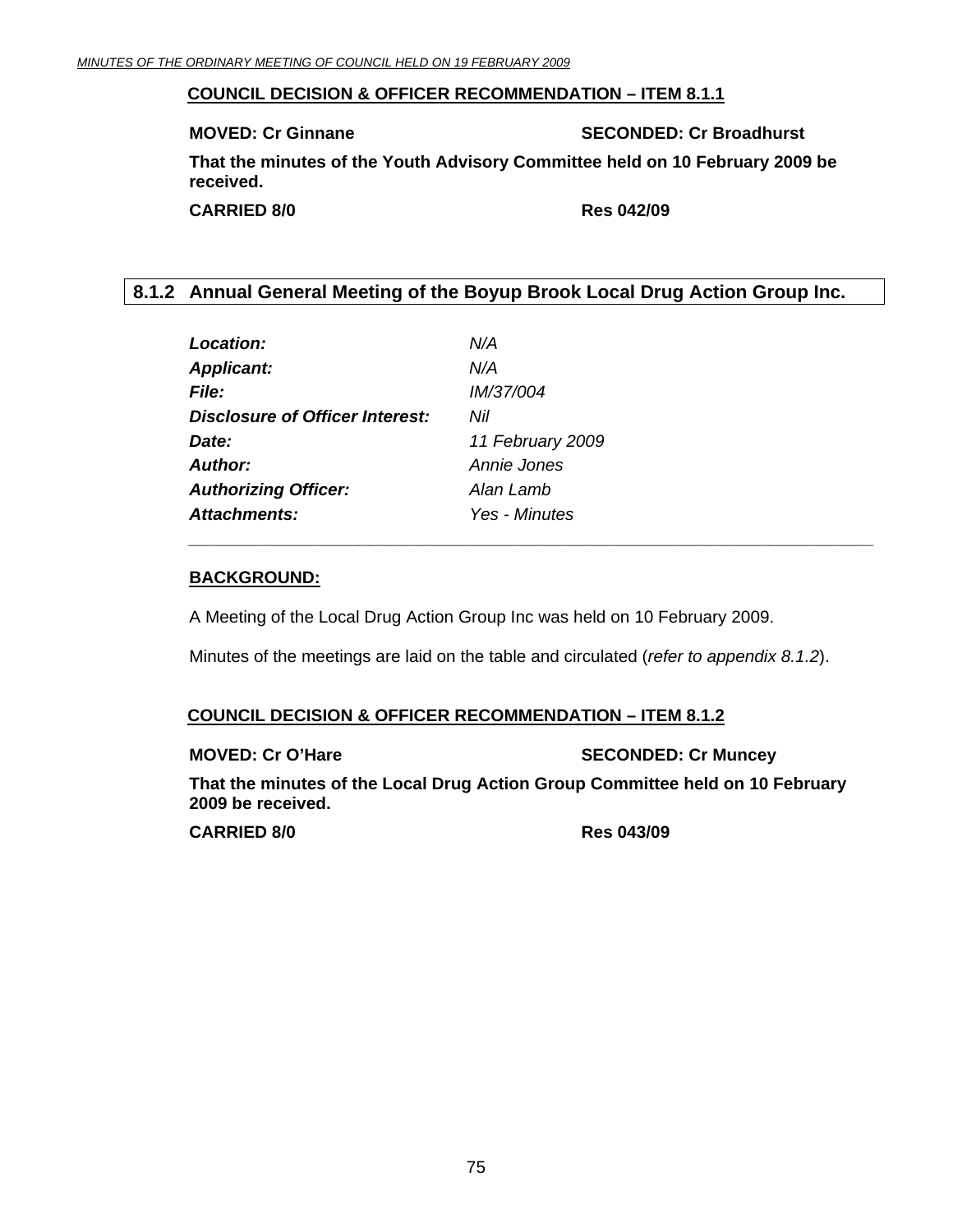**COUNCIL DECISION & OFFICER RECOMMENDATION – ITEM 8.1.1**

**MOVED: Cr Ginnane** **SECONDED: Cr Broadhurst**

**That the minutes of the Youth Advisory Committee held on 10 February 2009 be received.**

**CARRIED 8/0** **Res 042/09**

## 8.1.2 Annual General Meeting of the Boyup Brook Local Drug Action Group Inc.

| | |
|---|---|
| ***Location:*** | *N/A* |
| ***Applicant:*** | *N/A* |
| ***File:*** | *IM/37/004* |
| ***Disclosure of Officer Interest:*** | *Nil* |
| ***Date:*** | *11 February 2009* |
| ***Author:*** | *Annie Jones* |
| ***Authorizing Officer:*** | *Alan Lamb* |
| ***Attachments:*** | *Yes - Minutes* |

**BACKGROUND:**

A Meeting of the Local Drug Action Group Inc was held on 10 February 2009.

Minutes of the meetings are laid on the table and circulated (*refer to appendix 8.1.2*).

**COUNCIL DECISION & OFFICER RECOMMENDATION – ITEM 8.1.2**

**MOVED: Cr O'Hare** **SECONDED: Cr Muncey**

**That the minutes of the Local Drug Action Group Committee held on 10 February 2009 be received.**

**CARRIED 8/0** **Res 043/09**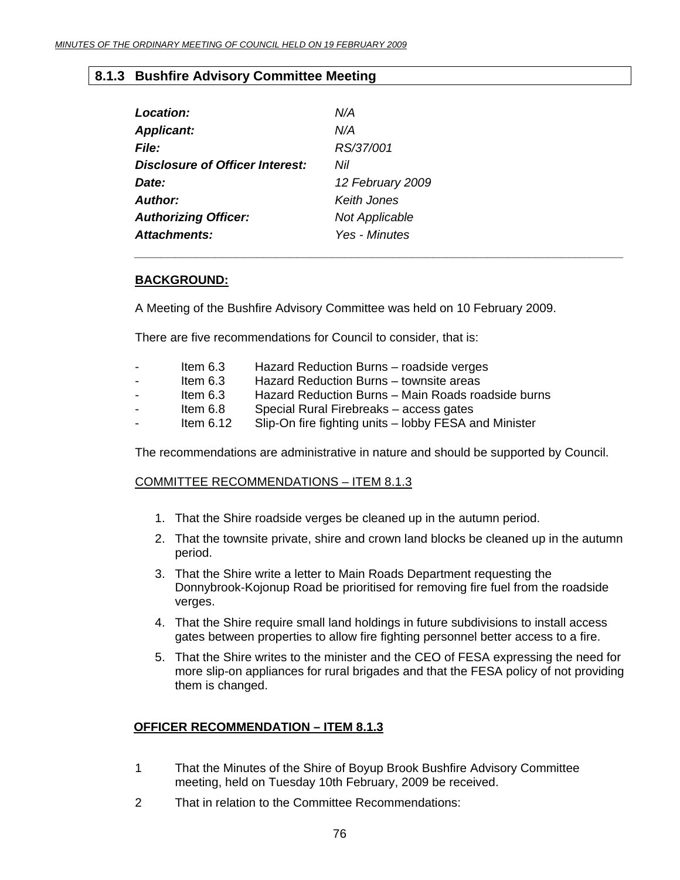## 8.1.3 Bushfire Advisory Committee Meeting

| | |
|---|---|
| ***Location:*** | *N/A* |
| ***Applicant:*** | *N/A* |
| ***File:*** | *RS/37/001* |
| ***Disclosure of Officer Interest:*** | *Nil* |
| ***Date:*** | *12 February 2009* |
| ***Author:*** | *Keith Jones* |
| ***Authorizing Officer:*** | *Not Applicable* |
| ***Attachments:*** | *Yes - Minutes* |

**BACKGROUND:**

A Meeting of the Bushfire Advisory Committee was held on 10 February 2009.

There are five recommendations for Council to consider, that is:

- Item 6.3 Hazard Reduction Burns – roadside verges
- Item 6.3 Hazard Reduction Burns – townsite areas
- Item 6.3 Hazard Reduction Burns – Main Roads roadside burns
- Item 6.8 Special Rural Firebreaks – access gates
- Item 6.12 Slip-On fire fighting units – lobby FESA and Minister

The recommendations are administrative in nature and should be supported by Council.

COMMITTEE RECOMMENDATIONS – ITEM 8.1.3

1. That the Shire roadside verges be cleaned up in the autumn period.
2. That the townsite private, shire and crown land blocks be cleaned up in the autumn period.
3. That the Shire write a letter to Main Roads Department requesting the Donnybrook-Kojonup Road be prioritised for removing fire fuel from the roadside verges.
4. That the Shire require small land holdings in future subdivisions to install access gates between properties to allow fire fighting personnel better access to a fire.
5. That the Shire writes to the minister and the CEO of FESA expressing the need for more slip-on appliances for rural brigades and that the FESA policy of not providing them is changed.

**OFFICER RECOMMENDATION – ITEM 8.1.3**

1 That the Minutes of the Shire of Boyup Brook Bushfire Advisory Committee meeting, held on Tuesday 10th February, 2009 be received.

2 That in relation to the Committee Recommendations: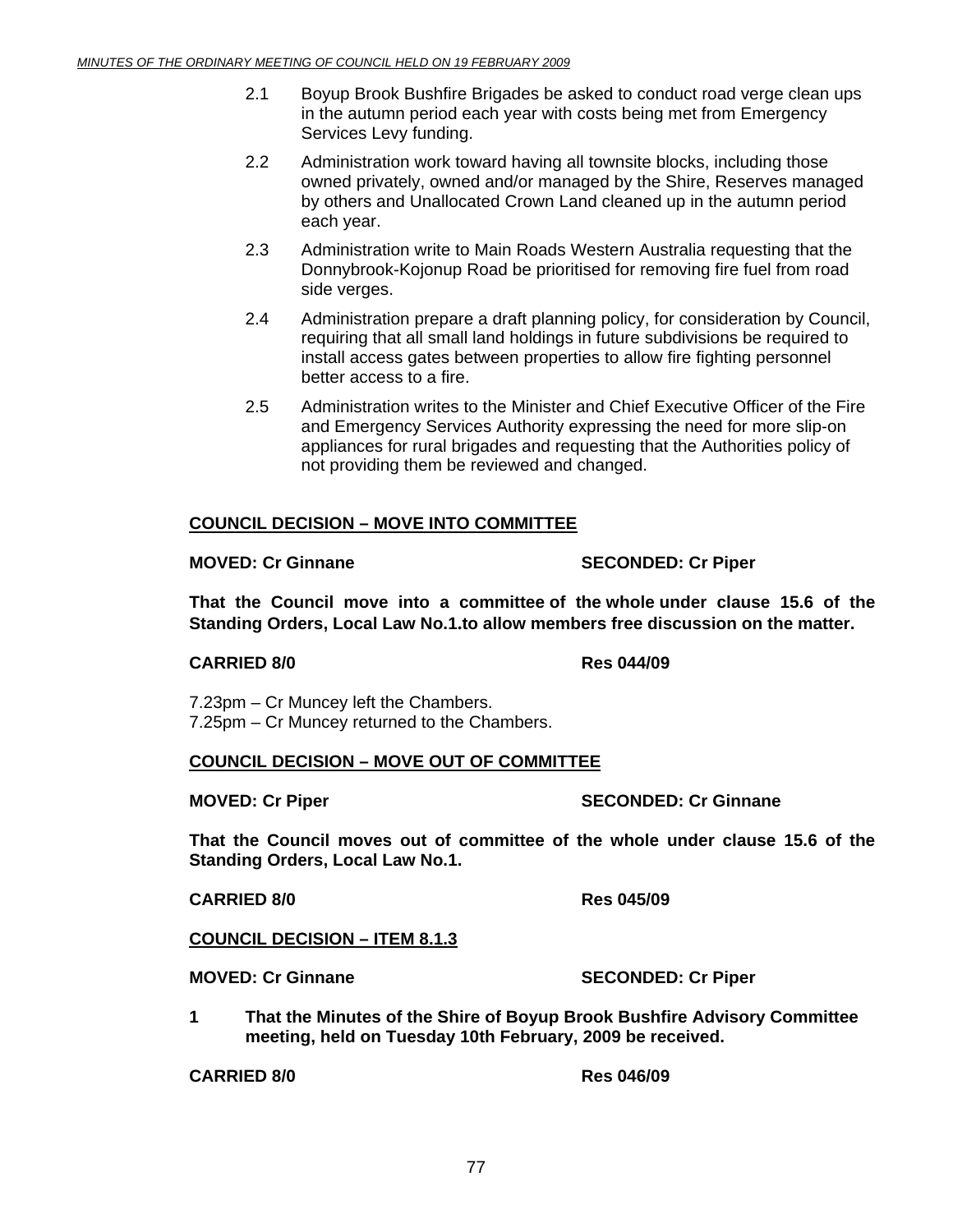2.1 Boyup Brook Bushfire Brigades be asked to conduct road verge clean ups in the autumn period each year with costs being met from Emergency Services Levy funding.

2.2 Administration work toward having all townsite blocks, including those owned privately, owned and/or managed by the Shire, Reserves managed by others and Unallocated Crown Land cleaned up in the autumn period each year.

2.3 Administration write to Main Roads Western Australia requesting that the Donnybrook-Kojonup Road be prioritised for removing fire fuel from road side verges.

2.4 Administration prepare a draft planning policy, for consideration by Council, requiring that all small land holdings in future subdivisions be required to install access gates between properties to allow fire fighting personnel better access to a fire.

2.5 Administration writes to the Minister and Chief Executive Officer of the Fire and Emergency Services Authority expressing the need for more slip-on appliances for rural brigades and requesting that the Authorities policy of not providing them be reviewed and changed.

**COUNCIL DECISION – MOVE INTO COMMITTEE**

**MOVED: Cr Ginnane** **SECONDED: Cr Piper**

**That the Council move into a committee of the whole under clause 15.6 of the Standing Orders, Local Law No.1.to allow members free discussion on the matter.**

**CARRIED 8/0** **Res 044/09**

7.23pm – Cr Muncey left the Chambers.
7.25pm – Cr Muncey returned to the Chambers.

**COUNCIL DECISION – MOVE OUT OF COMMITTEE**

**MOVED: Cr Piper** **SECONDED: Cr Ginnane**

**That the Council moves out of committee of the whole under clause 15.6 of the Standing Orders, Local Law No.1.**

**CARRIED 8/0** **Res 045/09**

**COUNCIL DECISION – ITEM 8.1.3**

**MOVED: Cr Ginnane** **SECONDED: Cr Piper**

**1 That the Minutes of the Shire of Boyup Brook Bushfire Advisory Committee meeting, held on Tuesday 10th February, 2009 be received.**

**CARRIED 8/0** **Res 046/09**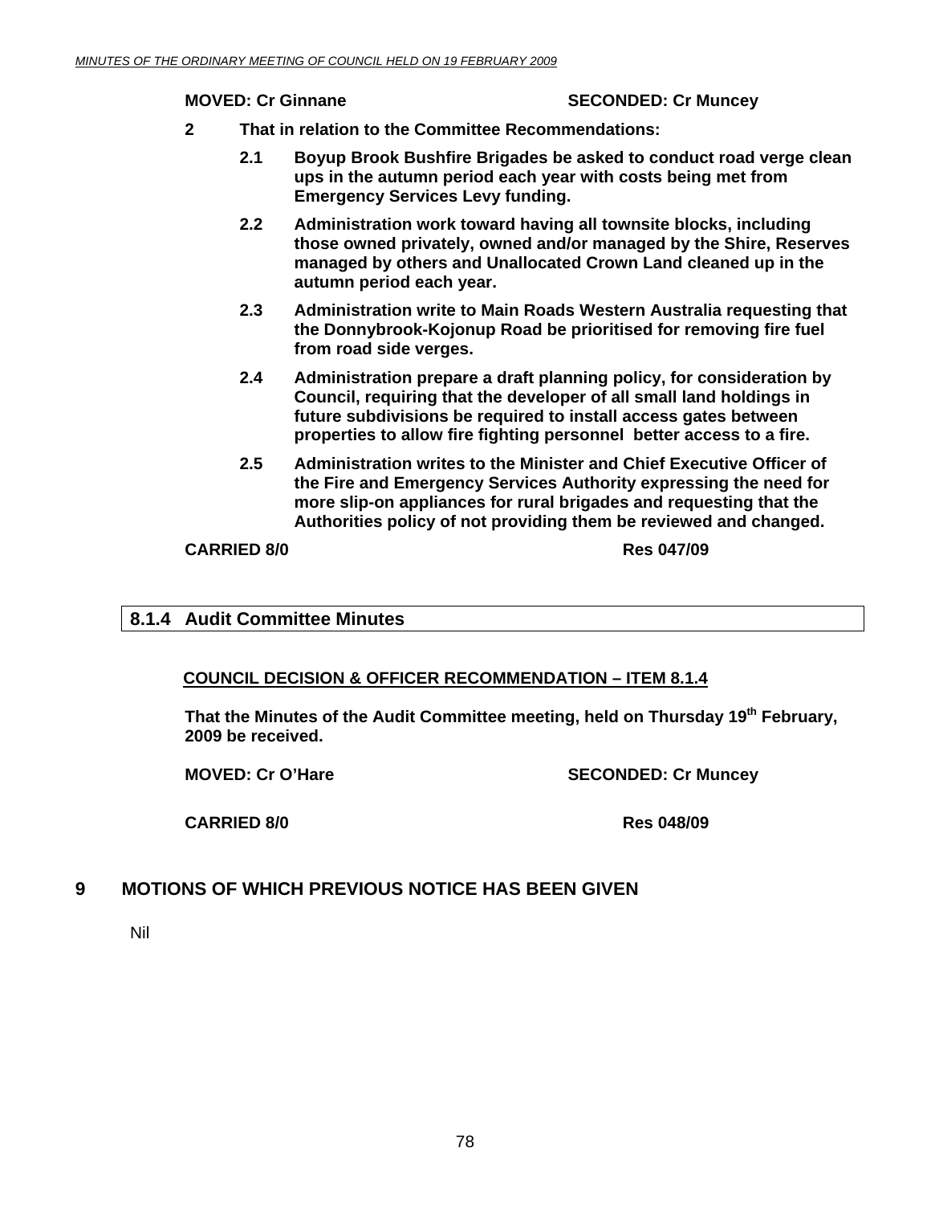**MOVED: Cr Ginnane SECONDED: Cr Muncey**

**2 That in relation to the Committee Recommendations:**

**2.1 Boyup Brook Bushfire Brigades be asked to conduct road verge clean ups in the autumn period each year with costs being met from Emergency Services Levy funding.**

**2.2 Administration work toward having all townsite blocks, including those owned privately, owned and/or managed by the Shire, Reserves managed by others and Unallocated Crown Land cleaned up in the autumn period each year.**

**2.3 Administration write to Main Roads Western Australia requesting that the Donnybrook-Kojonup Road be prioritised for removing fire fuel from road side verges.**

**2.4 Administration prepare a draft planning policy, for consideration by Council, requiring that the developer of all small land holdings in future subdivisions be required to install access gates between properties to allow fire fighting personnel better access to a fire.**

**2.5 Administration writes to the Minister and Chief Executive Officer of the Fire and Emergency Services Authority expressing the need for more slip-on appliances for rural brigades and requesting that the Authorities policy of not providing them be reviewed and changed.**

**CARRIED 8/0 Res 047/09**

## 8.1.4 Audit Committee Minutes

**COUNCIL DECISION & OFFICER RECOMMENDATION – ITEM 8.1.4**

**That the Minutes of the Audit Committee meeting, held on Thursday 19th February, 2009 be received.**

**MOVED: Cr O'Hare SECONDED: Cr Muncey**

**CARRIED 8/0 Res 048/09**

# 9 MOTIONS OF WHICH PREVIOUS NOTICE HAS BEEN GIVEN

Nil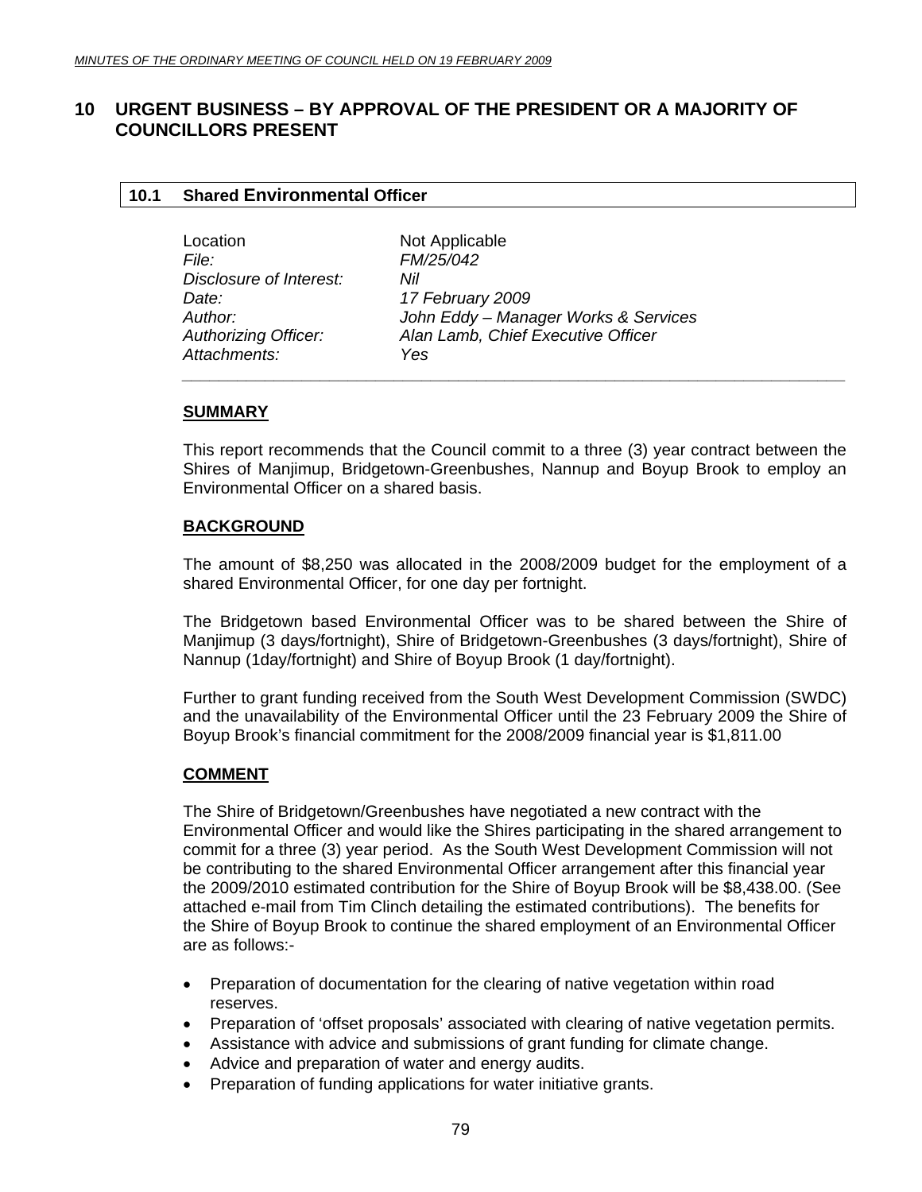# 10 URGENT BUSINESS – BY APPROVAL OF THE PRESIDENT OR A MAJORITY OF COUNCILLORS PRESENT

## 10.1 Shared Environmental Officer

| | |
|---|---|
| Location | Not Applicable |
| *File:* | *FM/25/042* |
| *Disclosure of Interest:* | *Nil* |
| *Date:* | *17 February 2009* |
| *Author:* | *John Eddy – Manager Works & Services* |
| *Authorizing Officer:* | *Alan Lamb, Chief Executive Officer* |
| *Attachments:* | *Yes* |

**SUMMARY**

This report recommends that the Council commit to a three (3) year contract between the Shires of Manjimup, Bridgetown-Greenbushes, Nannup and Boyup Brook to employ an Environmental Officer on a shared basis.

**BACKGROUND**

The amount of $8,250 was allocated in the 2008/2009 budget for the employment of a shared Environmental Officer, for one day per fortnight.

The Bridgetown based Environmental Officer was to be shared between the Shire of Manjimup (3 days/fortnight), Shire of Bridgetown-Greenbushes (3 days/fortnight), Shire of Nannup (1day/fortnight) and Shire of Boyup Brook (1 day/fortnight).

Further to grant funding received from the South West Development Commission (SWDC) and the unavailability of the Environmental Officer until the 23 February 2009 the Shire of Boyup Brook's financial commitment for the 2008/2009 financial year is $1,811.00

**COMMENT**

The Shire of Bridgetown/Greenbushes have negotiated a new contract with the Environmental Officer and would like the Shires participating in the shared arrangement to commit for a three (3) year period. As the South West Development Commission will not be contributing to the shared Environmental Officer arrangement after this financial year the 2009/2010 estimated contribution for the Shire of Boyup Brook will be $8,438.00. (See attached e-mail from Tim Clinch detailing the estimated contributions). The benefits for the Shire of Boyup Brook to continue the shared employment of an Environmental Officer are as follows:-

- Preparation of documentation for the clearing of native vegetation within road reserves.
- Preparation of 'offset proposals' associated with clearing of native vegetation permits.
- Assistance with advice and submissions of grant funding for climate change.
- Advice and preparation of water and energy audits.
- Preparation of funding applications for water initiative grants.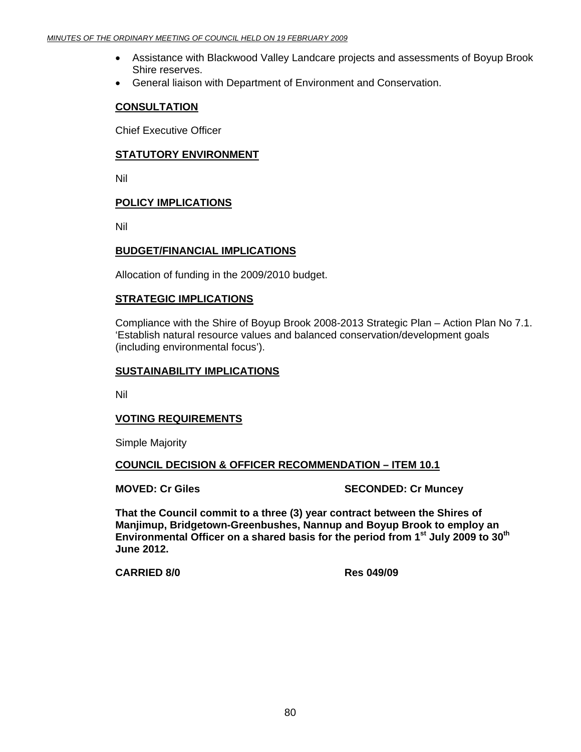- Assistance with Blackwood Valley Landcare projects and assessments of Boyup Brook Shire reserves.
- General liaison with Department of Environment and Conservation.

**CONSULTATION**

Chief Executive Officer

**STATUTORY ENVIRONMENT**

Nil

**POLICY IMPLICATIONS**

Nil

**BUDGET/FINANCIAL IMPLICATIONS**

Allocation of funding in the 2009/2010 budget.

**STRATEGIC IMPLICATIONS**

Compliance with the Shire of Boyup Brook 2008-2013 Strategic Plan – Action Plan No 7.1. 'Establish natural resource values and balanced conservation/development goals (including environmental focus').

**SUSTAINABILITY IMPLICATIONS**

Nil

**VOTING REQUIREMENTS**

Simple Majority

**COUNCIL DECISION & OFFICER RECOMMENDATION – ITEM 10.1**

**MOVED: Cr Giles** **SECONDED: Cr Muncey**

**That the Council commit to a three (3) year contract between the Shires of Manjimup, Bridgetown-Greenbushes, Nannup and Boyup Brook to employ an Environmental Officer on a shared basis for the period from 1st July 2009 to 30th June 2012.**

**CARRIED 8/0** **Res 049/09**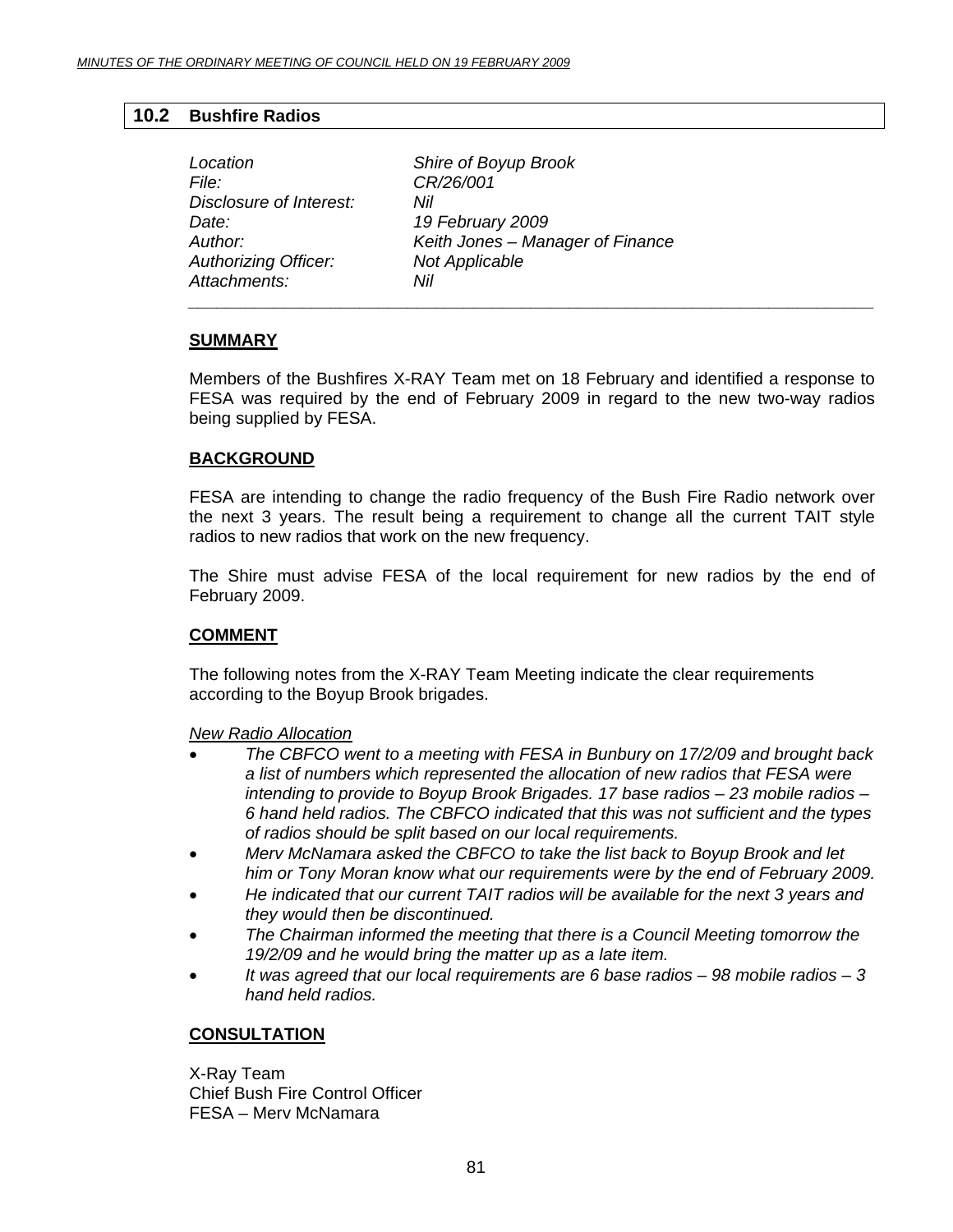## 10.2 Bushfire Radios

| | |
|---|---|
| *Location* | *Shire of Boyup Brook* |
| *File:* | *CR/26/001* |
| *Disclosure of Interest:* | *Nil* |
| *Date:* | *19 February 2009* |
| *Author:* | *Keith Jones – Manager of Finance* |
| *Authorizing Officer:* | *Not Applicable* |
| *Attachments:* | *Nil* |

### SUMMARY

Members of the Bushfires X-RAY Team met on 18 February and identified a response to FESA was required by the end of February 2009 in regard to the new two-way radios being supplied by FESA.

### BACKGROUND

FESA are intending to change the radio frequency of the Bush Fire Radio network over the next 3 years. The result being a requirement to change all the current TAIT style radios to new radios that work on the new frequency.

The Shire must advise FESA of the local requirement for new radios by the end of February 2009.

### COMMENT

The following notes from the X-RAY Team Meeting indicate the clear requirements according to the Boyup Brook brigades.

*New Radio Allocation*

- *The CBFCO went to a meeting with FESA in Bunbury on 17/2/09 and brought back a list of numbers which represented the allocation of new radios that FESA were intending to provide to Boyup Brook Brigades. 17 base radios – 23 mobile radios – 6 hand held radios. The CBFCO indicated that this was not sufficient and the types of radios should be split based on our local requirements.*
- *Merv McNamara asked the CBFCO to take the list back to Boyup Brook and let him or Tony Moran know what our requirements were by the end of February 2009.*
- *He indicated that our current TAIT radios will be available for the next 3 years and they would then be discontinued.*
- *The Chairman informed the meeting that there is a Council Meeting tomorrow the 19/2/09 and he would bring the matter up as a late item.*
- *It was agreed that our local requirements are 6 base radios – 98 mobile radios – 3 hand held radios.*

### CONSULTATION

X-Ray Team
Chief Bush Fire Control Officer
FESA – Merv McNamara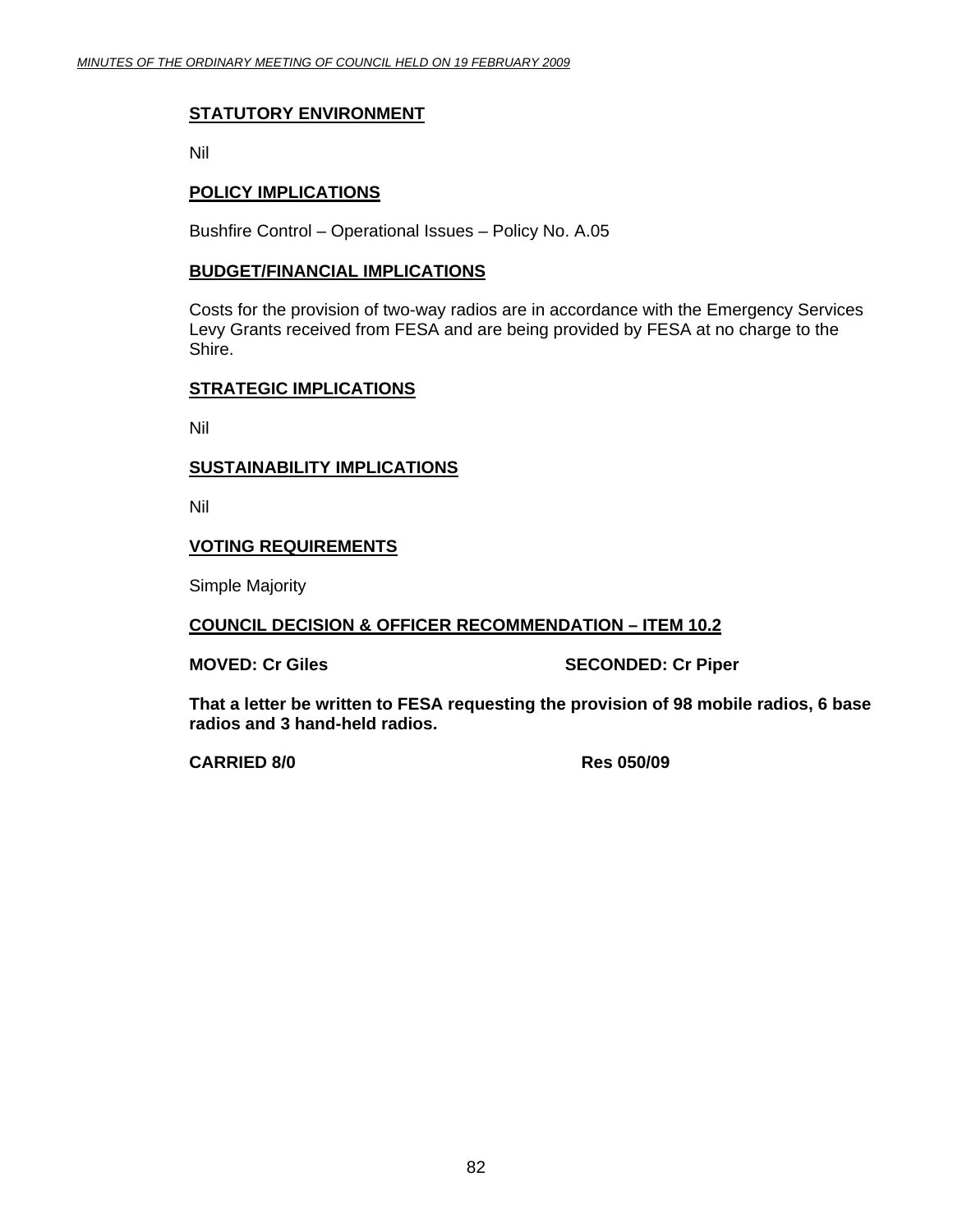## STATUTORY ENVIRONMENT

Nil

## POLICY IMPLICATIONS

Bushfire Control – Operational Issues – Policy No. A.05

## BUDGET/FINANCIAL IMPLICATIONS

Costs for the provision of two-way radios are in accordance with the Emergency Services Levy Grants received from FESA and are being provided by FESA at no charge to the Shire.

## STRATEGIC IMPLICATIONS

Nil

## SUSTAINABILITY IMPLICATIONS

Nil

## VOTING REQUIREMENTS

Simple Majority

## COUNCIL DECISION & OFFICER RECOMMENDATION – ITEM 10.2

**MOVED: Cr Giles** **SECONDED: Cr Piper**

**That a letter be written to FESA requesting the provision of 98 mobile radios, 6 base radios and 3 hand-held radios.**

**CARRIED 8/0** **Res 050/09**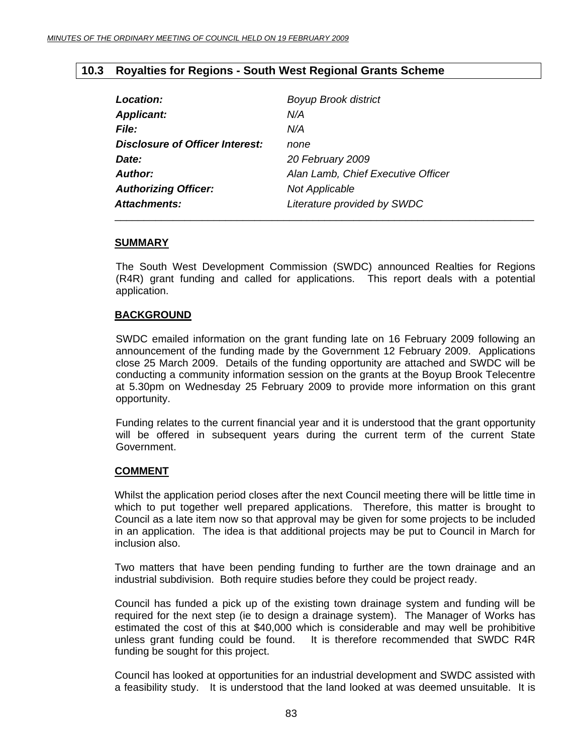## 10.3 Royalties for Regions - South West Regional Grants Scheme

| | |
|---|---|
| ***Location:*** | *Boyup Brook district* |
| ***Applicant:*** | *N/A* |
| ***File:*** | *N/A* |
| ***Disclosure of Officer Interest:*** | *none* |
| ***Date:*** | *20 February 2009* |
| ***Author:*** | *Alan Lamb, Chief Executive Officer* |
| ***Authorizing Officer:*** | *Not Applicable* |
| ***Attachments:*** | *Literature provided by SWDC* |

**SUMMARY**

The South West Development Commission (SWDC) announced Realties for Regions (R4R) grant funding and called for applications. This report deals with a potential application.

**BACKGROUND**

SWDC emailed information on the grant funding late on 16 February 2009 following an announcement of the funding made by the Government 12 February 2009. Applications close 25 March 2009. Details of the funding opportunity are attached and SWDC will be conducting a community information session on the grants at the Boyup Brook Telecentre at 5.30pm on Wednesday 25 February 2009 to provide more information on this grant opportunity.

Funding relates to the current financial year and it is understood that the grant opportunity will be offered in subsequent years during the current term of the current State Government.

**COMMENT**

Whilst the application period closes after the next Council meeting there will be little time in which to put together well prepared applications. Therefore, this matter is brought to Council as a late item now so that approval may be given for some projects to be included in an application. The idea is that additional projects may be put to Council in March for inclusion also.

Two matters that have been pending funding to further are the town drainage and an industrial subdivision. Both require studies before they could be project ready.

Council has funded a pick up of the existing town drainage system and funding will be required for the next step (ie to design a drainage system). The Manager of Works has estimated the cost of this at $40,000 which is considerable and may well be prohibitive unless grant funding could be found. It is therefore recommended that SWDC R4R funding be sought for this project.

Council has looked at opportunities for an industrial development and SWDC assisted with a feasibility study. It is understood that the land looked at was deemed unsuitable. It is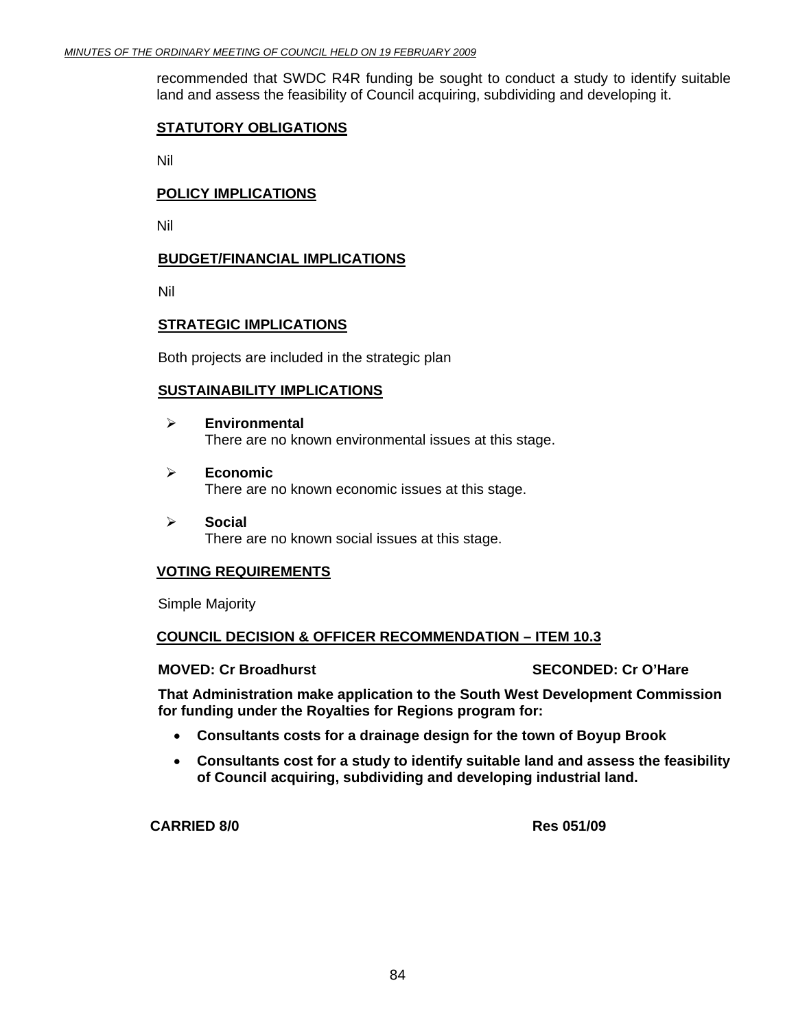recommended that SWDC R4R funding be sought to conduct a study to identify suitable land and assess the feasibility of Council acquiring, subdividing and developing it.

**STATUTORY OBLIGATIONS**

Nil

**POLICY IMPLICATIONS**

Nil

**BUDGET/FINANCIAL IMPLICATIONS**

Nil

**STRATEGIC IMPLICATIONS**

Both projects are included in the strategic plan

**SUSTAINABILITY IMPLICATIONS**

- **Environmental**
  There are no known environmental issues at this stage.

- **Economic**
  There are no known economic issues at this stage.

- **Social**
  There are no known social issues at this stage.

**VOTING REQUIREMENTS**

Simple Majority

**COUNCIL DECISION & OFFICER RECOMMENDATION – ITEM 10.3**

**MOVED: Cr Broadhurst** **SECONDED: Cr O'Hare**

**That Administration make application to the South West Development Commission for funding under the Royalties for Regions program for:**

- **Consultants costs for a drainage design for the town of Boyup Brook**
- **Consultants cost for a study to identify suitable land and assess the feasibility of Council acquiring, subdividing and developing industrial land.**

**CARRIED 8/0** **Res 051/09**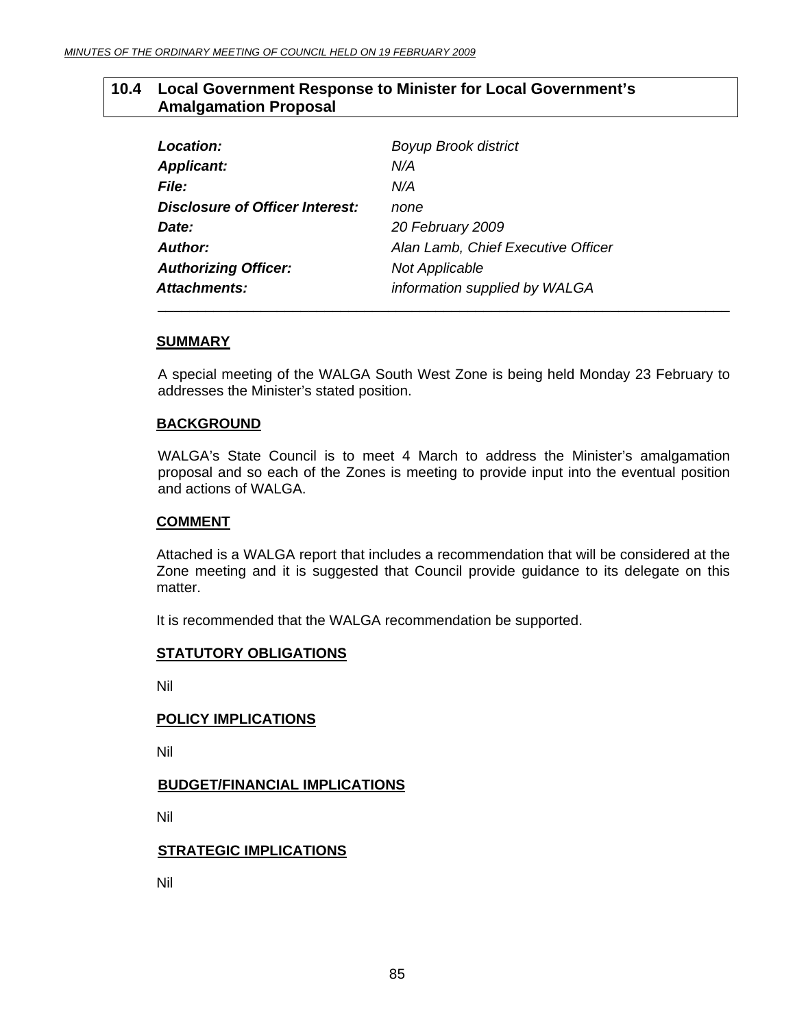## 10.4 Local Government Response to Minister for Local Government's Amalgamation Proposal

| | |
|---|---|
| ***Location:*** | *Boyup Brook district* |
| ***Applicant:*** | *N/A* |
| ***File:*** | *N/A* |
| ***Disclosure of Officer Interest:*** | *none* |
| ***Date:*** | *20 February 2009* |
| ***Author:*** | *Alan Lamb, Chief Executive Officer* |
| ***Authorizing Officer:*** | *Not Applicable* |
| ***Attachments:*** | *information supplied by WALGA* |

### SUMMARY

A special meeting of the WALGA South West Zone is being held Monday 23 February to addresses the Minister's stated position.

### BACKGROUND

WALGA's State Council is to meet 4 March to address the Minister's amalgamation proposal and so each of the Zones is meeting to provide input into the eventual position and actions of WALGA.

### COMMENT

Attached is a WALGA report that includes a recommendation that will be considered at the Zone meeting and it is suggested that Council provide guidance to its delegate on this matter.

It is recommended that the WALGA recommendation be supported.

### STATUTORY OBLIGATIONS

Nil

### POLICY IMPLICATIONS

Nil

### BUDGET/FINANCIAL IMPLICATIONS

Nil

### STRATEGIC IMPLICATIONS

Nil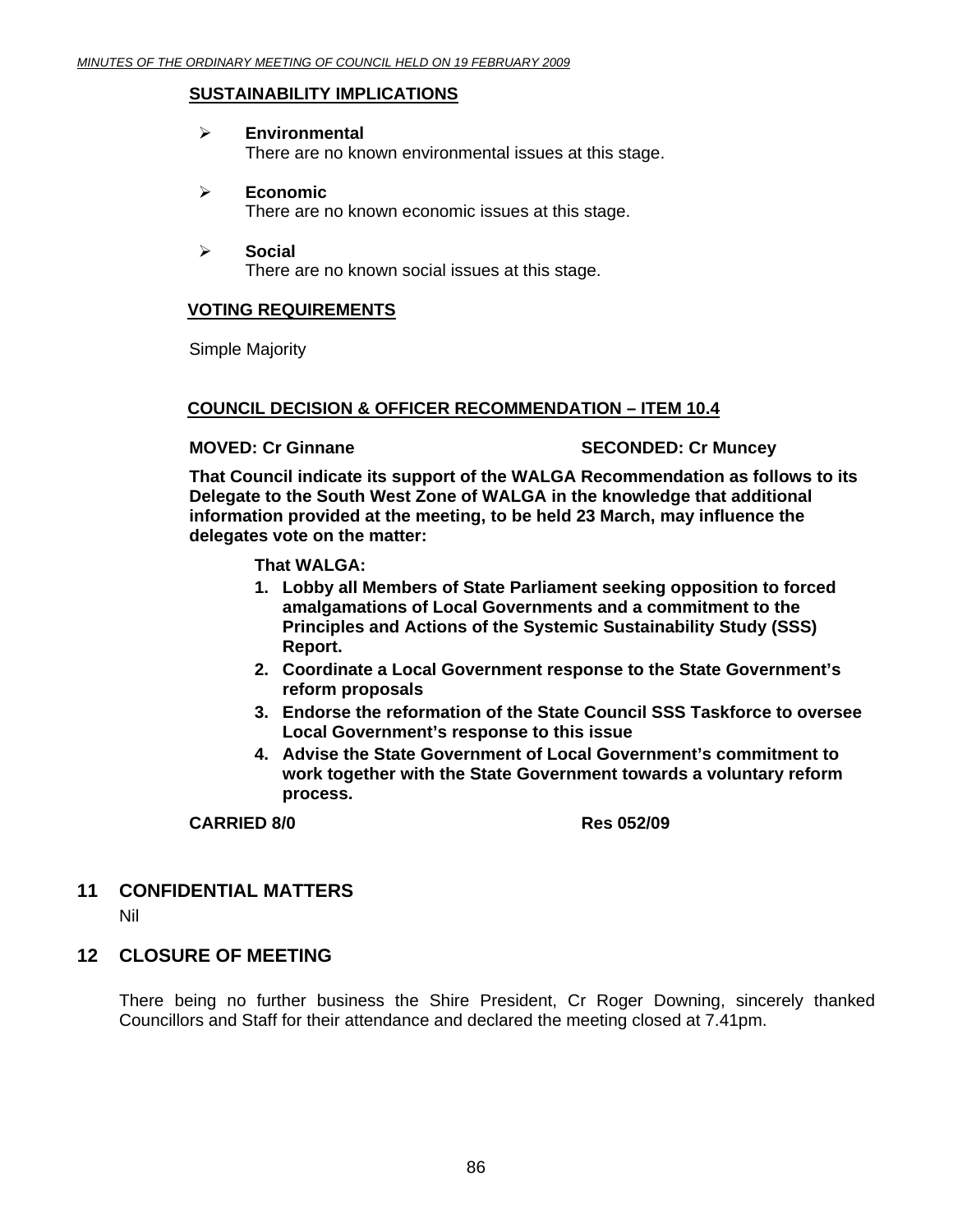**SUSTAINABILITY IMPLICATIONS**

- **Environmental**
  There are no known environmental issues at this stage.

- **Economic**
  There are no known economic issues at this stage.

- **Social**
  There are no known social issues at this stage.

**VOTING REQUIREMENTS**

Simple Majority

**COUNCIL DECISION & OFFICER RECOMMENDATION – ITEM 10.4**

**MOVED: Cr Ginnane** **SECONDED: Cr Muncey**

**That Council indicate its support of the WALGA Recommendation as follows to its Delegate to the South West Zone of WALGA in the knowledge that additional information provided at the meeting, to be held 23 March, may influence the delegates vote on the matter:**

**That WALGA:**

1. **Lobby all Members of State Parliament seeking opposition to forced amalgamations of Local Governments and a commitment to the Principles and Actions of the Systemic Sustainability Study (SSS) Report.**
2. **Coordinate a Local Government response to the State Government's reform proposals**
3. **Endorse the reformation of the State Council SSS Taskforce to oversee Local Government's response to this issue**
4. **Advise the State Government of Local Government's commitment to work together with the State Government towards a voluntary reform process.**

**CARRIED 8/0** **Res 052/09**

## 11 CONFIDENTIAL MATTERS

Nil

## 12 CLOSURE OF MEETING

There being no further business the Shire President, Cr Roger Downing, sincerely thanked Councillors and Staff for their attendance and declared the meeting closed at 7.41pm.